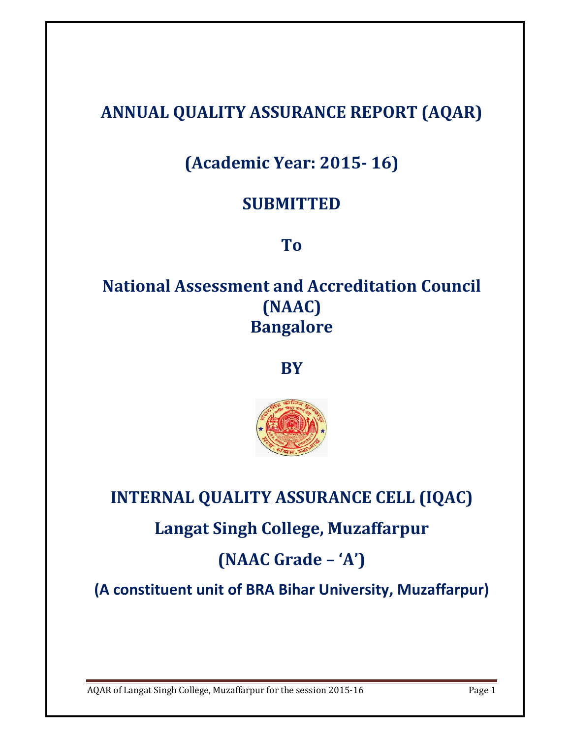# ANNUAL QUALITY ASSURANCE REPORT (AQAR)

## (Academic Year: 2015- 16)

## SUBMITTED

## To

## National Assessment and Accreditation Council (NAAC) Bangalore

## BY

# INTERNAL QUALITY ASSURANCE CELL (IQAC)

## Langat Singh College, Muzaffarpur

## (NAAC Grade – 'A')

**(A constituent unit of BRA Bihar University, Muzaffarpur)**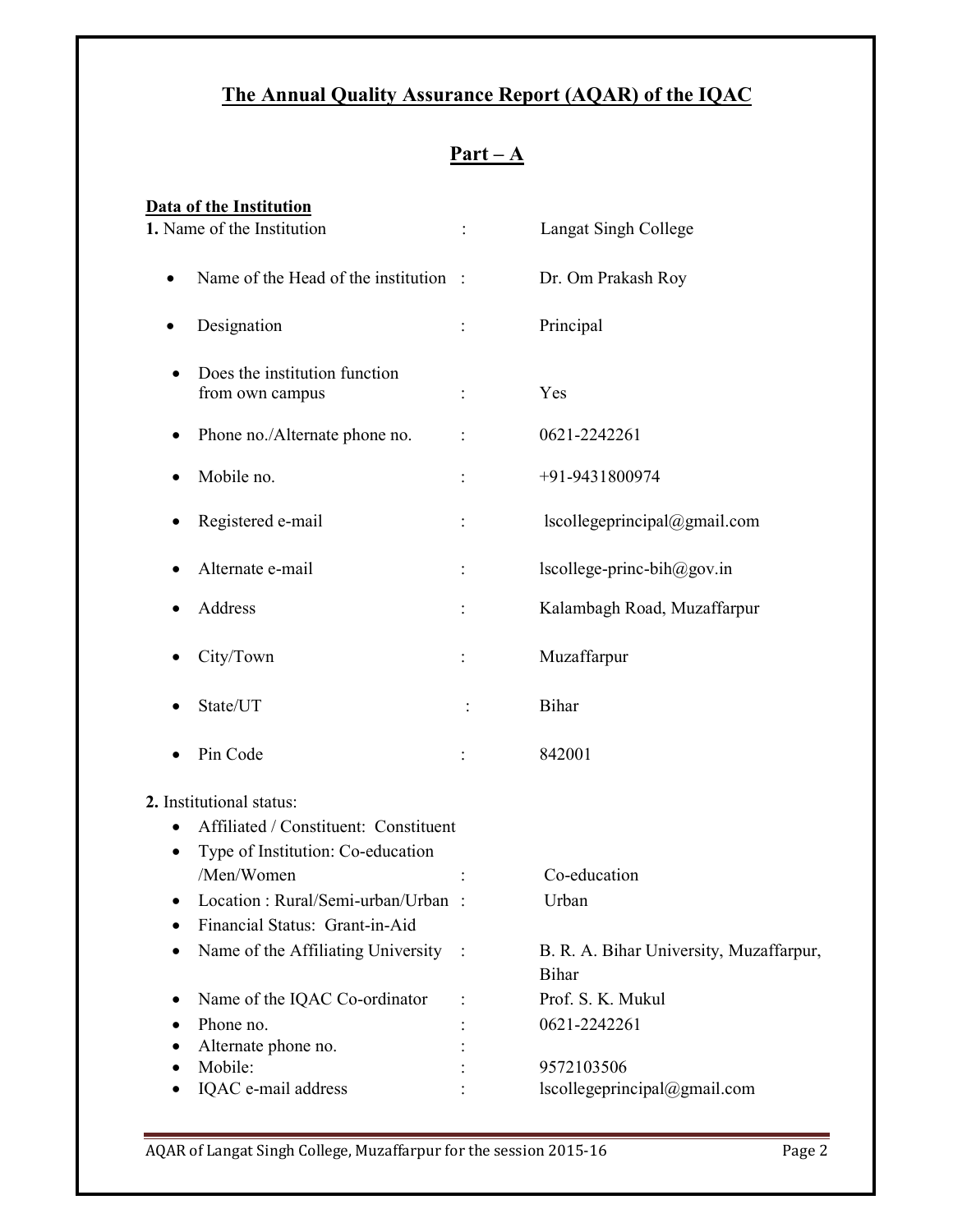# The Annual Quality Assurance Report (AQAR) of the IQAC

## Part – A

**Data of the Institution**

**1.** Name of the Institution : Langat Singh College

- Name of the Head of the institution : Dr. Om Prakash Roy
- Designation : Principal
- Does the institution function from own campus : Yes
- Phone no./Alternate phone no. : 0621-2242261
- Mobile no. : +91-9431800974
- Registered e-mail : lscollegeprincipal@gmail.com
- Alternate e-mail : lscollege-princ-bih@gov.in
- Address : Kalambagh Road, Muzaffarpur
- City/Town : Muzaffarpur
- State/UT : Bihar
- Pin Code : 842001

**2.** Institutional status:

- Affiliated / Constituent: Constituent
- Type of Institution: Co-education /Men/Women : Co-education
- Location : Rural/Semi-urban/Urban : Urban
- Financial Status: Grant-in-Aid
- Name of the Affiliating University : B. R. A. Bihar University, Muzaffarpur, Bihar
- Name of the IQAC Co-ordinator : Prof. S. K. Mukul
- Phone no. : 0621-2242261
- Alternate phone no. :
- Mobile: : 9572103506
- IQAC e-mail address : lscollegeprincipal@gmail.com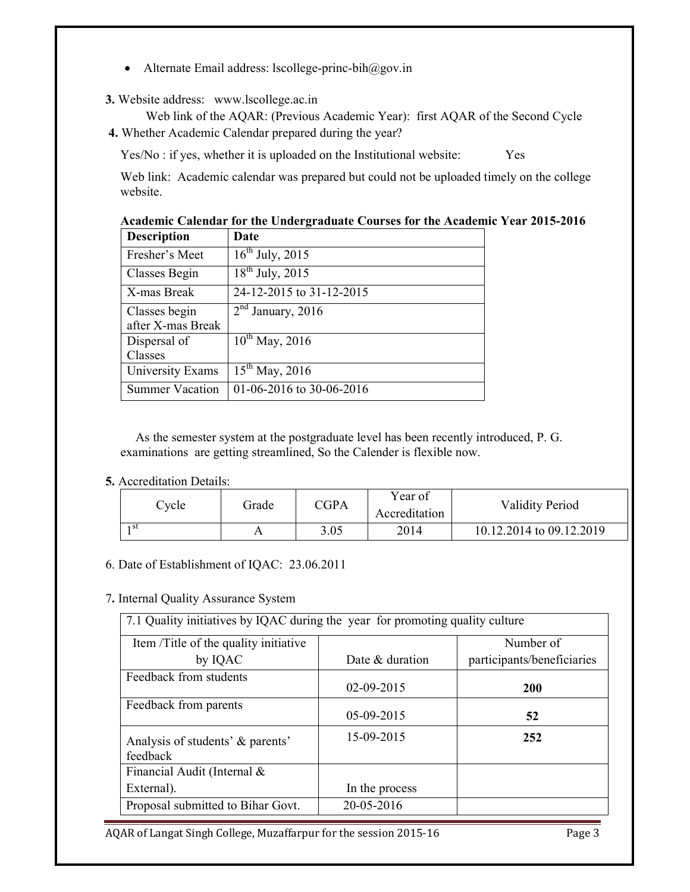- Alternate Email address: lscollege-princ-bih@gov.in

**3.** Website address: www.lscollege.ac.in

Web link of the AQAR: (Previous Academic Year): first AQAR of the Second Cycle

**4.** Whether Academic Calendar prepared during the year?

Yes/No : if yes, whether it is uploaded on the Institutional website: Yes

Web link: Academic calendar was prepared but could not be uploaded timely on the college website.

**Academic Calendar for the Undergraduate Courses for the Academic Year 2015-2016**

| Description | Date |
|---|---|
| Fresher's Meet | 16th July, 2015 |
| Classes Begin | 18th July, 2015 |
| X-mas Break | 24-12-2015 to 31-12-2015 |
| Classes begin after X-mas Break | 2nd January, 2016 |
| Dispersal of Classes | 10th May, 2016 |
| University Exams | 15th May, 2016 |
| Summer Vacation | 01-06-2016 to 30-06-2016 |

As the semester system at the postgraduate level has been recently introduced, P. G. examinations are getting streamlined, So the Calender is flexible now.

**5.** Accreditation Details:

| Cycle | Grade | CGPA | Year of Accreditation | Validity Period |
|---|---|---|---|---|
| 1st | A | 3.05 | 2014 | 10.12.2014 to 09.12.2019 |

6. Date of Establishment of IQAC: 23.06.2011

7**.** Internal Quality Assurance System

| 7.1 Quality initiatives by IQAC during the year for promoting quality culture | | |
|---|---|---|
| Item /Title of the quality initiative by IQAC | Date & duration | Number of participants/beneficiaries |
| Feedback from students | 02-09-2015 | **200** |
| Feedback from parents | 05-09-2015 | **52** |
| Analysis of students' & parents' feedback | 15-09-2015 | **252** |
| Financial Audit (Internal & External). | In the process | |
| Proposal submitted to Bihar Govt. | 20-05-2016 | |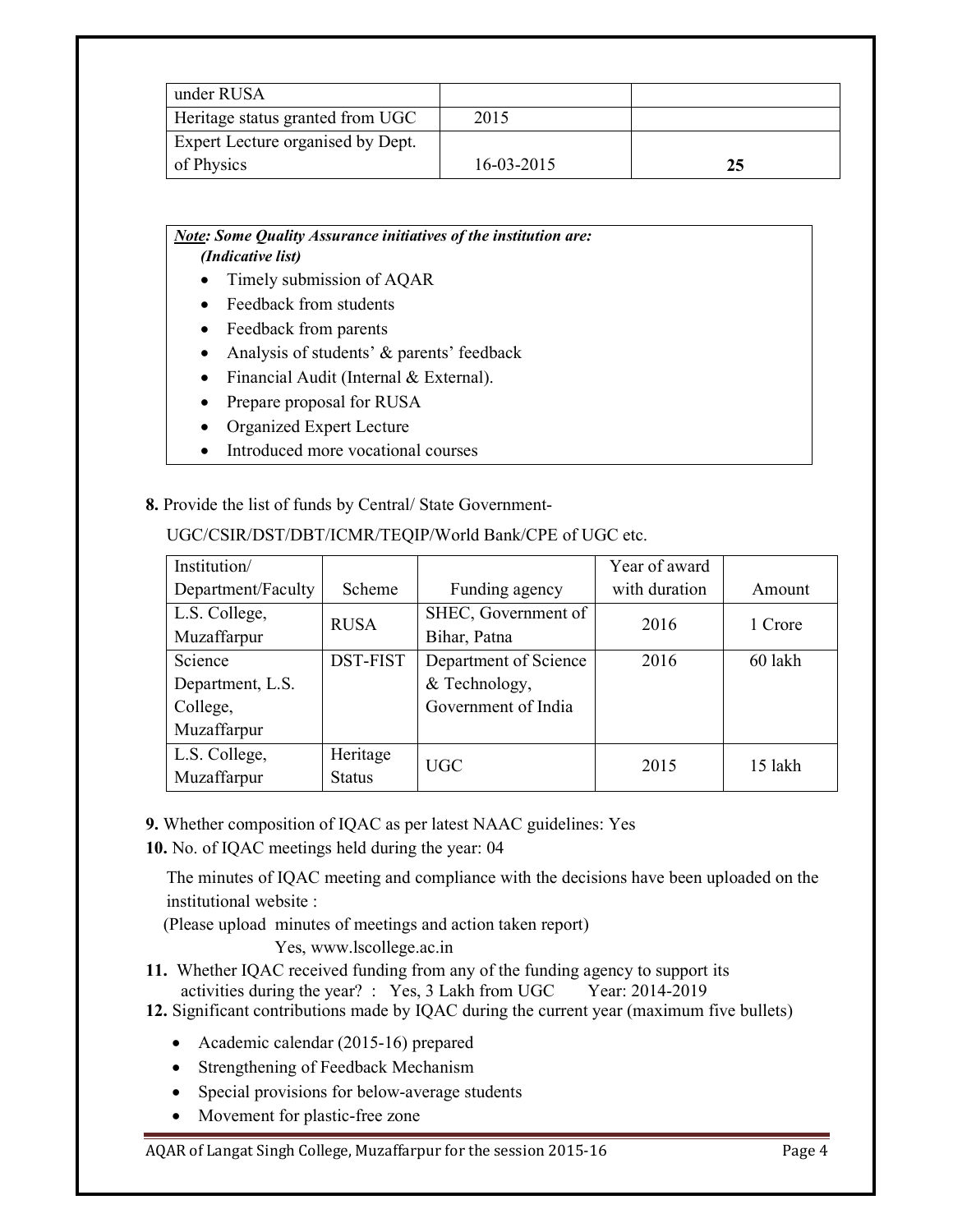| under RUSA | | |
|---|---|---|
| Heritage status granted from UGC | 2015 | |
| Expert Lecture organised by Dept. of Physics | 16-03-2015 | **25** |

***Note: Some Quality Assurance initiatives of the institution are:***
***(Indicative list)***

- Timely submission of AQAR
- Feedback from students
- Feedback from parents
- Analysis of students' & parents' feedback
- Financial Audit (Internal & External).
- Prepare proposal for RUSA
- Organized Expert Lecture
- Introduced more vocational courses

**8.** Provide the list of funds by Central/ State Government-

UGC/CSIR/DST/DBT/ICMR/TEQIP/World Bank/CPE of UGC etc.

| Institution/ Department/Faculty | Scheme | Funding agency | Year of award with duration | Amount |
|---|---|---|---|---|
| L.S. College, Muzaffarpur | RUSA | SHEC, Government of Bihar, Patna | 2016 | 1 Crore |
| Science Department, L.S. College, Muzaffarpur | DST-FIST | Department of Science & Technology, Government of India | 2016 | 60 lakh |
| L.S. College, Muzaffarpur | Heritage Status | UGC | 2015 | 15 lakh |

**9.** Whether composition of IQAC as per latest NAAC guidelines: Yes

**10.** No. of IQAC meetings held during the year: 04

The minutes of IQAC meeting and compliance with the decisions have been uploaded on the institutional website :

(Please upload minutes of meetings and action taken report)

Yes, www.lscollege.ac.in

**11.** Whether IQAC received funding from any of the funding agency to support its activities during the year? : Yes, 3 Lakh from UGC Year: 2014-2019

**12.** Significant contributions made by IQAC during the current year (maximum five bullets)

- Academic calendar (2015-16) prepared
- Strengthening of Feedback Mechanism
- Special provisions for below-average students
- Movement for plastic-free zone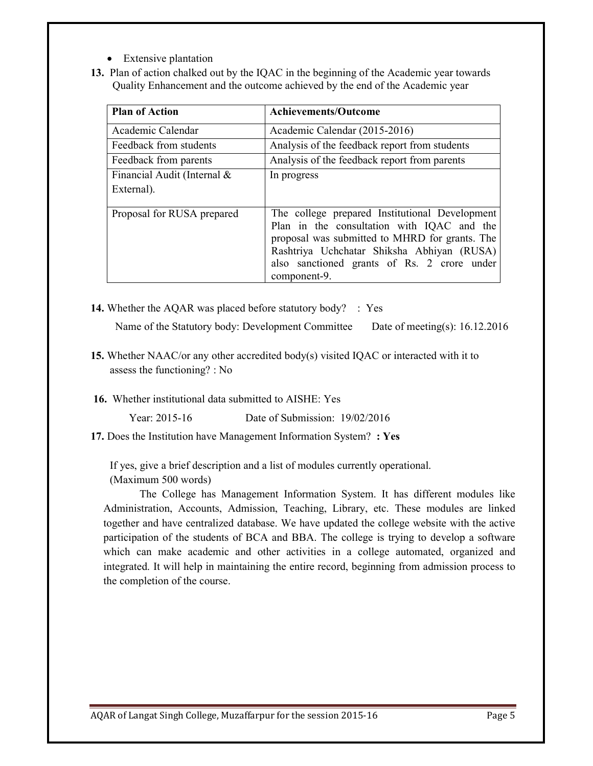- Extensive plantation

**13.** Plan of action chalked out by the IQAC in the beginning of the Academic year towards Quality Enhancement and the outcome achieved by the end of the Academic year

| Plan of Action | Achievements/Outcome |
|---|---|
| Academic Calendar | Academic Calendar (2015-2016) |
| Feedback from students | Analysis of the feedback report from students |
| Feedback from parents | Analysis of the feedback report from parents |
| Financial Audit (Internal & External). | In progress |
| Proposal for RUSA prepared | The college prepared Institutional Development Plan in the consultation with IQAC and the proposal was submitted to MHRD for grants. The Rashtriya Uchchatar Shiksha Abhiyan (RUSA) also sanctioned grants of Rs. 2 crore under component-9. |

**14.** Whether the AQAR was placed before statutory body? : Yes

Name of the Statutory body: Development Committee    Date of meeting(s): 16.12.2016

**15.** Whether NAAC/or any other accredited body(s) visited IQAC or interacted with it to assess the functioning? : No

**16.** Whether institutional data submitted to AISHE: Yes

Year: 2015-16    Date of Submission: 19/02/2016

**17.** Does the Institution have Management Information System? **: Yes**

If yes, give a brief description and a list of modules currently operational. (Maximum 500 words)

The College has Management Information System. It has different modules like Administration, Accounts, Admission, Teaching, Library, etc. These modules are linked together and have centralized database. We have updated the college website with the active participation of the students of BCA and BBA. The college is trying to develop a software which can make academic and other activities in a college automated, organized and integrated. It will help in maintaining the entire record, beginning from admission process to the completion of the course.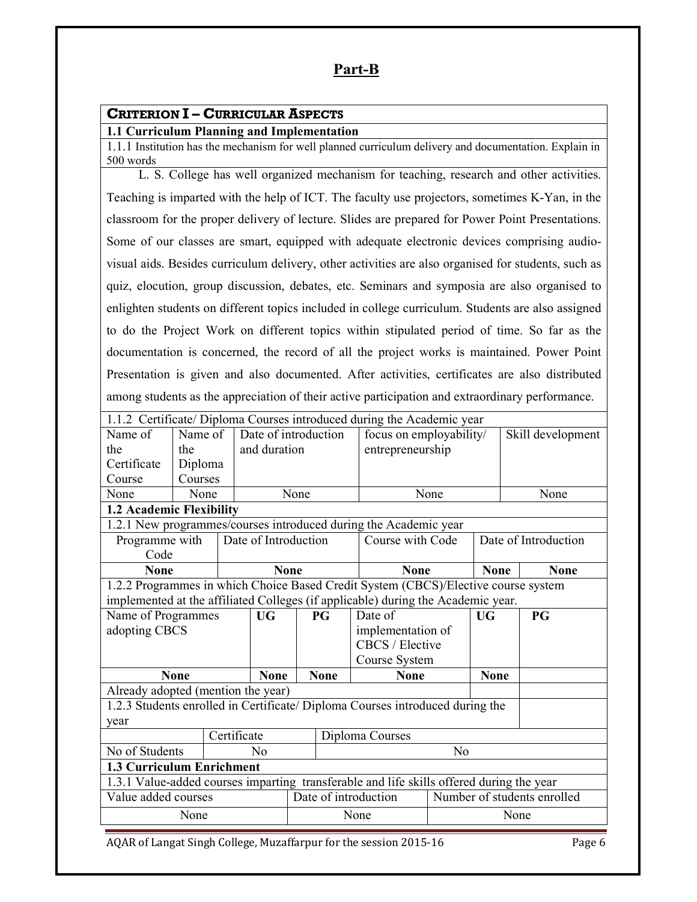## Part-B

### CRITERION I – CURRICULAR ASPECTS

**1.1 Curriculum Planning and Implementation**

1.1.1 Institution has the mechanism for well planned curriculum delivery and documentation. Explain in 500 words

L. S. College has well organized mechanism for teaching, research and other activities. Teaching is imparted with the help of ICT. The faculty use projectors, sometimes K-Yan, in the classroom for the proper delivery of lecture. Slides are prepared for Power Point Presentations. Some of our classes are smart, equipped with adequate electronic devices comprising audio-visual aids. Besides curriculum delivery, other activities are also organised for students, such as quiz, elocution, group discussion, debates, etc. Seminars and symposia are also organised to enlighten students on different topics included in college curriculum. Students are also assigned to do the Project Work on different topics within stipulated period of time. So far as the documentation is concerned, the record of all the project works is maintained. Power Point Presentation is given and also documented. After activities, certificates are also distributed among students as the appreciation of their active participation and extraordinary performance.

1.1.2 Certificate/ Diploma Courses introduced during the Academic year

| Name of the Certificate Course | Name of the Diploma Courses | Date of introduction and duration | focus on employability/ entrepreneurship | Skill development |
|---|---|---|---|---|
| None | None | None | None | None |

**1.2 Academic Flexibility**

1.2.1 New programmes/courses introduced during the Academic year

| Programme with Code | Date of Introduction | Course with Code | Date of Introduction | |
|---|---|---|---|---|
| **None** | **None** | **None** | **None** | **None** |

1.2.2 Programmes in which Choice Based Credit System (CBCS)/Elective course system implemented at the affiliated Colleges (if applicable) during the Academic year.

| Name of Programmes adopting CBCS | UG | PG | Date of implementation of CBCS / Elective Course System | UG | PG |
|---|---|---|---|---|---|
| **None** | **None** | **None** | **None** | **None** | |
| Already adopted (mention the year) | | | | | |

1.2.3 Students enrolled in Certificate/ Diploma Courses introduced during the year

| | Certificate | Diploma Courses |
|---|---|---|
| No of Students | No | No |

**1.3 Curriculum Enrichment**

1.3.1 Value-added courses imparting transferable and life skills offered during the year

| Value added courses | Date of introduction | Number of students enrolled |
|---|---|---|
| None | None | None |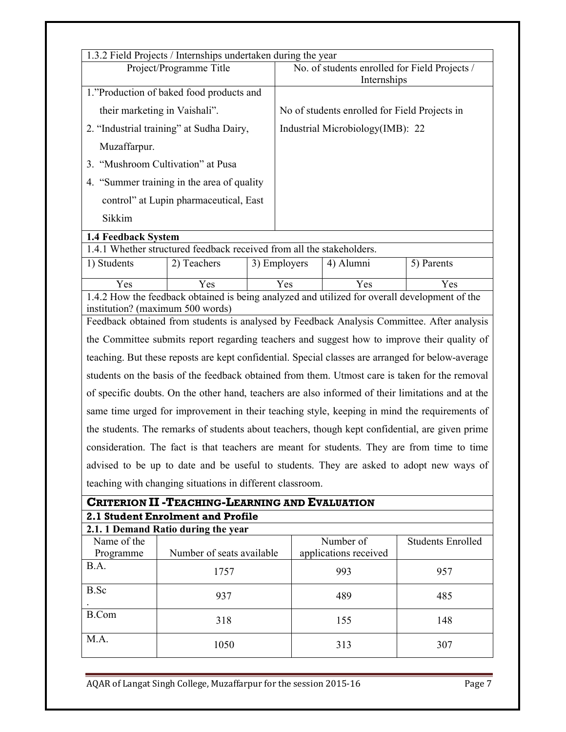1.3.2 Field Projects / Internships undertaken during the year

| Project/Programme Title | No. of students enrolled for Field Projects / Internships |
|---|---|
| 1."Production of baked food products and their marketing in Vaishali".<br>2. "Industrial training" at Sudha Dairy, Muzaffarpur.<br>3. "Mushroom Cultivation" at Pusa<br>4. "Summer training in the area of quality control" at Lupin pharmaceutical, East Sikkim | No of students enrolled for Field Projects in Industrial Microbiology(IMB): 22 |

**1.4 Feedback System**

1.4.1 Whether structured feedback received from all the stakeholders.

| 1) Students | 2) Teachers | 3) Employers | 4) Alumni | 5) Parents |
|---|---|---|---|---|
| Yes | Yes | Yes | Yes | Yes |

1.4.2 How the feedback obtained is being analyzed and utilized for overall development of the institution? (maximum 500 words)

Feedback obtained from students is analysed by Feedback Analysis Committee. After analysis the Committee submits report regarding teachers and suggest how to improve their quality of teaching. But these reposts are kept confidential. Special classes are arranged for below-average students on the basis of the feedback obtained from them. Utmost care is taken for the removal of specific doubts. On the other hand, teachers are also informed of their limitations and at the same time urged for improvement in their teaching style, keeping in mind the requirements of the students. The remarks of students about teachers, though kept confidential, are given prime consideration. The fact is that teachers are meant for students. They are from time to time advised to be up to date and be useful to students. They are asked to adopt new ways of teaching with changing situations in different classroom.

## CRITERION II -TEACHING-LEARNING AND EVALUATION

### 2.1 Student Enrolment and Profile

**2.1. 1 Demand Ratio during the year**

| Name of the Programme | Number of seats available | Number of applications received | Students Enrolled |
|---|---|---|---|
| B.A. | 1757 | 993 | 957 |
| B.Sc. | 937 | 489 | 485 |
| B.Com | 318 | 155 | 148 |
| M.A. | 1050 | 313 | 307 |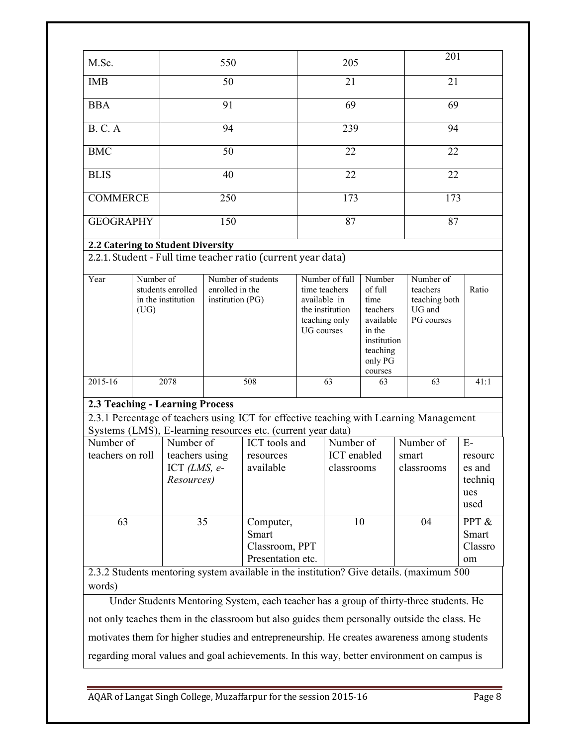| M.Sc. | 550 | 205 | 201 |
|---|---|---|---|
| IMB | 50 | 21 | 21 |
| BBA | 91 | 69 | 69 |
| B. C. A | 94 | 239 | 94 |
| BMC | 50 | 22 | 22 |
| BLIS | 40 | 22 | 22 |
| COMMERCE | 250 | 173 | 173 |
| GEOGRAPHY | 150 | 87 | 87 |

**2.2 Catering to Student Diversity**

2.2.1. Student - Full time teacher ratio (current year data)

| Year | Number of students enrolled in the institution (UG) | Number of students enrolled in the institution (PG) | Number of full time teachers available in the institution teaching only UG courses | Number of full time teachers available in the institution teaching only PG courses | Number of teachers teaching both UG and PG courses | Ratio |
|---|---|---|---|---|---|---|
| 2015-16 | 2078 | 508 | 63 | 63 | 63 | 41:1 |

**2.3 Teaching - Learning Process**

2.3.1 Percentage of teachers using ICT for effective teaching with Learning Management Systems (LMS), E-learning resources etc. (current year data)

| Number of teachers on roll | Number of teachers using ICT *(LMS, e-Resources)* | ICT tools and resources available | Number of ICT enabled classrooms | Number of smart classrooms | E-resources and techniques used |
|---|---|---|---|---|---|
| 63 | 35 | Computer, Smart Classroom, PPT Presentation etc. | 10 | 04 | PPT & Smart Classroom |

2.3.2 Students mentoring system available in the institution? Give details. (maximum 500 words)

Under Students Mentoring System, each teacher has a group of thirty-three students. He not only teaches them in the classroom but also guides them personally outside the class. He motivates them for higher studies and entrepreneurship. He creates awareness among students regarding moral values and goal achievements. In this way, better environment on campus is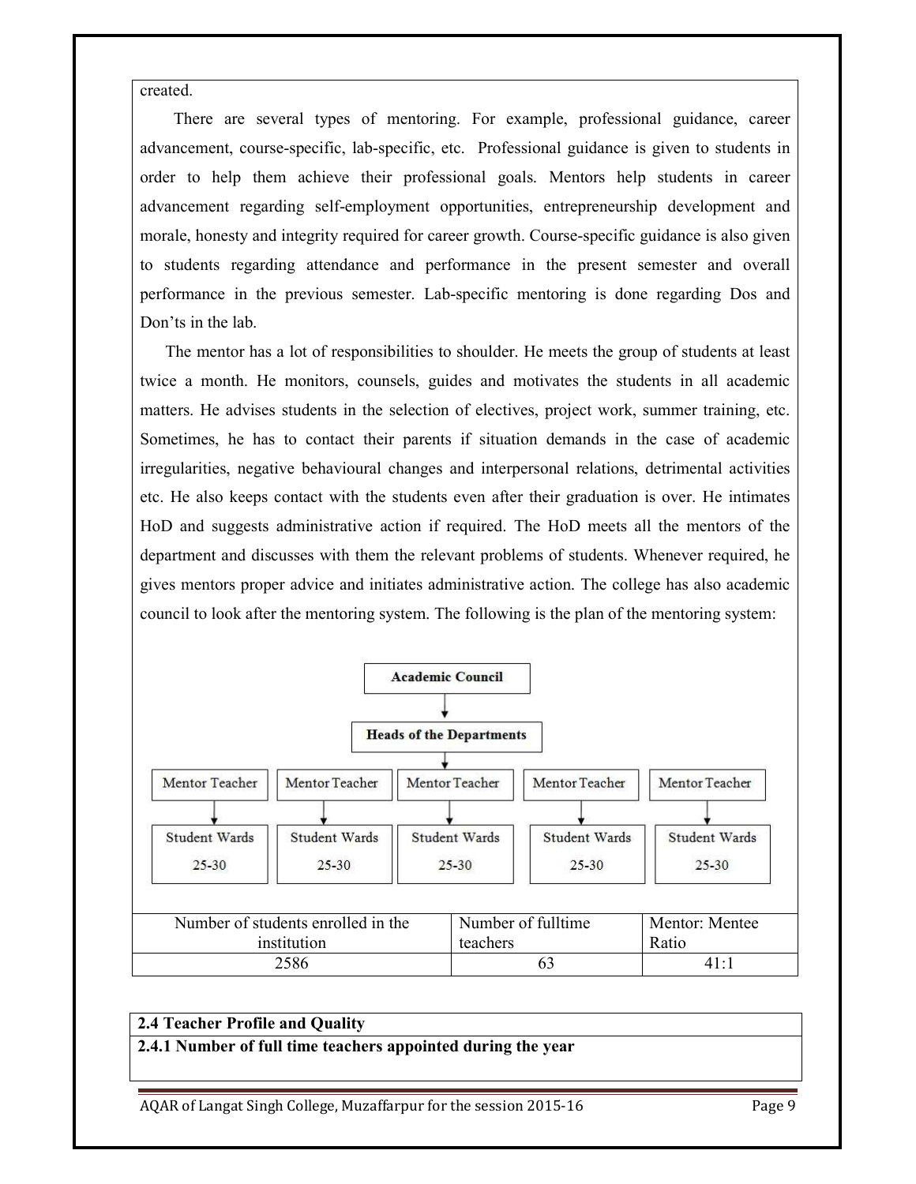created.

There are several types of mentoring. For example, professional guidance, career advancement, course-specific, lab-specific, etc. Professional guidance is given to students in order to help them achieve their professional goals. Mentors help students in career advancement regarding self-employment opportunities, entrepreneurship development and morale, honesty and integrity required for career growth. Course-specific guidance is also given to students regarding attendance and performance in the present semester and overall performance in the previous semester. Lab-specific mentoring is done regarding Dos and Don'ts in the lab.

The mentor has a lot of responsibilities to shoulder. He meets the group of students at least twice a month. He monitors, counsels, guides and motivates the students in all academic matters. He advises students in the selection of electives, project work, summer training, etc. Sometimes, he has to contact their parents if situation demands in the case of academic irregularities, negative behavioural changes and interpersonal relations, detrimental activities etc. He also keeps contact with the students even after their graduation is over. He intimates HoD and suggests administrative action if required. The HoD meets all the mentors of the department and discusses with them the relevant problems of students. Whenever required, he gives mentors proper advice and initiates administrative action. The college has also academic council to look after the mentoring system. The following is the plan of the mentoring system:

**Academic Council**

↓

**Heads of the Departments**

↓

| Mentor Teacher | Mentor Teacher | Mentor Teacher | Mentor Teacher | Mentor Teacher |
|---|---|---|---|---|
| ↓ | ↓ | ↓ | ↓ | ↓ |
| Student Wards 25-30 | Student Wards 25-30 | Student Wards 25-30 | Student Wards 25-30 | Student Wards 25-30 |

| Number of students enrolled in the institution | Number of fulltime teachers | Mentor: Mentee Ratio |
|---|---|---|
| 2586 | 63 | 41:1 |

| **2.4 Teacher Profile and Quality** |
|---|
| **2.4.1 Number of full time teachers appointed during the year** |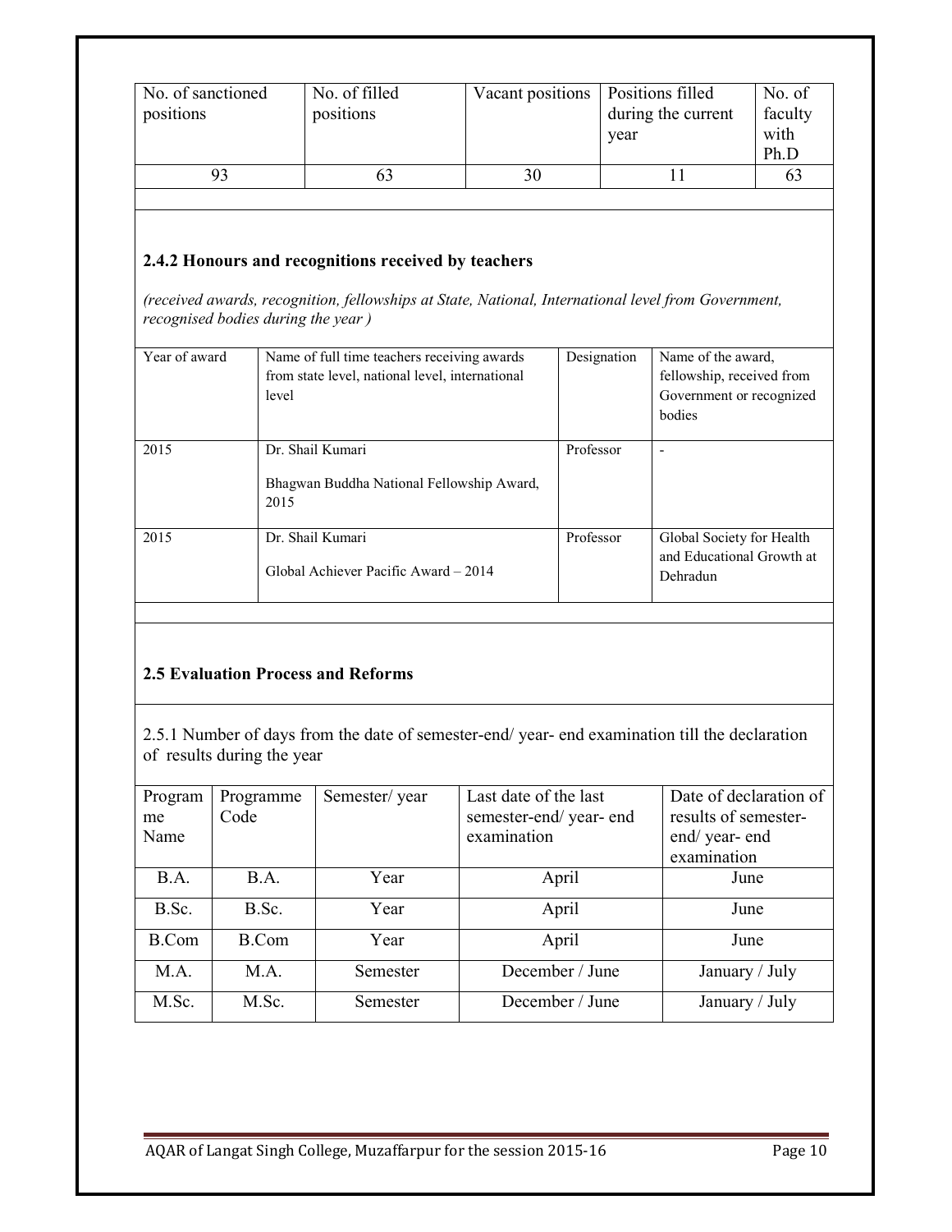| No. of sanctioned positions | No. of filled positions | Vacant positions | Positions filled during the current year | No. of faculty with Ph.D |
|---|---|---|---|---|
| 93 | 63 | 30 | 11 | 63 |

### 2.4.2 Honours and recognitions received by teachers

*(received awards, recognition, fellowships at State, National, International level from Government, recognised bodies during the year )*

| Year of award | Name of full time teachers receiving awards from state level, national level, international level | Designation | Name of the award, fellowship, received from Government or recognized bodies |
|---|---|---|---|
| 2015 | Dr. Shail Kumari<br>Bhagwan Buddha National Fellowship Award, 2015 | Professor | - |
| 2015 | Dr. Shail Kumari<br>Global Achiever Pacific Award – 2014 | Professor | Global Society for Health and Educational Growth at Dehradun |

### 2.5 Evaluation Process and Reforms

2.5.1 Number of days from the date of semester-end/ year- end examination till the declaration of results during the year

| Programme Name | Programme Code | Semester/ year | Last date of the last semester-end/ year- end examination | Date of declaration of results of semester-end/ year- end examination |
|---|---|---|---|---|
| B.A. | B.A. | Year | April | June |
| B.Sc. | B.Sc. | Year | April | June |
| B.Com | B.Com | Year | April | June |
| M.A. | M.A. | Semester | December / June | January / July |
| M.Sc. | M.Sc. | Semester | December / June | January / July |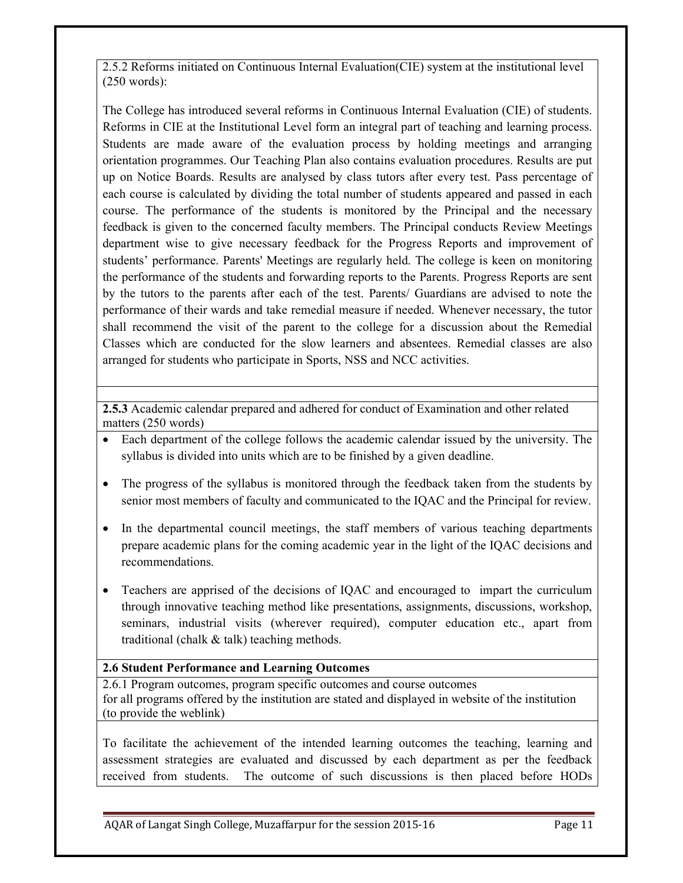2.5.2 Reforms initiated on Continuous Internal Evaluation(CIE) system at the institutional level (250 words):

The College has introduced several reforms in Continuous Internal Evaluation (CIE) of students. Reforms in CIE at the Institutional Level form an integral part of teaching and learning process. Students are made aware of the evaluation process by holding meetings and arranging orientation programmes. Our Teaching Plan also contains evaluation procedures. Results are put up on Notice Boards. Results are analysed by class tutors after every test. Pass percentage of each course is calculated by dividing the total number of students appeared and passed in each course. The performance of the students is monitored by the Principal and the necessary feedback is given to the concerned faculty members. The Principal conducts Review Meetings department wise to give necessary feedback for the Progress Reports and improvement of students' performance. Parents' Meetings are regularly held. The college is keen on monitoring the performance of the students and forwarding reports to the Parents. Progress Reports are sent by the tutors to the parents after each of the test. Parents/ Guardians are advised to note the performance of their wards and take remedial measure if needed. Whenever necessary, the tutor shall recommend the visit of the parent to the college for a discussion about the Remedial Classes which are conducted for the slow learners and absentees. Remedial classes are also arranged for students who participate in Sports, NSS and NCC activities.

**2.5.3** Academic calendar prepared and adhered for conduct of Examination and other related matters (250 words)

- Each department of the college follows the academic calendar issued by the university. The syllabus is divided into units which are to be finished by a given deadline.
- The progress of the syllabus is monitored through the feedback taken from the students by senior most members of faculty and communicated to the IQAC and the Principal for review.
- In the departmental council meetings, the staff members of various teaching departments prepare academic plans for the coming academic year in the light of the IQAC decisions and recommendations.
- Teachers are apprised of the decisions of IQAC and encouraged to impart the curriculum through innovative teaching method like presentations, assignments, discussions, workshop, seminars, industrial visits (wherever required), computer education etc., apart from traditional (chalk & talk) teaching methods.

**2.6 Student Performance and Learning Outcomes**

2.6.1 Program outcomes, program specific outcomes and course outcomes for all programs offered by the institution are stated and displayed in website of the institution (to provide the weblink)

To facilitate the achievement of the intended learning outcomes the teaching, learning and assessment strategies are evaluated and discussed by each department as per the feedback received from students. The outcome of such discussions is then placed before HODs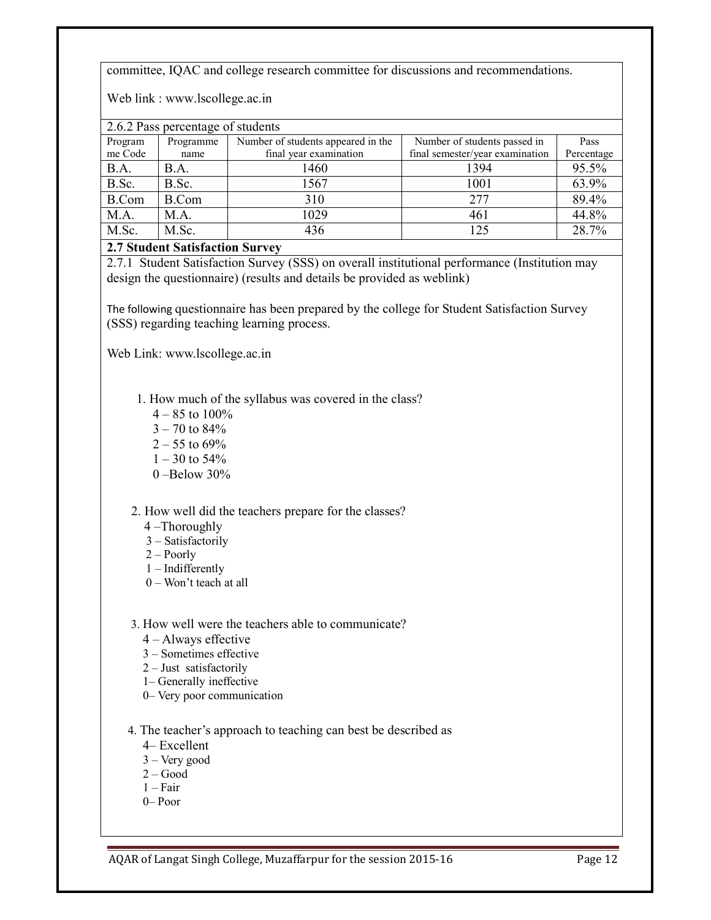committee, IQAC and college research committee for discussions and recommendations.

Web link : www.lscollege.ac.in

2.6.2 Pass percentage of students

| Programme Code | Programme name | Number of students appeared in the final year examination | Number of students passed in final semester/year examination | Pass Percentage |
|---|---|---|---|---|
| B.A. | B.A. | 1460 | 1394 | 95.5% |
| B.Sc. | B.Sc. | 1567 | 1001 | 63.9% |
| B.Com | B.Com | 310 | 277 | 89.4% |
| M.A. | M.A. | 1029 | 461 | 44.8% |
| M.Sc. | M.Sc. | 436 | 125 | 28.7% |

**2.7 Student Satisfaction Survey**

2.7.1 Student Satisfaction Survey (SSS) on overall institutional performance (Institution may design the questionnaire) (results and details be provided as weblink)

The following questionnaire has been prepared by the college for Student Satisfaction Survey (SSS) regarding teaching learning process.

Web Link: www.lscollege.ac.in

1. How much of the syllabus was covered in the class?
   - 4 – 85 to 100%
   - 3 – 70 to 84%
   - 2 – 55 to 69%
   - 1 – 30 to 54%
   - 0 –Below 30%

2. How well did the teachers prepare for the classes?
   - 4 –Thoroughly
   - 3 – Satisfactorily
   - 2 – Poorly
   - 1 – Indifferently
   - 0 – Won't teach at all

3. How well were the teachers able to communicate?
   - 4 – Always effective
   - 3 – Sometimes effective
   - 2 – Just satisfactorily
   - 1– Generally ineffective
   - 0– Very poor communication

4. The teacher's approach to teaching can best be described as
   - 4– Excellent
   - 3 – Very good
   - 2 – Good
   - 1 – Fair
   - 0– Poor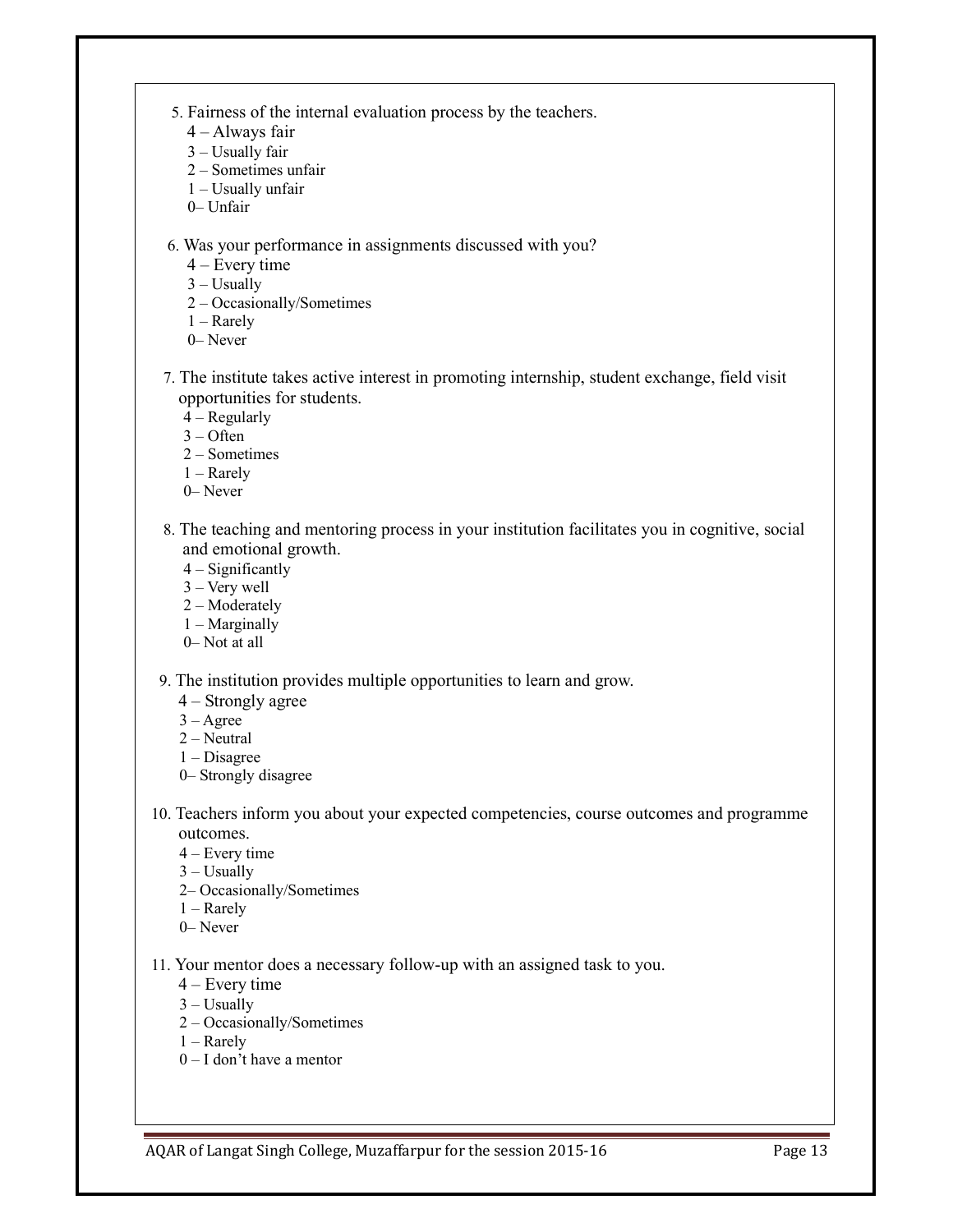5. Fairness of the internal evaluation process by the teachers.
   - 4 – Always fair
   - 3 – Usually fair
   - 2 – Sometimes unfair
   - 1 – Usually unfair
   - 0– Unfair

6. Was your performance in assignments discussed with you?
   - 4 – Every time
   - 3 – Usually
   - 2 – Occasionally/Sometimes
   - 1 – Rarely
   - 0– Never

7. The institute takes active interest in promoting internship, student exchange, field visit opportunities for students.
   - 4 – Regularly
   - 3 – Often
   - 2 – Sometimes
   - 1 – Rarely
   - 0– Never

8. The teaching and mentoring process in your institution facilitates you in cognitive, social and emotional growth.
   - 4 – Significantly
   - 3 – Very well
   - 2 – Moderately
   - 1 – Marginally
   - 0– Not at all

9. The institution provides multiple opportunities to learn and grow.
   - 4 – Strongly agree
   - 3 – Agree
   - 2 – Neutral
   - 1 – Disagree
   - 0– Strongly disagree

10. Teachers inform you about your expected competencies, course outcomes and programme outcomes.
    - 4 – Every time
    - 3 – Usually
    - 2– Occasionally/Sometimes
    - 1 – Rarely
    - 0– Never

11. Your mentor does a necessary follow-up with an assigned task to you.
    - 4 – Every time
    - 3 – Usually
    - 2 – Occasionally/Sometimes
    - 1 – Rarely
    - 0 – I don't have a mentor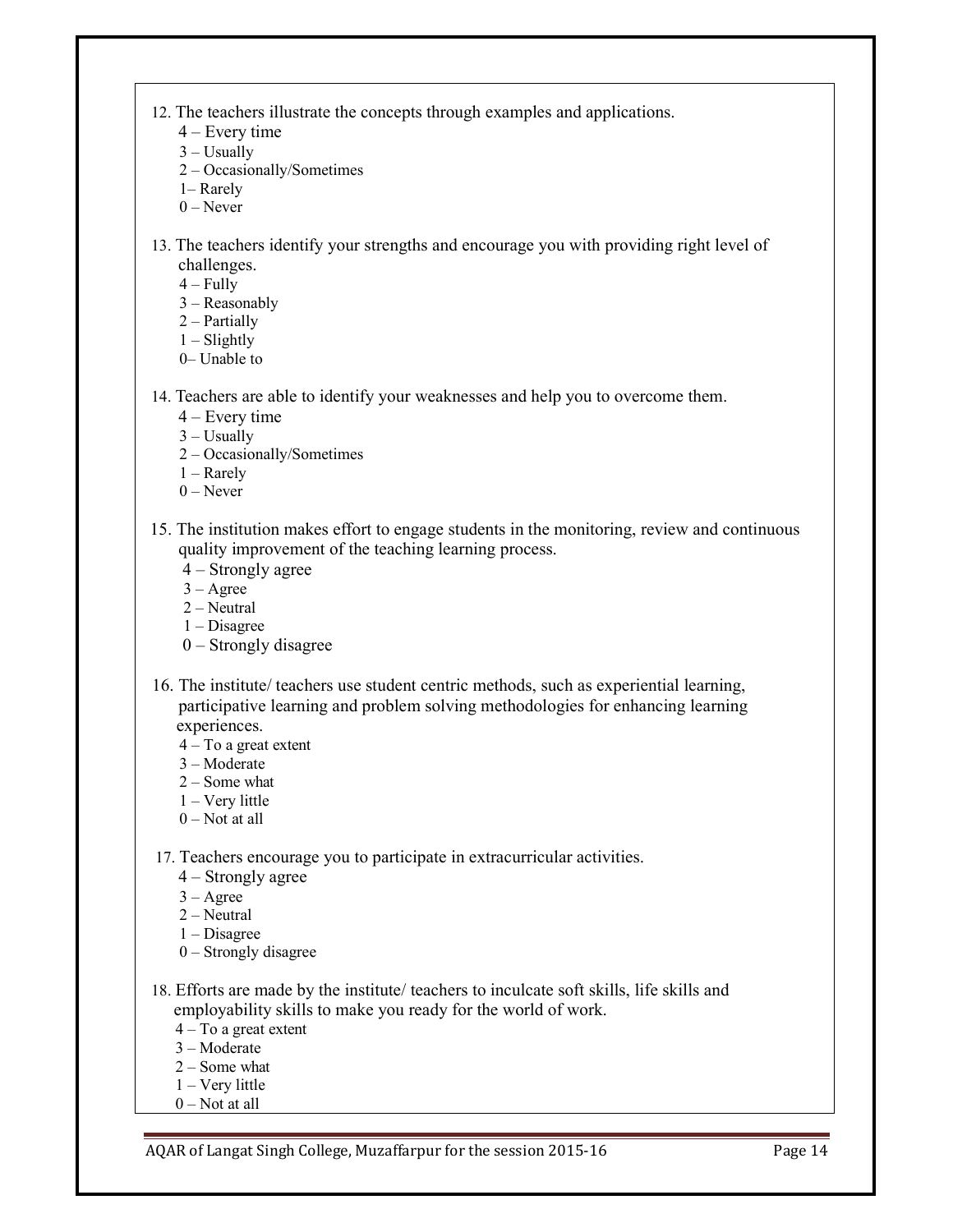12. The teachers illustrate the concepts through examples and applications.
    - 4 – Every time
    - 3 – Usually
    - 2 – Occasionally/Sometimes
    - 1– Rarely
    - 0 – Never

13. The teachers identify your strengths and encourage you with providing right level of challenges.
    - 4 – Fully
    - 3 – Reasonably
    - 2 – Partially
    - 1 – Slightly
    - 0– Unable to

14. Teachers are able to identify your weaknesses and help you to overcome them.
    - 4 – Every time
    - 3 – Usually
    - 2 – Occasionally/Sometimes
    - 1 – Rarely
    - 0 – Never

15. The institution makes effort to engage students in the monitoring, review and continuous quality improvement of the teaching learning process.
    - 4 – Strongly agree
    - 3 – Agree
    - 2 – Neutral
    - 1 – Disagree
    - 0 – Strongly disagree

16. The institute/ teachers use student centric methods, such as experiential learning, participative learning and problem solving methodologies for enhancing learning experiences.
    - 4 – To a great extent
    - 3 – Moderate
    - 2 – Some what
    - 1 – Very little
    - 0 – Not at all

17. Teachers encourage you to participate in extracurricular activities.
    - 4 – Strongly agree
    - 3 – Agree
    - 2 – Neutral
    - 1 – Disagree
    - 0 – Strongly disagree

18. Efforts are made by the institute/ teachers to inculcate soft skills, life skills and employability skills to make you ready for the world of work.
    - 4 – To a great extent
    - 3 – Moderate
    - 2 – Some what
    - 1 – Very little
    - 0 – Not at all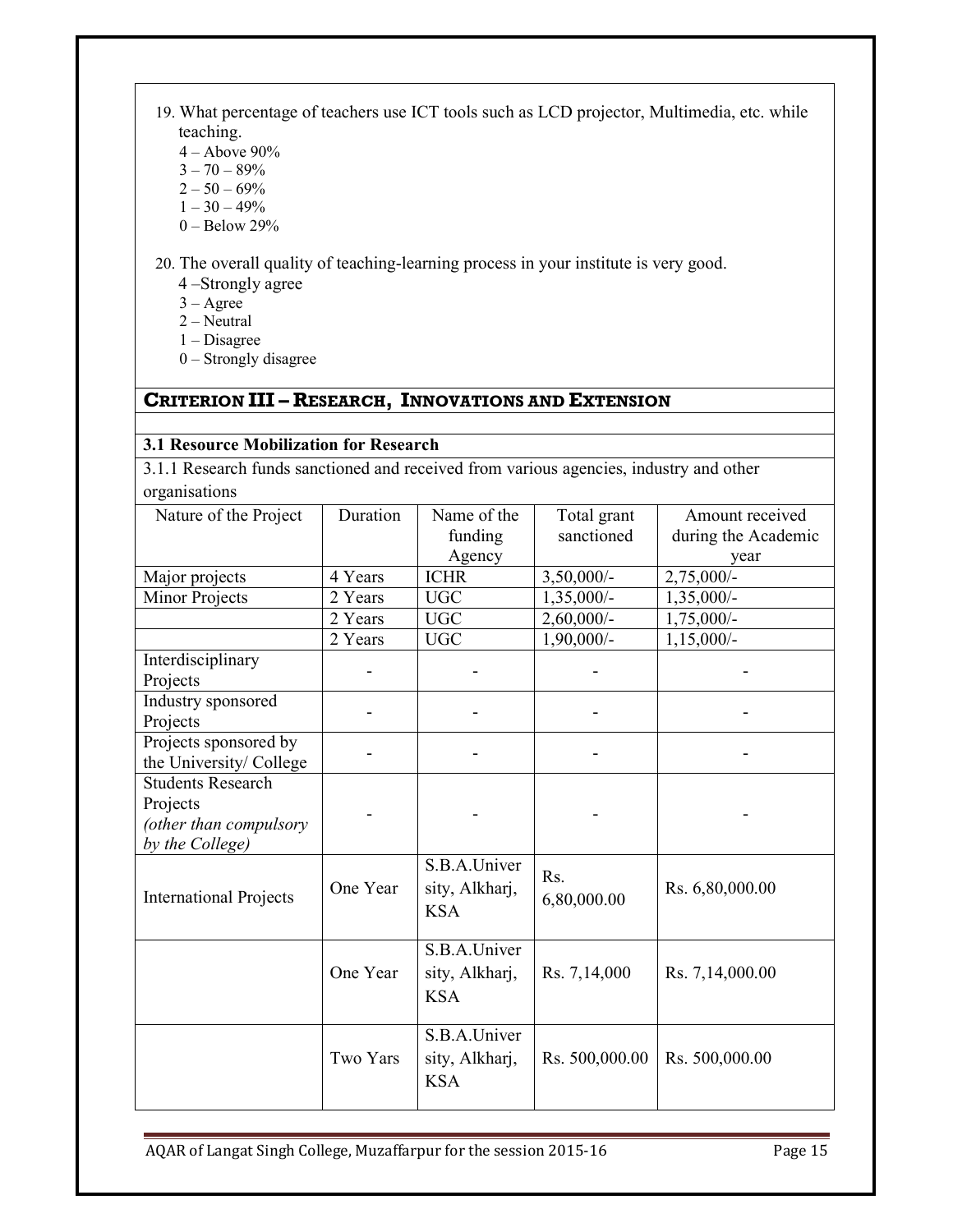19. What percentage of teachers use ICT tools such as LCD projector, Multimedia, etc. while teaching.
    4 – Above 90%
    3 – 70 – 89%
    2 – 50 – 69%
    1 – 30 – 49%
    0 – Below 29%

20. The overall quality of teaching-learning process in your institute is very good.
    4 –Strongly agree
    3 – Agree
    2 – Neutral
    1 – Disagree
    0 – Strongly disagree

## CRITERION III – RESEARCH, INNOVATIONS AND EXTENSION

### 3.1 Resource Mobilization for Research

3.1.1 Research funds sanctioned and received from various agencies, industry and other organisations

| Nature of the Project | Duration | Name of the funding Agency | Total grant sanctioned | Amount received during the Academic year |
|---|---|---|---|---|
| Major projects | 4 Years | ICHR | 3,50,000/- | 2,75,000/- |
| Minor Projects | 2 Years | UGC | 1,35,000/- | 1,35,000/- |
| | 2 Years | UGC | 2,60,000/- | 1,75,000/- |
| | 2 Years | UGC | 1,90,000/- | 1,15,000/- |
| Interdisciplinary Projects | - | - | - | - |
| Industry sponsored Projects | - | - | - | - |
| Projects sponsored by the University/ College | - | - | - | - |
| Students Research Projects *(other than compulsory by the College)* | - | - | - | - |
| International Projects | One Year | S.B.A.University, Alkharj, KSA | Rs. 6,80,000.00 | Rs. 6,80,000.00 |
| | One Year | S.B.A.University, Alkharj, KSA | Rs. 7,14,000 | Rs. 7,14,000.00 |
| | Two Yars | S.B.A.University, Alkharj, KSA | Rs. 500,000.00 | Rs. 500,000.00 |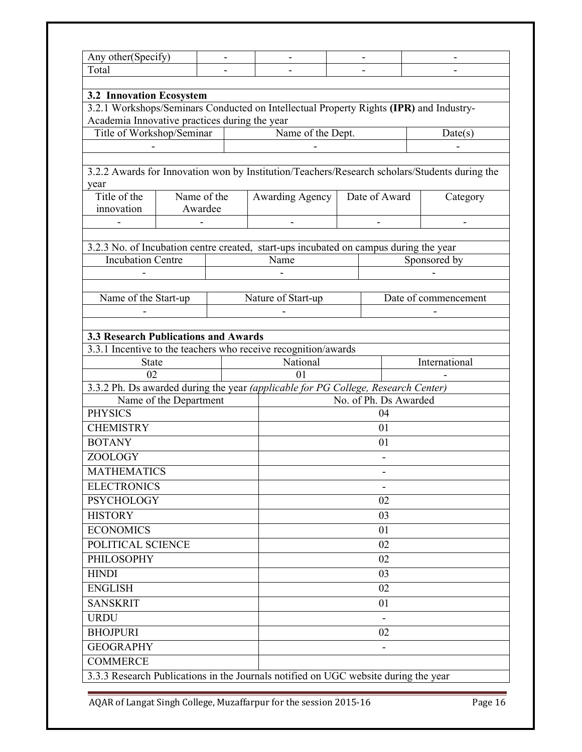| Any other(Specify) | - | - | - | - |
|---|---|---|---|---|
| Total | - | - | - | - |

### 3.2 Innovation Ecosystem

3.2.1 Workshops/Seminars Conducted on Intellectual Property Rights **(IPR)** and Industry-Academia Innovative practices during the year

| Title of Workshop/Seminar | Name of the Dept. | Date(s) |
|---|---|---|
| - | - | - |

3.2.2 Awards for Innovation won by Institution/Teachers/Research scholars/Students during the year

| Title of the innovation | Name of the Awardee | Awarding Agency | Date of Award | Category |
|---|---|---|---|---|
| - | - | - | - | - |

3.2.3 No. of Incubation centre created, start-ups incubated on campus during the year

| Incubation Centre | Name | Sponsored by |
|---|---|---|
| - | - | - |

| Name of the Start-up | Nature of Start-up | Date of commencement |
|---|---|---|
| - | - | - |

### 3.3 Research Publications and Awards

3.3.1 Incentive to the teachers who receive recognition/awards

| State | National | International |
|---|---|---|
| 02 | 01 | - |

3.3.2 Ph. Ds awarded during the year *(applicable for PG College, Research Center)*

| Name of the Department | No. of Ph. Ds Awarded |
|---|---|
| PHYSICS | 04 |
| CHEMISTRY | 01 |
| BOTANY | 01 |
| ZOOLOGY | - |
| MATHEMATICS | - |
| ELECTRONICS | - |
| PSYCHOLOGY | 02 |
| HISTORY | 03 |
| ECONOMICS | 01 |
| POLITICAL SCIENCE | 02 |
| PHILOSOPHY | 02 |
| HINDI | 03 |
| ENGLISH | 02 |
| SANSKRIT | 01 |
| URDU | - |
| BHOJPURI | 02 |
| GEOGRAPHY | - |
| COMMERCE | |

3.3.3 Research Publications in the Journals notified on UGC website during the year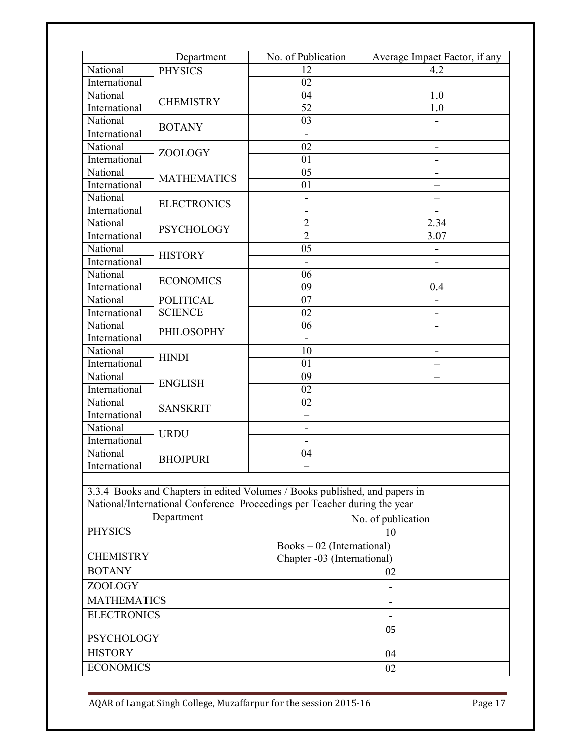| | Department | No. of Publication | Average Impact Factor, if any |
|---|---|---|---|
| National | PHYSICS | 12 | 4.2 |
| International | | 02 | |
| National | CHEMISTRY | 04 | 1.0 |
| International | | 52 | 1.0 |
| National | BOTANY | 03 | - |
| International | | - | |
| National | ZOOLOGY | 02 | - |
| International | | 01 | - |
| National | MATHEMATICS | 05 | - |
| International | | 01 | – |
| National | ELECTRONICS | - | – |
| International | | - | - |
| National | PSYCHOLOGY | 2 | 2.34 |
| International | | 2 | 3.07 |
| National | HISTORY | 05 | - |
| International | | - | - |
| National | ECONOMICS | 06 | |
| International | | 09 | 0.4 |
| National | POLITICAL SCIENCE | 07 | - |
| International | | 02 | - |
| National | PHILOSOPHY | 06 | - |
| International | | - | |
| National | HINDI | 10 | - |
| International | | 01 | – |
| National | ENGLISH | 09 | – |
| International | | 02 | |
| National | SANSKRIT | 02 | |
| International | | – | |
| National | URDU | - | |
| International | | - | |
| National | BHOJPURI | 04 | |
| International | | – | |

3.3.4 Books and Chapters in edited Volumes / Books published, and papers in National/International Conference Proceedings per Teacher during the year

| Department | No. of publication |
|---|---|
| PHYSICS | 10 |
| CHEMISTRY | Books – 02 (International)<br>Chapter -03 (International) |
| BOTANY | 02 |
| ZOOLOGY | - |
| MATHEMATICS | - |
| ELECTRONICS | - |
| PSYCHOLOGY | 05 |
| HISTORY | 04 |
| ECONOMICS | 02 |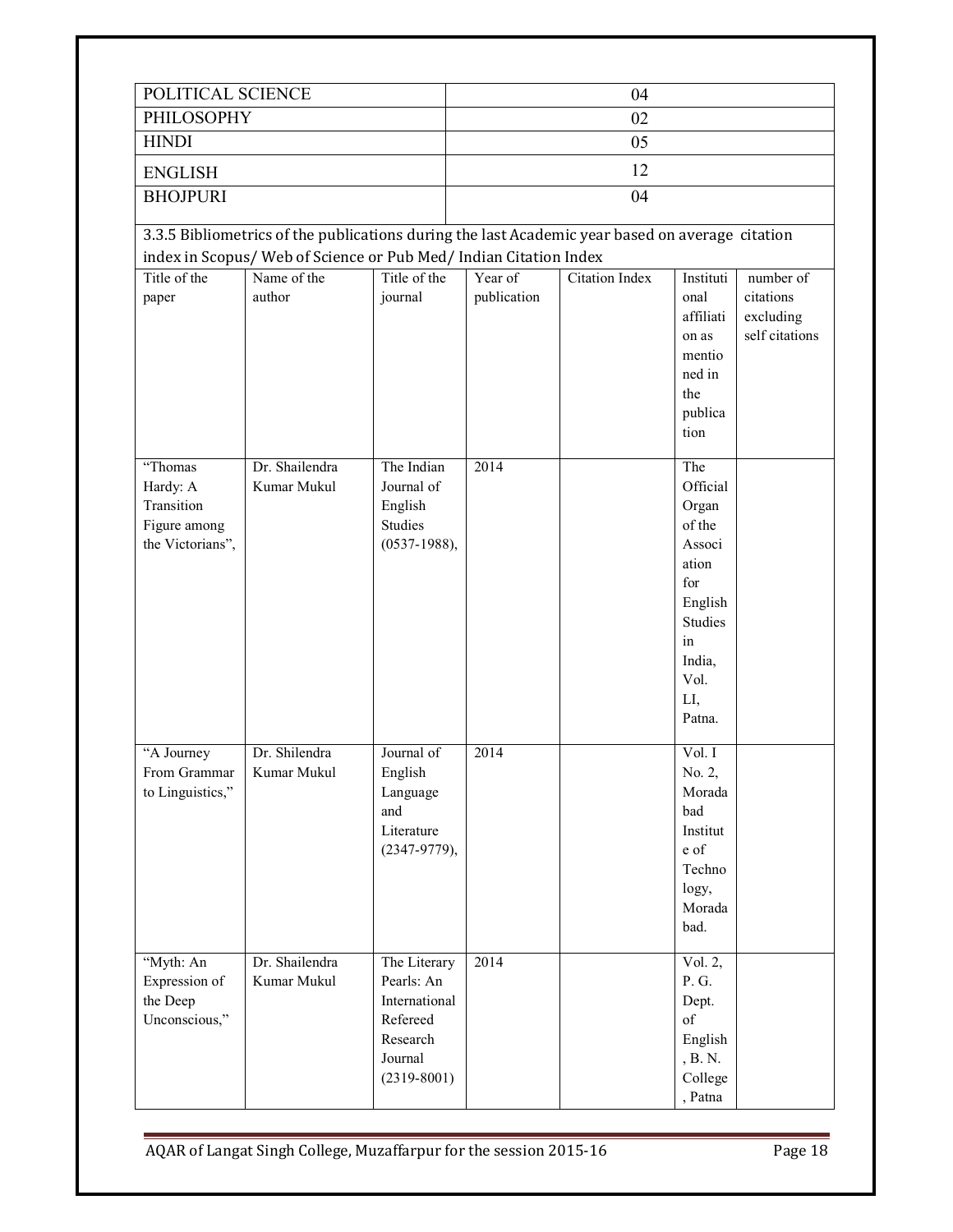| POLITICAL SCIENCE | 04 |
|---|---|
| PHILOSOPHY | 02 |
| HINDI | 05 |
| ENGLISH | 12 |
| BHOJPURI | 04 |

3.3.5 Bibliometrics of the publications during the last Academic year based on average citation index in Scopus/ Web of Science or Pub Med/ Indian Citation Index

| Title of the paper | Name of the author | Title of the journal | Year of publication | Citation Index | Institutional affiliation as mentioned in the publication | number of citations excluding self citations |
|---|---|---|---|---|---|---|
| "Thomas Hardy: A Transition Figure among the Victorians", | Dr. Shailendra Kumar Mukul | The Indian Journal of English Studies (0537-1988), | 2014 | | The Official Organ of the Association for English Studies in India, Vol. LI, Patna. | |
| "A Journey From Grammar to Linguistics," | Dr. Shilendra Kumar Mukul | Journal of English Language and Literature (2347-9779), | 2014 | | Vol. I No. 2, Moradabad Institute of Technology, Moradabad. | |
| "Myth: An Expression of the Deep Unconscious," | Dr. Shailendra Kumar Mukul | The Literary Pearls: An International Refereed Research Journal (2319-8001) | 2014 | | Vol. 2, P. G. Dept. of English, B. N. College, Patna | |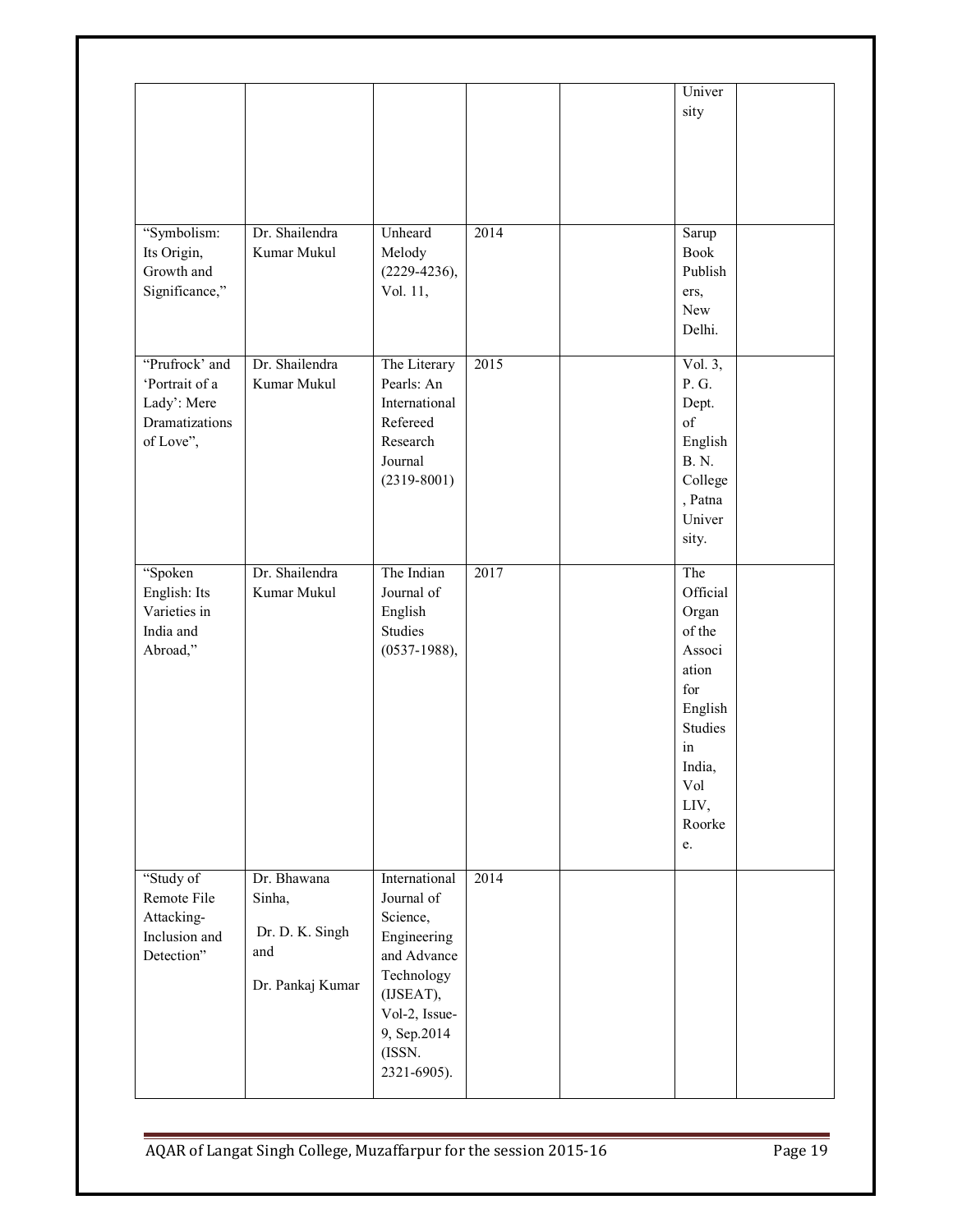| | | | | | | | |
|---|---|---|---|---|---|---|---|
| | | | | | | University | |
| "Symbolism: Its Origin, Growth and Significance," | Dr. Shailendra Kumar Mukul | Unheard Melody (2229-4236), Vol. 11, | 2014 | | | Sarup Book Publishers, New Delhi. | |
| "Prufrock' and 'Portrait of a Lady': Mere Dramatizations of Love", | Dr. Shailendra Kumar Mukul | The Literary Pearls: An International Refereed Research Journal (2319-8001) | 2015 | | | Vol. 3, P. G. Dept. of English B. N. College, Patna University. | |
| "Spoken English: Its Varieties in India and Abroad," | Dr. Shailendra Kumar Mukul | The Indian Journal of English Studies (0537-1988), | 2017 | | | The Official Organ of the Association for English Studies in India, Vol LIV, Roorkee. | |
| "Study of Remote File Attacking-Inclusion and Detection" | Dr. Bhawana Sinha, Dr. D. K. Singh and Dr. Pankaj Kumar | International Journal of Science, Engineering and Advance Technology (IJSEAT), Vol-2, Issue-9, Sep.2014 (ISSN. 2321-6905). | 2014 | | | | |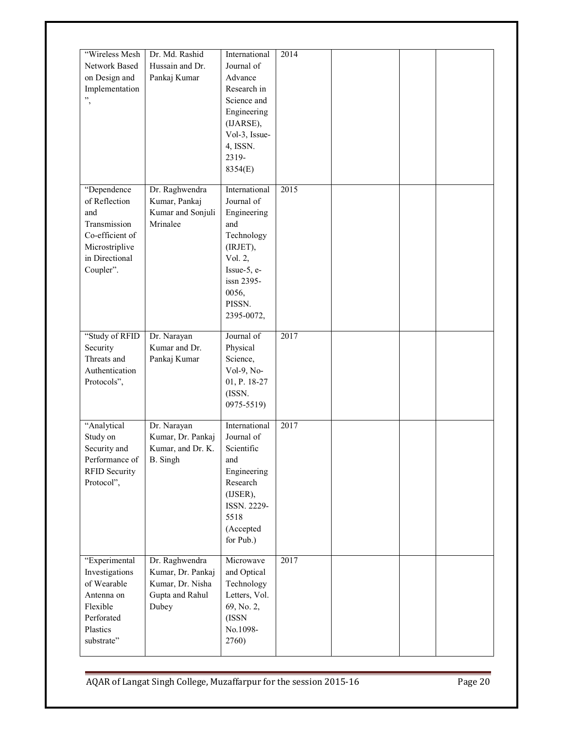| | | | | | | |
|---|---|---|---|---|---|---|
| "Wireless Mesh Network Based on Design and Implementation", | Dr. Md. Rashid Hussain and Dr. Pankaj Kumar | International Journal of Advance Research in Science and Engineering (IJARSE), Vol-3, Issue-4, ISSN. 2319-8354(E) | 2014 | | | |
| "Dependence of Reflection and Transmission Co-efficient of Microstriplive in Directional Coupler". | Dr. Raghwendra Kumar, Pankaj Kumar and Sonjuli Mrinalee | International Journal of Engineering and Technology (IRJET), Vol. 2, Issue-5, e-issn 2395-0056, PISSN. 2395-0072, | 2015 | | | |
| "Study of RFID Security Threats and Authentication Protocols", | Dr. Narayan Kumar and Dr. Pankaj Kumar | Journal of Physical Science, Vol-9, No-01, P. 18-27 (ISSN. 0975-5519) | 2017 | | | |
| "Analytical Study on Security and Performance of RFID Security Protocol", | Dr. Narayan Kumar, Dr. Pankaj Kumar, and Dr. K. B. Singh | International Journal of Scientific and Engineering Research (IJSER), ISSN. 2229-5518 (Accepted for Pub.) | 2017 | | | |
| "Experimental Investigations of Wearable Antenna on Flexible Perforated Plastics substrate" | Dr. Raghwendra Kumar, Dr. Pankaj Kumar, Dr. Nisha Gupta and Rahul Dubey | Microwave and Optical Technology Letters, Vol. 69, No. 2, (ISSN No.1098-2760) | 2017 | | | |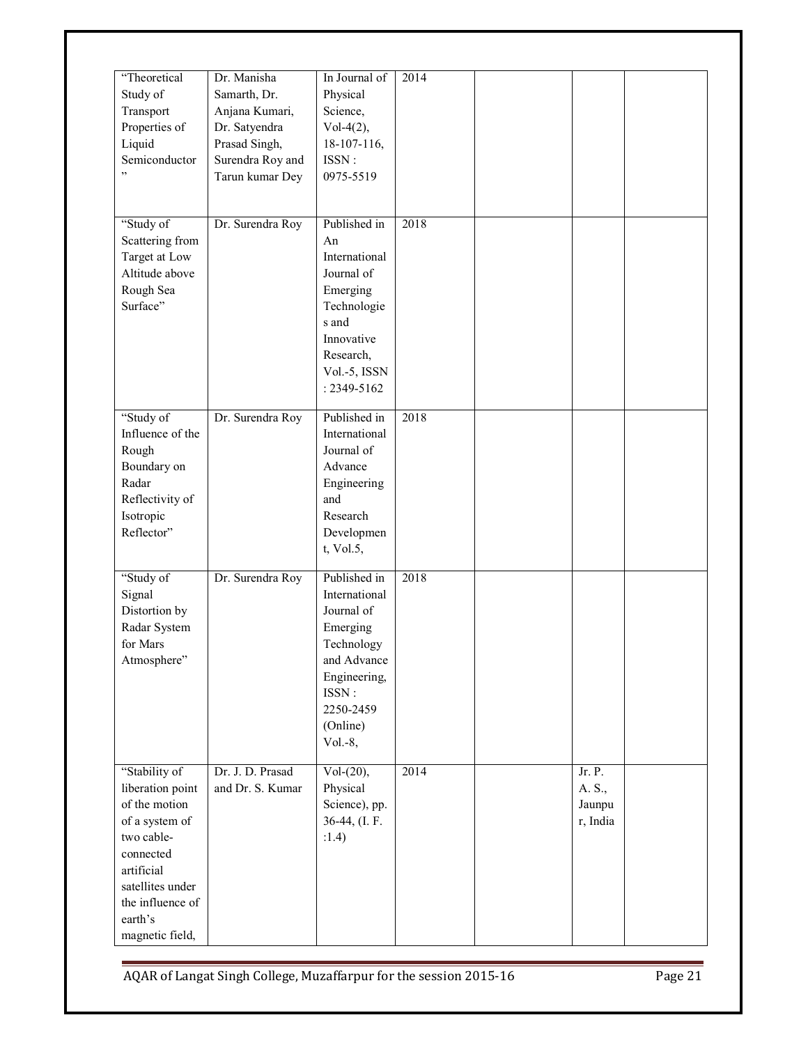| | | | | | | |
|---|---|---|---|---|---|---|
| "Theoretical Study of Transport Properties of Liquid Semiconductor" | Dr. Manisha Samarth, Dr. Anjana Kumari, Dr. Satyendra Prasad Singh, Surendra Roy and Tarun kumar Dey | In Journal of Physical Science, Vol-4(2), 18-107-116, ISSN : 0975-5519 | 2014 | | | |
| "Study of Scattering from Target at Low Altitude above Rough Sea Surface" | Dr. Surendra Roy | Published in An International Journal of Emerging Technologies and Innovative Research, Vol.-5, ISSN : 2349-5162 | 2018 | | | |
| "Study of Influence of the Rough Boundary on Radar Reflectivity of Isotropic Reflector" | Dr. Surendra Roy | Published in International Journal of Advance Engineering and Research Development, Vol.5, | 2018 | | | |
| "Study of Signal Distortion by Radar System for Mars Atmosphere" | Dr. Surendra Roy | Published in International Journal of Emerging Technology and Advance Engineering, ISSN : 2250-2459 (Online) Vol.-8, | 2018 | | | |
| "Stability of liberation point of the motion of a system of two cable-connected artificial satellites under the influence of earth's magnetic field, | Dr. J. D. Prasad and Dr. S. Kumar | Vol-(20), Physical Science), pp. 36-44, (I. F. :1.4) | 2014 | | Jr. P. A. S., Jaunpur, India | |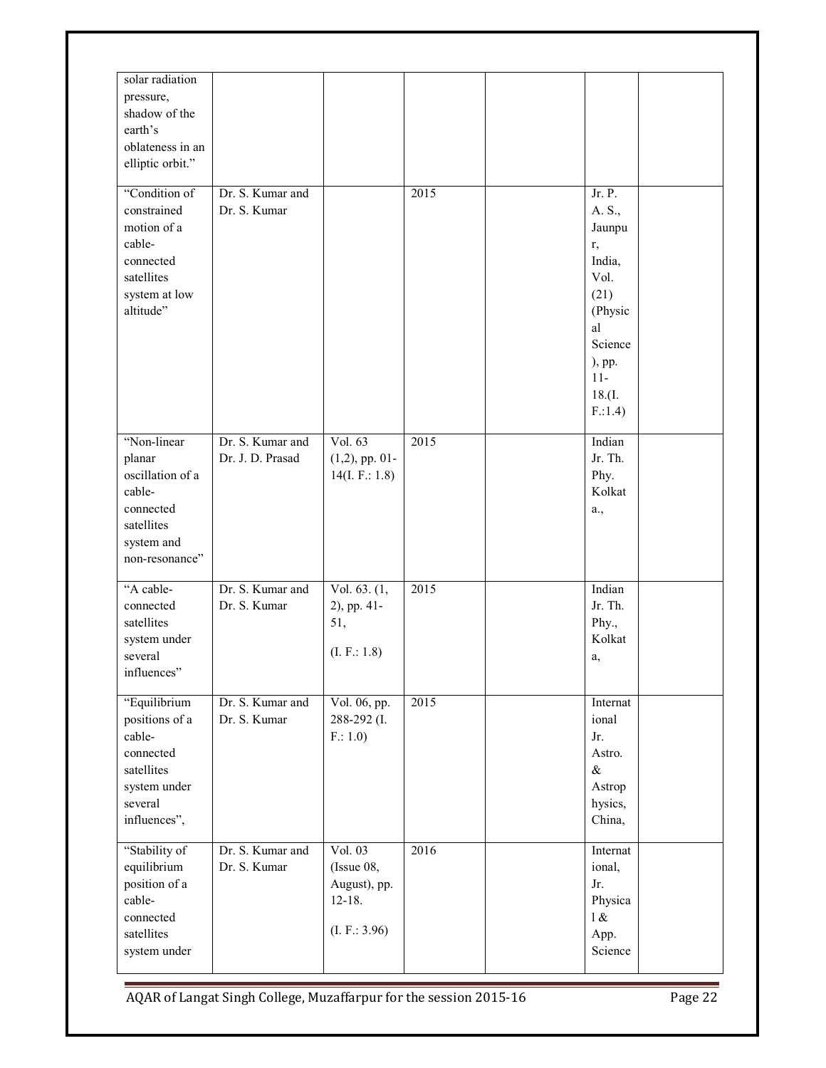| | | | | | | |
|---|---|---|---|---|---|---|
| solar radiation pressure, shadow of the earth's oblateness in an elliptic orbit." | | | | | | |
| "Condition of constrained motion of a cable-connected satellites system at low altitude" | Dr. S. Kumar and Dr. S. Kumar | | 2015 | | Jr. P. A. S., Jaunpur, India, Vol. (21) (Physical Science), pp. 11-18.(I. F.:1.4) | |
| "Non-linear planar oscillation of a cable-connected satellites system and non-resonance" | Dr. S. Kumar and Dr. J. D. Prasad | Vol. 63 (1,2), pp. 01-14(I. F.: 1.8) | 2015 | | Indian Jr. Th. Phy. Kolkata., | |
| "A cable-connected satellites system under several influences" | Dr. S. Kumar and Dr. S. Kumar | Vol. 63. (1, 2), pp. 41-51, (I. F.: 1.8) | 2015 | | Indian Jr. Th. Phy., Kolkata, | |
| "Equilibrium positions of a cable-connected satellites system under several influences", | Dr. S. Kumar and Dr. S. Kumar | Vol. 06, pp. 288-292 (I. F.: 1.0) | 2015 | | International Jr. Astro. & Astrophysics, China, | |
| "Stability of equilibrium position of a cable-connected satellites system under | Dr. S. Kumar and Dr. S. Kumar | Vol. 03 (Issue 08, August), pp. 12-18. (I. F.: 3.96) | 2016 | | International, Jr. Physical & App. Science | |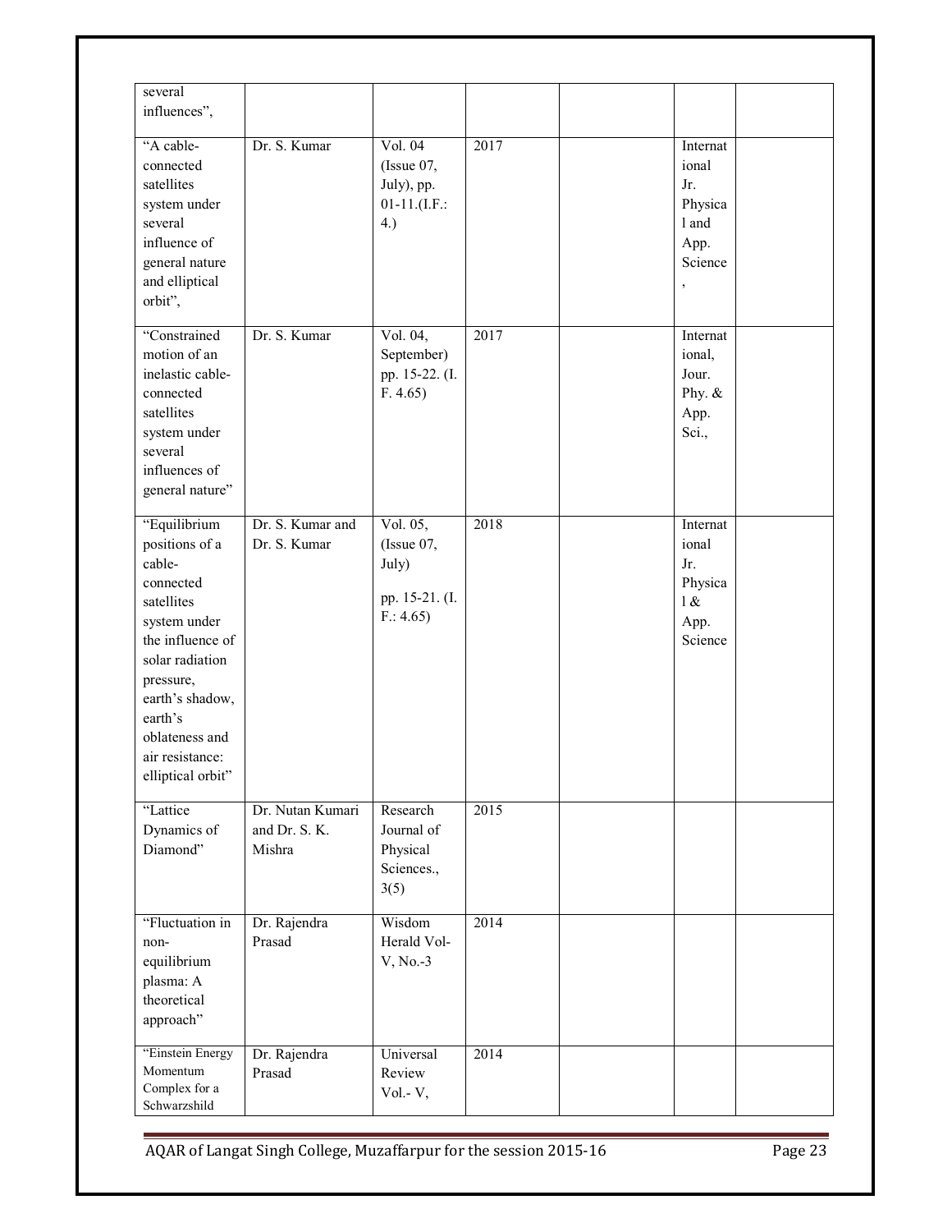| | | | | | | |
|---|---|---|---|---|---|---|
| several influences", | | | | | | |
| "A cable-connected satellites system under several influence of general nature and elliptical orbit", | Dr. S. Kumar | Vol. 04 (Issue 07, July), pp. 01-11.(I.F.: 4.) | 2017 | | International Jr. Physical and App. Science , | |
| "Constrained motion of an inelastic cable-connected satellites system under several influences of general nature" | Dr. S. Kumar | Vol. 04, September) pp. 15-22. (I. F. 4.65) | 2017 | | International, Jour. Phy. & App. Sci., | |
| "Equilibrium positions of a cable-connected satellites system under the influence of solar radiation pressure, earth's shadow, earth's oblateness and air resistance: elliptical orbit" | Dr. S. Kumar and Dr. S. Kumar | Vol. 05, (Issue 07, July) pp. 15-21. (I. F.: 4.65) | 2018 | | International Jr. Physical & App. Science | |
| "Lattice Dynamics of Diamond" | Dr. Nutan Kumari and Dr. S. K. Mishra | Research Journal of Physical Sciences., 3(5) | 2015 | | | |
| "Fluctuation in non-equilibrium plasma: A theoretical approach" | Dr. Rajendra Prasad | Wisdom Herald Vol-V, No.-3 | 2014 | | | |
| "Einstein Energy Momentum Complex for a Schwarzshild | Dr. Rajendra Prasad | Universal Review Vol.- V, | 2014 | | | |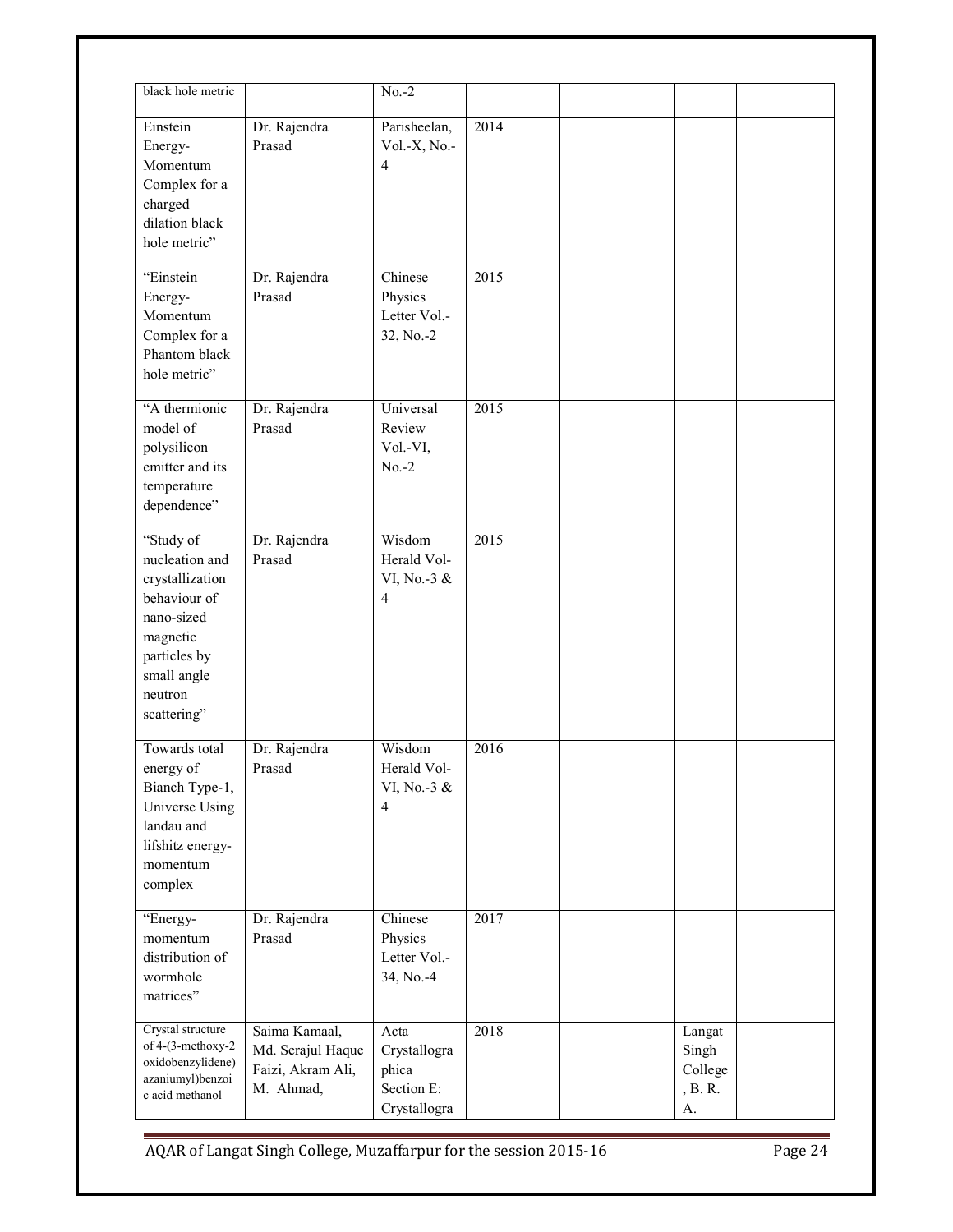| black hole metric | | No.-2 | | | | |
|---|---|---|---|---|---|---|
| Einstein Energy-Momentum Complex for a charged dilation black hole metric" | Dr. Rajendra Prasad | Parisheelan, Vol.-X, No.-4 | 2014 | | | |
| "Einstein Energy-Momentum Complex for a Phantom black hole metric" | Dr. Rajendra Prasad | Chinese Physics Letter Vol.-32, No.-2 | 2015 | | | |
| "A thermionic model of polysilicon emitter and its temperature dependence" | Dr. Rajendra Prasad | Universal Review Vol.-VI, No.-2 | 2015 | | | |
| "Study of nucleation and crystallization behaviour of nano-sized magnetic particles by small angle neutron scattering" | Dr. Rajendra Prasad | Wisdom Herald Vol-VI, No.-3 & 4 | 2015 | | | |
| Towards total energy of Bianch Type-1, Universe Using landau and lifshitz energy-momentum complex | Dr. Rajendra Prasad | Wisdom Herald Vol-VI, No.-3 & 4 | 2016 | | | |
| "Energy-momentum distribution of wormhole matrices" | Dr. Rajendra Prasad | Chinese Physics Letter Vol.-34, No.-4 | 2017 | | | |
| Crystal structure of 4-(3-methoxy-2 oxidobenzylidene) azaniumyl)benzoic acid methanol | Saima Kamaal, Md. Serajul Haque Faizi, Akram Ali, M. Ahmad, | Acta Crystallographica Section E: Crystallogra | 2018 | | Langat Singh College, B. R. A. | |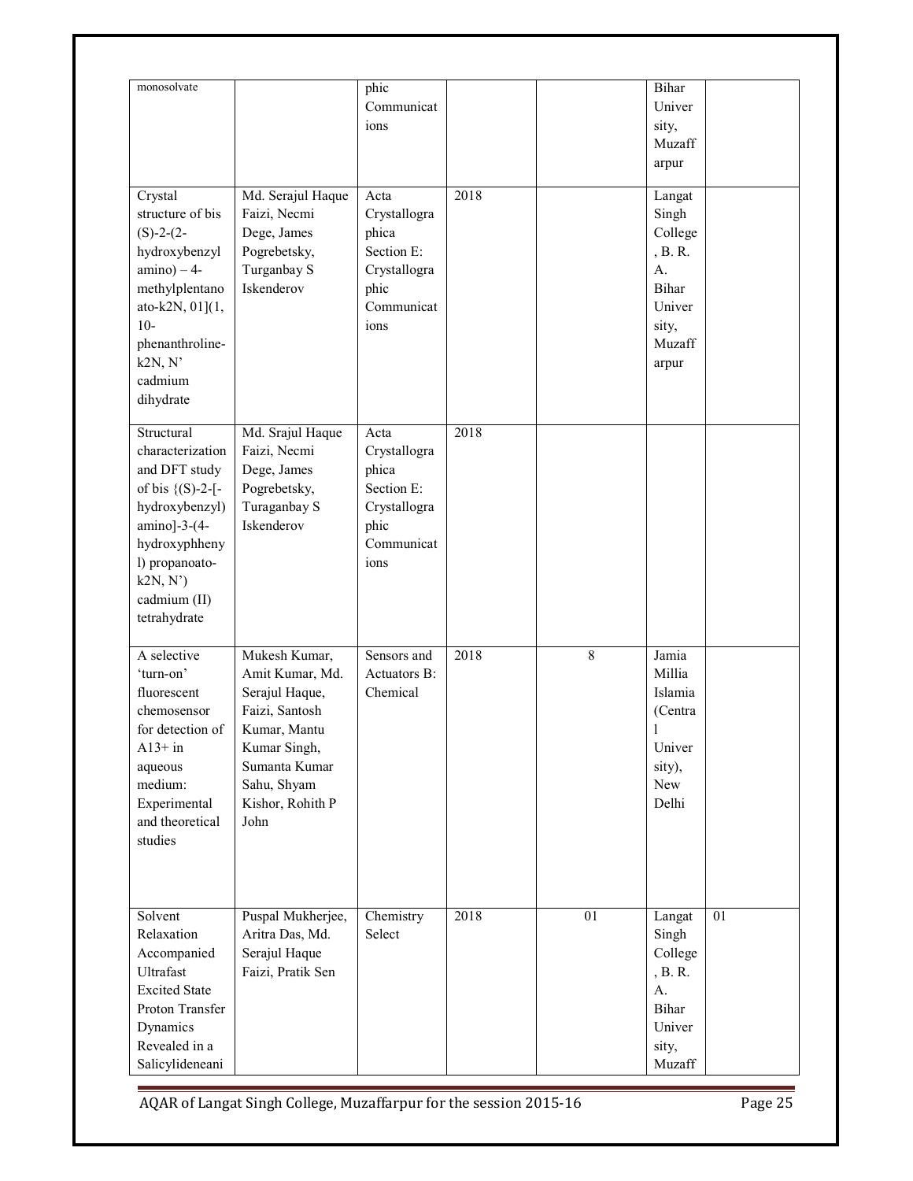| | | | | | | |
|---|---|---|---|---|---|---|
| monosolvate | | phic Communications | | | Bihar University, Muzaffarpur | |
| Crystal structure of bis (S)-2-(2-hydroxybenzyl amino) – 4-methylplentanoato-k2N, 01](1, 10-phenanthroline-k2N, N' cadmium dihydrate | Md. Serajul Haque Faizi, Necmi Dege, James Pogrebetsky, Turganbay S Iskenderov | Acta Crystallographica Section E: Crystallographic Communications | 2018 | | Langat Singh College, B. R. A. Bihar University, Muzaffarpur | |
| Structural characterization and DFT study of bis {(S)-2-[-hydroxybenzyl) amino]-3-(4-hydroxyphhenyl) propanoato-k2N, N') cadmium (II) tetrahydrate | Md. Srajul Haque Faizi, Necmi Dege, James Pogrebetsky, Turaganbay S Iskenderov | Acta Crystallographica Section E: Crystallographic Communications | 2018 | | | |
| A selective 'turn-on' fluorescent chemosensor for detection of A13+ in aqueous medium: Experimental and theoretical studies | Mukesh Kumar, Amit Kumar, Md. Serajul Haque, Faizi, Santosh Kumar, Mantu Kumar Singh, Sumanta Kumar Sahu, Shyam Kishor, Rohith P John | Sensors and Actuators B: Chemical | 2018 | 8 | Jamia Millia Islamia (Central University), New Delhi | |
| Solvent Relaxation Accompanied Ultrafast Excited State Proton Transfer Dynamics Revealed in a Salicylideneani | Puspal Mukherjee, Aritra Das, Md. Serajul Haque Faizi, Pratik Sen | Chemistry Select | 2018 | 01 | Langat Singh College, B. R. A. Bihar University, Muzaff | 01 |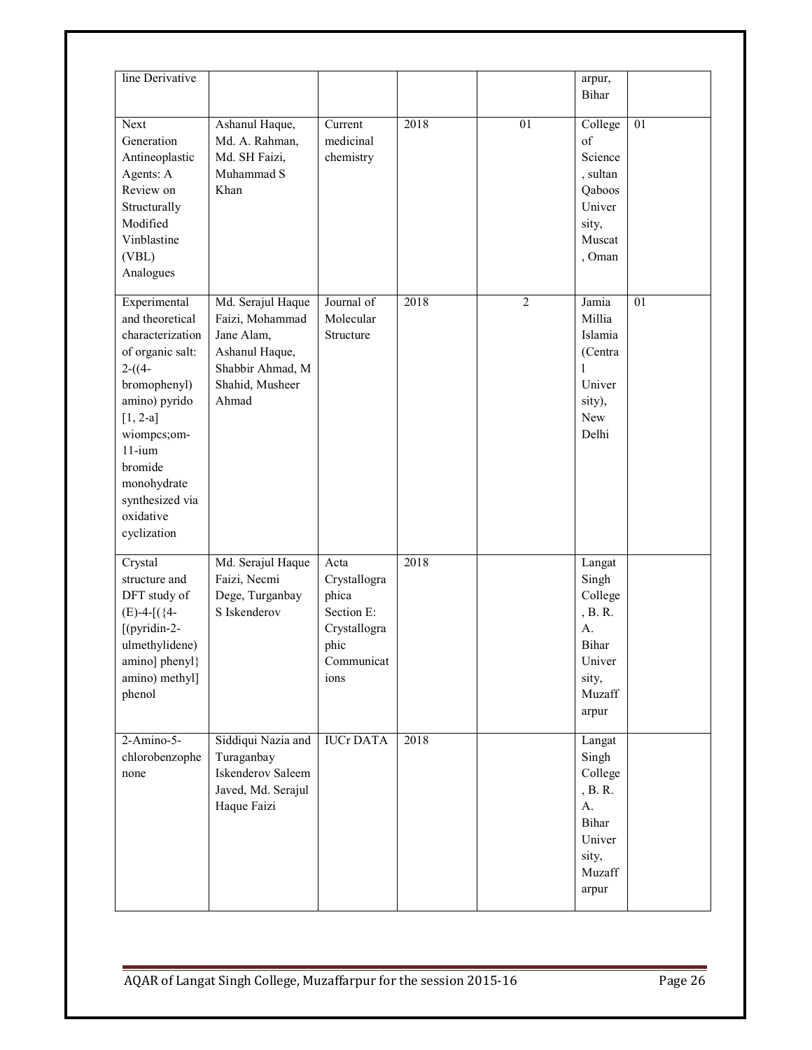| line Derivative | | | | | arpur, Bihar | |
|---|---|---|---|---|---|---|
| Next Generation Antineoplastic Agents: A Review on Structurally Modified Vinblastine (VBL) Analogues | Ashanul Haque, Md. A. Rahman, Md. SH Faizi, Muhammad S Khan | Current medicinal chemistry | 2018 | 01 | College of Science, sultan Qaboos University, Muscat, Oman | 01 |
| Experimental and theoretical characterization of organic salt: 2-((4-bromophenyl) amino) pyrido [1, 2-a] wiompcs;om-11-ium bromide monohydrate synthesized via oxidative cyclization | Md. Serajul Haque Faizi, Mohammad Jane Alam, Ashanul Haque, Shabbir Ahmad, M Shahid, Musheer Ahmad | Journal of Molecular Structure | 2018 | 2 | Jamia Millia Islamia (Central University), New Delhi | 01 |
| Crystal structure and DFT study of (E)-4-[({4-[(pyridin-2-ulmethylidene) amino] phenyl} amino) methyl] phenol | Md. Serajul Haque Faizi, Necmi Dege, Turganbay S Iskenderov | Acta Crystallographica Section E: Crystallographic Communications | 2018 | | Langat Singh College, B. R. A. Bihar University, Muzaffarpur | |
| 2-Amino-5-chlorobenzophenone | Siddiqui Nazia and Turaganbay Iskenderov Saleem Javed, Md. Serajul Haque Faizi | IUCr DATA | 2018 | | Langat Singh College, B. R. A. Bihar University, Muzaffarpur | |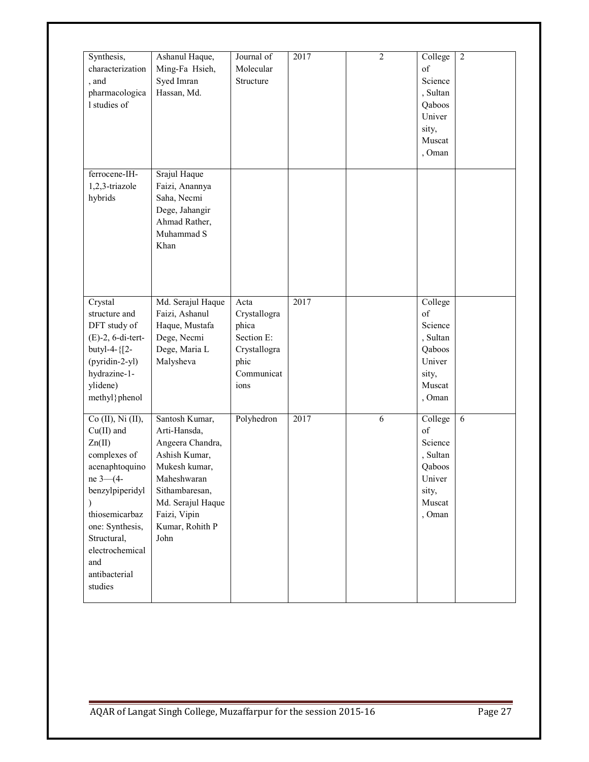| Synthesis, characterization, and pharmacological studies of | Ashanul Haque, Ming-Fa Hsieh, Syed Imran Hassan, Md. | Journal of Molecular Structure | 2017 | 2 | College of Science, Sultan Qaboos University, Muscat, Oman | 2 |
|---|---|---|---|---|---|---|
| ferrocene-IH-1,2,3-triazole hybrids | Srajul Haque Faizi, Anannya Saha, Necmi Dege, Jahangir Ahmad Rather, Muhammad S Khan | | | | | |
| Crystal structure and DFT study of (E)-2, 6-di-tert-butyl-4-{[2-(pyridin-2-yl) hydrazine-1-ylidene) methyl}phenol | Md. Serajul Haque Faizi, Ashanul Haque, Mustafa Dege, Necmi Dege, Maria L Malysheva | Acta Crystallographica Section E: Crystallographic Communications | 2017 | | College of Science, Sultan Qaboos University, Muscat, Oman | |
| Co (II), Ni (II), Cu(II) and Zn(II) complexes of acenaphtoquinone 3—(4-benzylpiperidyl) thiosemicarbazone: Synthesis, Structural, electrochemical and antibacterial studies | Santosh Kumar, Arti-Hansda, Angeera Chandra, Ashish Kumar, Mukesh kumar, Maheshwaran Sithambaresan, Md. Serajul Haque Faizi, Vipin Kumar, Rohith P John | Polyhedron | 2017 | 6 | College of Science, Sultan Qaboos University, Muscat, Oman | 6 |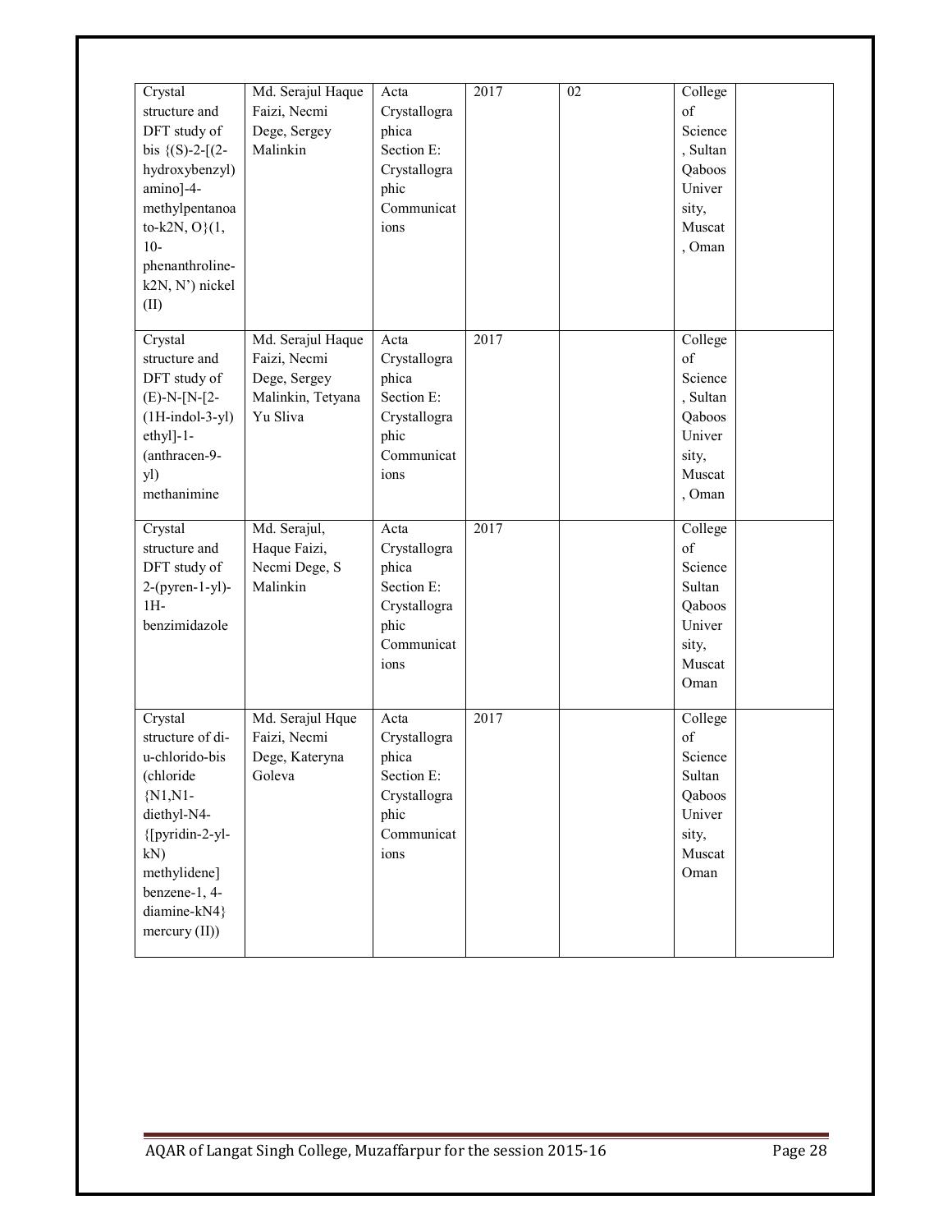| Crystal structure and DFT study of bis {(S)-2-[(2-hydroxybenzyl) amino]-4-methylpentanoato-k2N, O}(1, 10-phenanthroline-k2N, N') nickel (II) | Md. Serajul Haque Faizi, Necmi Dege, Sergey Malinkin | Acta Crystallographica Section E: Crystallographic Communications | 2017 | 02 | College of Science, Sultan Qaboos University, Muscat, Oman | |
|---|---|---|---|---|---|---|
| Crystal structure and DFT study of (E)-N-[N-[2-(1H-indol-3-yl) ethyl]-1-(anthracen-9-yl) methanimine | Md. Serajul Haque Faizi, Necmi Dege, Sergey Malinkin, Tetyana Yu Sliva | Acta Crystallographica Section E: Crystallographic Communications | 2017 | | College of Science, Sultan Qaboos University, Muscat, Oman | |
| Crystal structure and DFT study of 2-(pyren-1-yl)-1H-benzimidazole | Md. Serajul, Haque Faizi, Necmi Dege, S Malinkin | Acta Crystallographica Section E: Crystallographic Communications | 2017 | | College of Science Sultan Qaboos University, Muscat Oman | |
| Crystal structure of di-u-chlorido-bis (chloride {N1,N1-diethyl-N4-{[pyridin-2-yl-kN) methylidene] benzene-1, 4-diamine-kN4} mercury (II)) | Md. Serajul Hque Faizi, Necmi Dege, Kateryna Goleva | Acta Crystallographica Section E: Crystallographic Communications | 2017 | | College of Science Sultan Qaboos University, Muscat Oman | |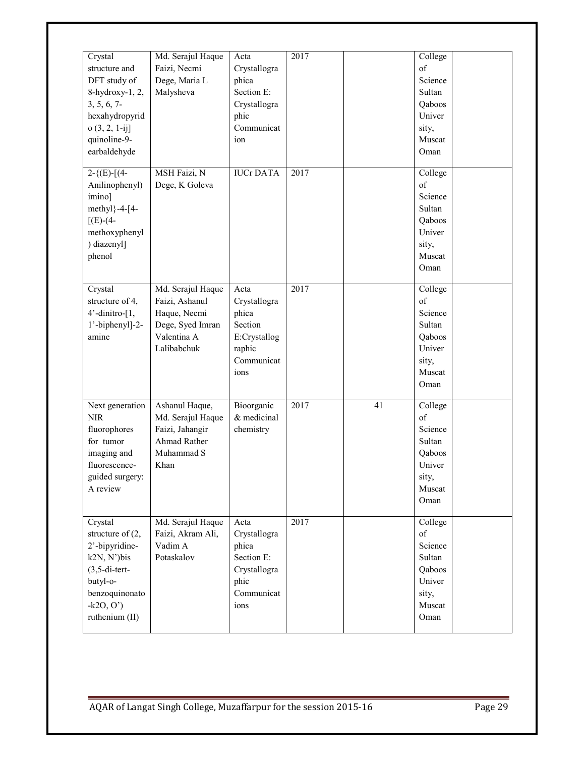| Crystal structure and DFT study of 8-hydroxy-1, 2, 3, 5, 6, 7-hexahydropyrido (3, 2, 1-ij] quinoline-9-earbaldehyde | Md. Serajul Haque Faizi, Necmi Dege, Maria L Malysheva | Acta Crystallographica Section E: Crystallographic Communication | 2017 | | College of Science Sultan Qaboos University, Muscat Oman | |
|---|---|---|---|---|---|---|
| 2-{(E)-[(4-Anilinophenyl) imino] methyl}-4-[4-[(E)-(4-methoxyphenyl) diazenyl] phenol | MSH Faizi, N Dege, K Goleva | IUCr DATA | 2017 | | College of Science Sultan Qaboos University, Muscat Oman | |
| Crystal structure of 4, 4'-dinitro-[1, 1'-biphenyl]-2-amine | Md. Serajul Haque Faizi, Ashanul Haque, Necmi Dege, Syed Imran Valentina A Lalibabchuk | Acta Crystallographica Section E:Crystallographic Communications | 2017 | | College of Science Sultan Qaboos University, Muscat Oman | |
| Next generation NIR fluorophores for tumor imaging and fluorescence-guided surgery: A review | Ashanul Haque, Md. Serajul Haque Faizi, Jahangir Ahmad Rather Muhammad S Khan | Bioorganic & medicinal chemistry | 2017 | 41 | College of Science Sultan Qaboos University, Muscat Oman | |
| Crystal structure of (2, 2'-bipyridine-k2N, N')bis (3,5-di-tert-butyl-o-benzoquinonato -k2O, O') ruthenium (II) | Md. Serajul Haque Faizi, Akram Ali, Vadim A Potaskalov | Acta Crystallographica Section E: Crystallographic Communications | 2017 | | College of Science Sultan Qaboos University, Muscat Oman | |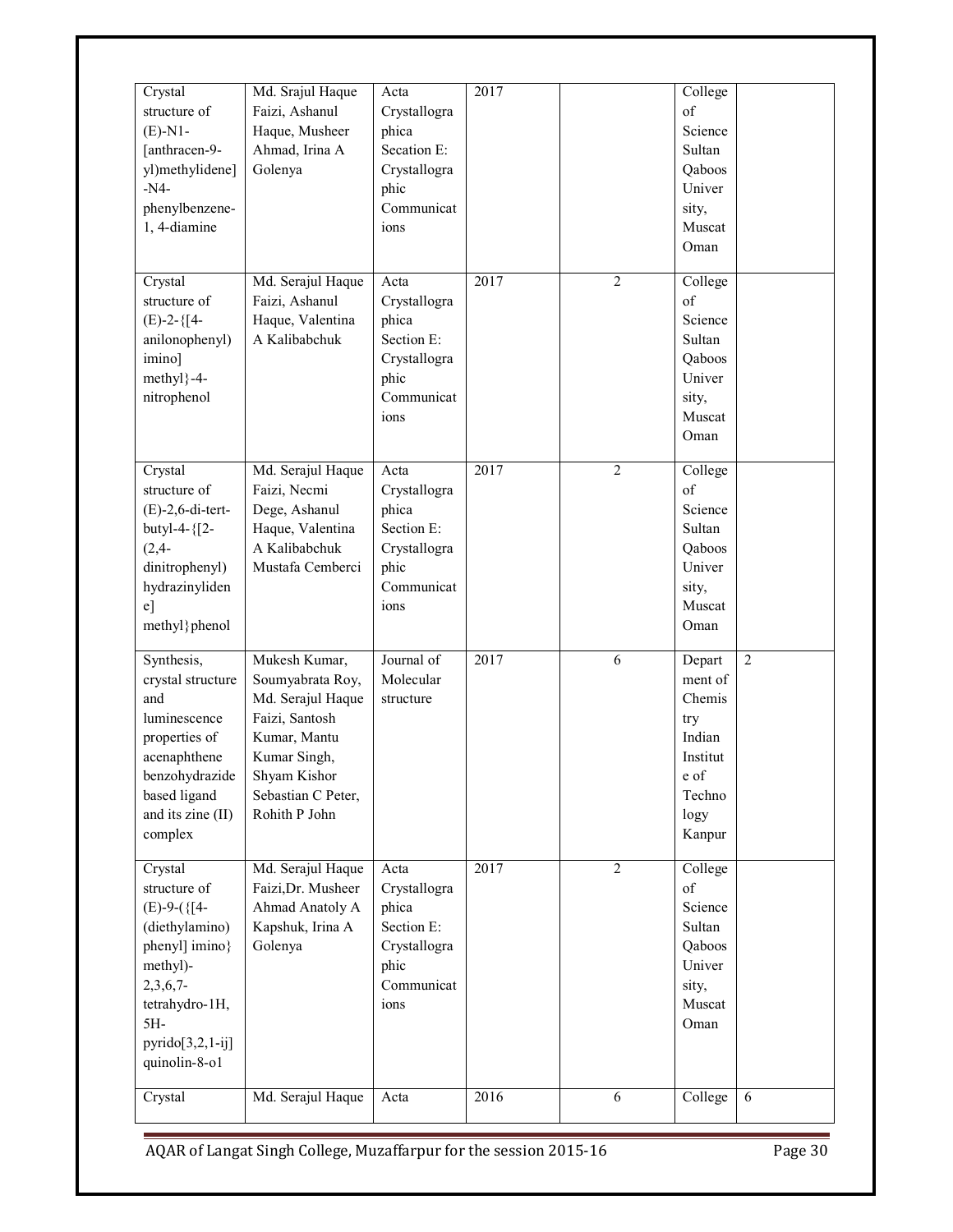| | | | | | | |
|---|---|---|---|---|---|---|
| Crystal structure of (E)-N1-[anthracen-9-yl)methylidene]-N4-phenylbenzene-1, 4-diamine | Md. Srajul Haque Faizi, Ashanul Haque, Musheer Ahmad, Irina A Golenya | Acta Crystallographica Secation E: Crystallographic Communications | 2017 | | College of Science Sultan Qaboos University, Muscat Oman | |
| Crystal structure of (E)-2-{[4-anilonophenyl) imino] methyl}-4-nitrophenol | Md. Serajul Haque Faizi, Ashanul Haque, Valentina A Kalibabchuk | Acta Crystallographica Section E: Crystallographic Communications | 2017 | 2 | College of Science Sultan Qaboos University, Muscat Oman | |
| Crystal structure of (E)-2,6-di-tert-butyl-4-{[2-(2,4-dinitrophenyl) hydrazinylidene] methyl}phenol | Md. Serajul Haque Faizi, Necmi Dege, Ashanul Haque, Valentina A Kalibabchuk Mustafa Cemberci | Acta Crystallographica Section E: Crystallographic Communications | 2017 | 2 | College of Science Sultan Qaboos University, Muscat Oman | |
| Synthesis, crystal structure and luminescence properties of acenaphthene benzohydrazide based ligand and its zine (II) complex | Mukesh Kumar, Soumyabrata Roy, Md. Serajul Haque Faizi, Santosh Kumar, Mantu Kumar Singh, Shyam Kishor Sebastian C Peter, Rohith P John | Journal of Molecular structure | 2017 | 6 | Department of Chemistry Indian Institute of Technology Kanpur | 2 |
| Crystal structure of (E)-9-({[4-(diethylamino) phenyl] imino} methyl)-2,3,6,7-tetrahydro-1H, 5H-pyrido[3,2,1-ij] quinolin-8-o1 | Md. Serajul Haque Faizi,Dr. Musheer Ahmad Anatoly A Kapshuk, Irina A Golenya | Acta Crystallographica Section E: Crystallographic Communications | 2017 | 2 | College of Science Sultan Qaboos University, Muscat Oman | |
| Crystal | Md. Serajul Haque | Acta | 2016 | 6 | College | 6 |

AQAR of Langat Singh College, Muzaffarpur for the session 2015-16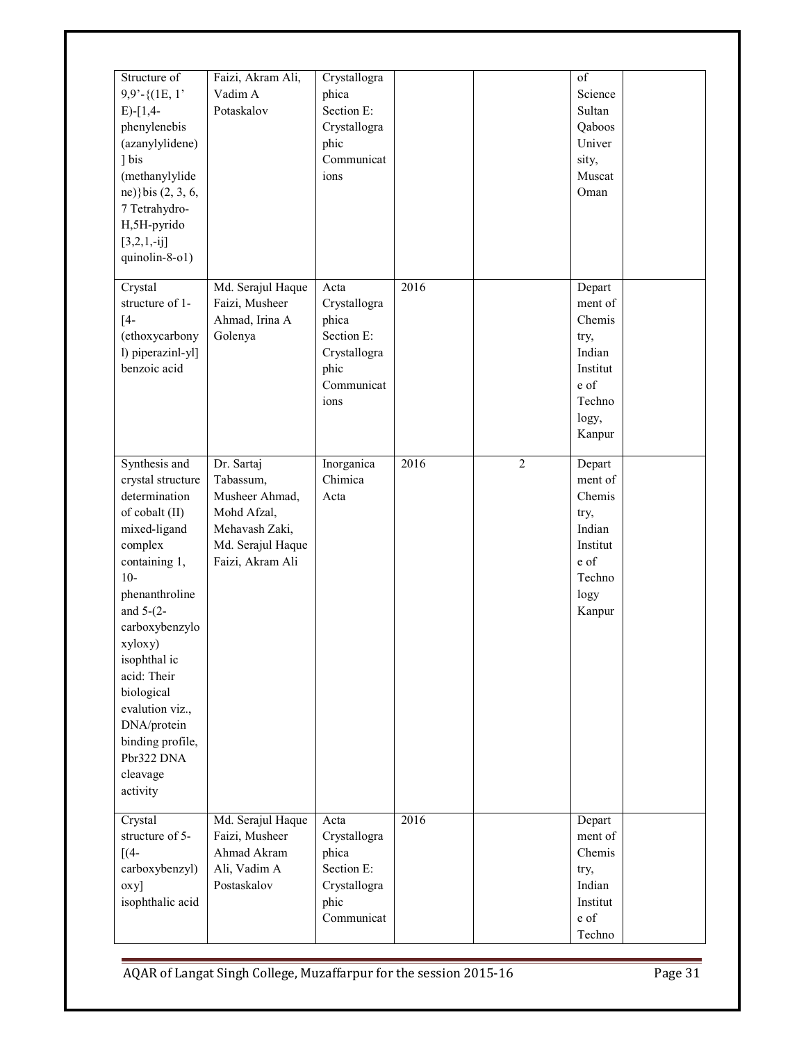| | | | | | | |
|---|---|---|---|---|---|---|
| Structure of 9,9'-{(1E, 1' E)-[1,4-phenylenebis (azanylylidene) ] bis (methanylylidene)}bis (2, 3, 6, 7 Tetrahydro-H,5H-pyrido [3,2,1,-ij] quinolin-8-o1) | Faizi, Akram Ali, Vadim A Potaskalov | Crystallographica Section E: Crystallographic Communications | | | of Science Sultan Qaboos University, Muscat Oman | |
| Crystal structure of 1-[4-(ethoxycarbonyl) piperazinl-yl] benzoic acid | Md. Serajul Haque Faizi, Musheer Ahmad, Irina A Golenya | Acta Crystallographica Section E: Crystallographic Communications | 2016 | | Department of Chemistry, Indian Institute of Technology, Kanpur | |
| Synthesis and crystal structure determination of cobalt (II) mixed-ligand complex containing 1, 10-phenanthroline and 5-(2-carboxybenzyloxyloxy) isophthal ic acid: Their biological evalution viz., DNA/protein binding profile, Pbr322 DNA cleavage activity | Dr. Sartaj Tabassum, Musheer Ahmad, Mohd Afzal, Mehavash Zaki, Md. Serajul Haque Faizi, Akram Ali | Inorganica Chimica Acta | 2016 | 2 | Department of Chemistry, Indian Institute of Technology Kanpur | |
| Crystal structure of 5-[(4-carboxybenzyl) oxy] isophthalic acid | Md. Serajul Haque Faizi, Musheer Ahmad Akram Ali, Vadim A Postaskalov | Acta Crystallographica Section E: Crystallographic Communicat | 2016 | | Department of Chemistry, Indian Institute of Techno | |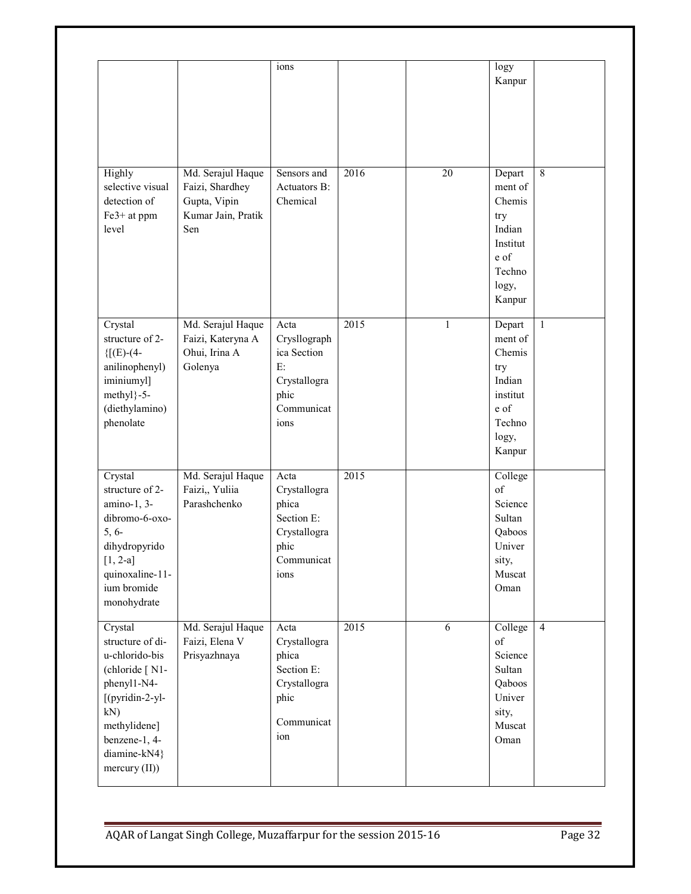|  |  | ions |  |  | logy Kanpur |  |
|---|---|---|---|---|---|---|
| Highly selective visual detection of $Fe^{3+}$ at ppm level | Md. Serajul Haque Faizi, Shardhey Gupta, Vipin Kumar Jain, Pratik Sen | Sensors and Actuators B: Chemical | 2016 | 20 | Department of Chemistry Indian Institute of Technology, Kanpur | 8 |
| Crystal structure of 2-{[(E)-(4-anilinophenyl) iminiumyl] methyl}-5-(diethylamino) phenolate | Md. Serajul Haque Faizi, Kateryna A Ohui, Irina A Golenya | Acta Crysllographica Section E: Crystallographic Communications | 2015 | 1 | Department of Chemistry Indian institute of Technology, Kanpur | 1 |
| Crystal structure of 2-amino-1, 3-dibromo-6-oxo-5, 6-dihydropyrido [1, 2-a] quinoxaline-11-ium bromide monohydrate | Md. Serajul Haque Faizi,, Yuliia Parashchenko | Acta Crystallographica Section E: Crystallographic Communications | 2015 |  | College of Science Sultan Qaboos University, Muscat Oman |  |
| Crystal structure of di-u-chlorido-bis (chloride [ N1-phenyl1-N4-[(pyridin-2-yl-kN) methylidene] benzene-1, 4-diamine-kN4} mercury (II)) | Md. Serajul Haque Faizi, Elena V Prisyazhnaya | Acta Crystallographica Section E: Crystallographic Communication | 2015 | 6 | College of Science Sultan Qaboos University, Muscat Oman | 4 |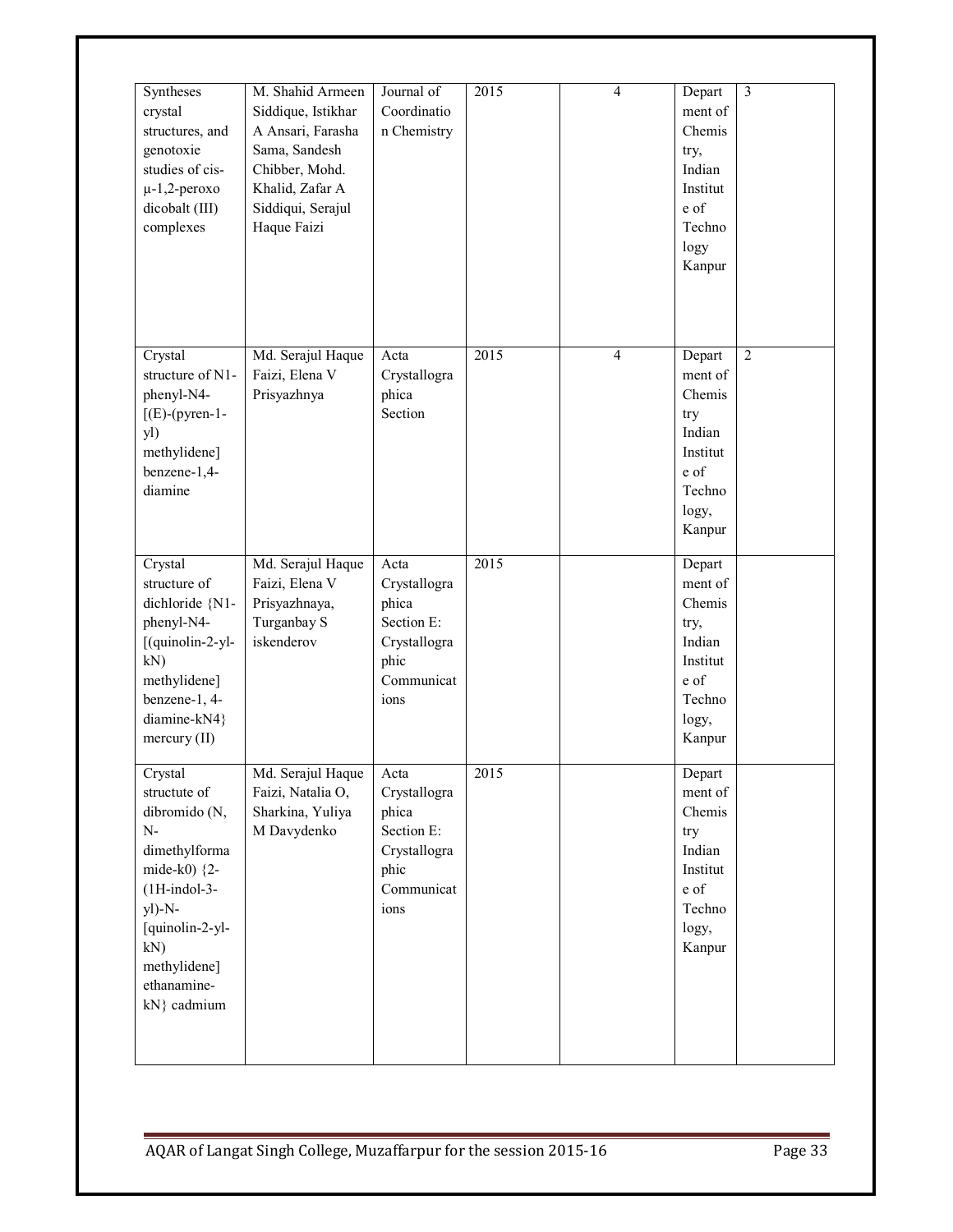| Syntheses crystal structures, and genotoxie studies of cis-μ-1,2-peroxo dicobalt (III) complexes | M. Shahid Armeen Siddique, Istikhar A Ansari, Farasha Sama, Sandesh Chibber, Mohd. Khalid, Zafar A Siddiqui, Serajul Haque Faizi | Journal of Coordination Chemistry | 2015 | 4 | Department of Chemistry, Indian Institute of Technology Kanpur | 3 |
|---|---|---|---|---|---|---|
| Crystal structure of N1-phenyl-N4-[(E)-(pyren-1-yl) methylidene] benzene-1,4-diamine | Md. Serajul Haque Faizi, Elena V Prisyazhnya | Acta Crystallographica Section | 2015 | 4 | Department of Chemistry Indian Institute of Technology, Kanpur | 2 |
| Crystal structure of dichloride {N1-phenyl-N4-[(quinolin-2-yl-kN) methylidene] benzene-1, 4-diamine-kN4} mercury (II) | Md. Serajul Haque Faizi, Elena V Prisyazhnaya, Turganbay S iskenderov | Acta Crystallographica Section E: Crystallographic Communications | 2015 | | Department of Chemistry, Indian Institute of Technology, Kanpur | |
| Crystal structute of dibromido (N, N-dimethylformamide-k0) {2-(1H-indol-3-yl)-N-[quinolin-2-yl-kN) methylidene] ethanamine-kN} cadmium | Md. Serajul Haque Faizi, Natalia O, Sharkina, Yuliya M Davydenko | Acta Crystallographica Section E: Crystallographic Communications | 2015 | | Department of Chemistry Indian Institute of Technology, Kanpur | |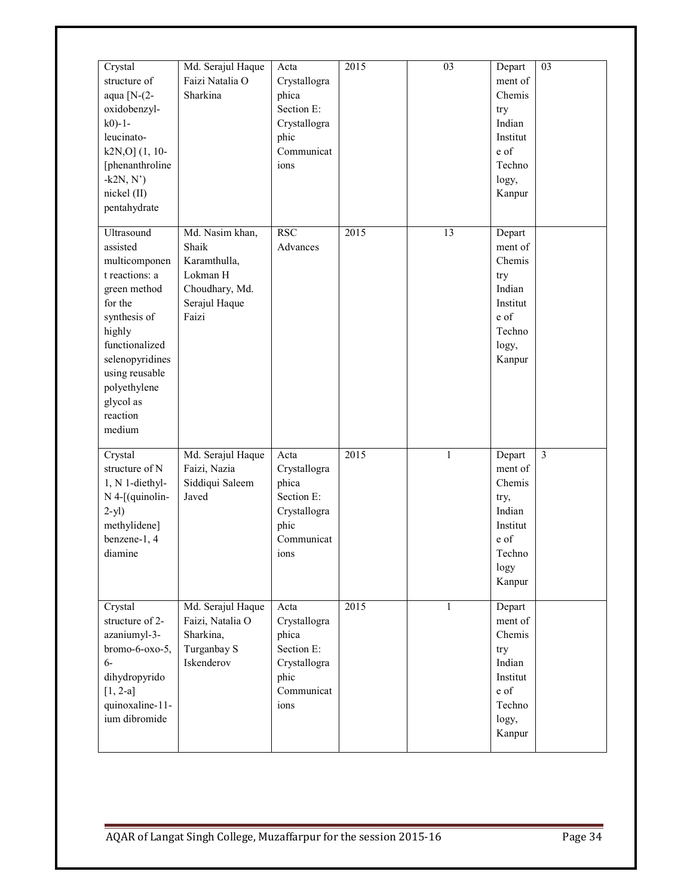| Crystal structure of aqua [N-(2-oxidobenzyl-k0)-1-leucinato-k2N,O] (1, 10-[phenanthroline-k2N, N') nickel (II) pentahydrate | Md. Serajul Haque Faizi Natalia O Sharkina | Acta Crystallographica Section E: Crystallographic Communications | 2015 | 03 | Department of Chemistry Indian Institute of Technology, Kanpur | 03 |
|---|---|---|---|---|---|---|
| Ultrasound assisted multicomponent reactions: a green method for the synthesis of highly functionalized selenopyridines using reusable polyethylene glycol as reaction medium | Md. Nasim khan, Shaik Karamthulla, Lokman H Choudhary, Md. Serajul Haque Faizi | RSC Advances | 2015 | 13 | Department of Chemistry Indian Institute of Technology, Kanpur | |
| Crystal structure of N 1, N 1-diethyl-N 4-[(quinolin-2-yl) methylidene] benzene-1, 4 diamine | Md. Serajul Haque Faizi, Nazia Siddiqui Saleem Javed | Acta Crystallographica Section E: Crystallographic Communications | 2015 | 1 | Department of Chemistry, Indian Institute of Technology Kanpur | 3 |
| Crystal structure of 2-azaniumyl-3-bromo-6-oxo-5, 6-dihydropyrido [1, 2-a] quinoxaline-11-ium dibromide | Md. Serajul Haque Faizi, Natalia O Sharkina, Turganbay S Iskenderov | Acta Crystallographica Section E: Crystallographic Communications | 2015 | 1 | Department of Chemistry Indian Institute of Technology, Kanpur | |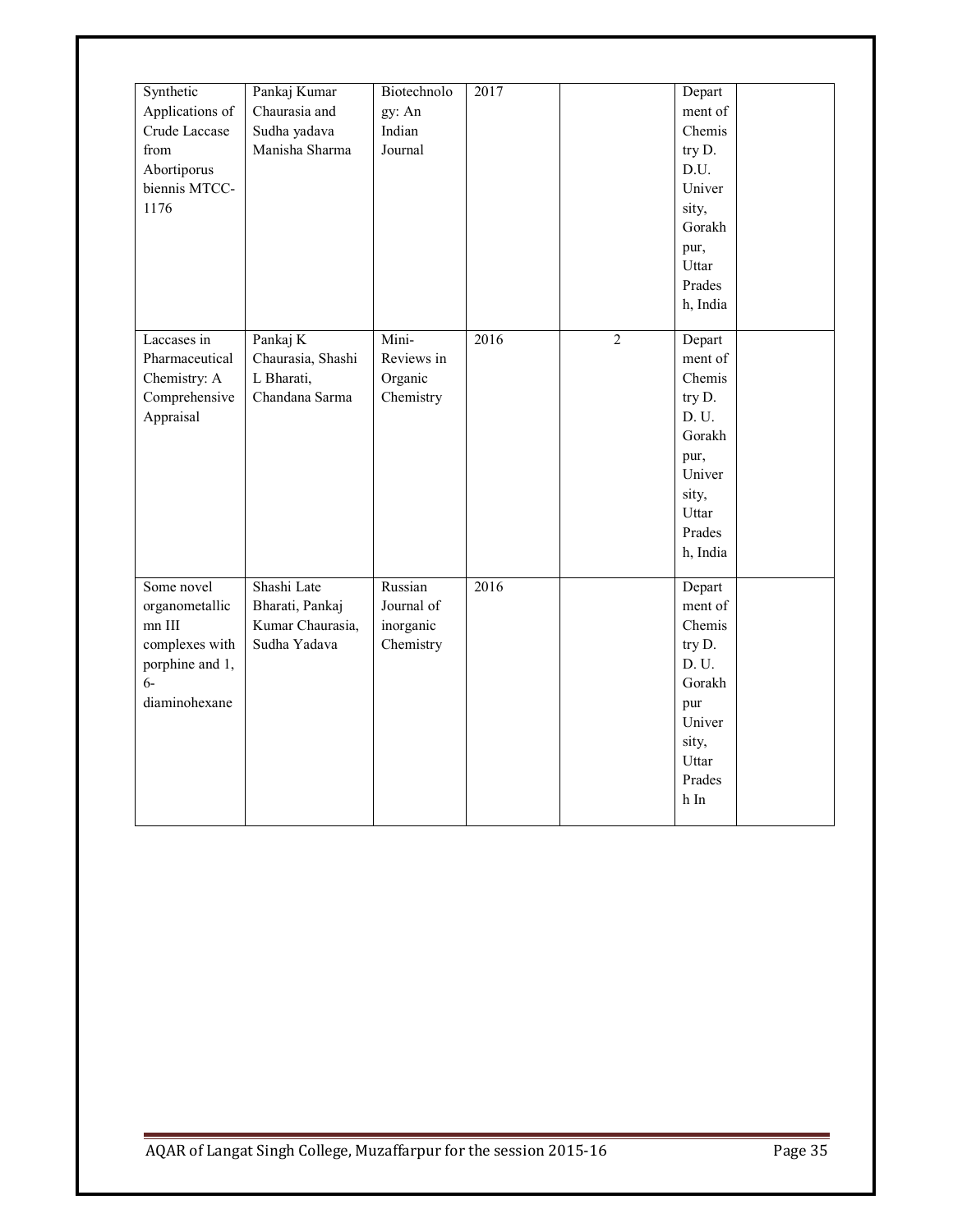| Synthetic Applications of Crude Laccase from Abortiporus biennis MTCC-1176 | Pankaj Kumar Chaurasia and Sudha yadava Manisha Sharma | Biotechnology: An Indian Journal | 2017 | | Department of Chemistry D. D.U. University, Gorakhpur, Uttar Pradesh, India | |
|---|---|---|---|---|---|---|
| Laccases in Pharmaceutical Chemistry: A Comprehensive Appraisal | Pankaj K Chaurasia, Shashi L Bharati, Chandana Sarma | Mini-Reviews in Organic Chemistry | 2016 | 2 | Department of Chemistry D. D. U. Gorakhpur, University, Uttar Pradesh, India | |
| Some novel organometallic mn III complexes with porphine and 1, 6-diaminohexane | Shashi Late Bharati, Pankaj Kumar Chaurasia, Sudha Yadava | Russian Journal of inorganic Chemistry | 2016 | | Department of Chemistry D. D. U. Gorakhpur University, Uttar Pradesh In | |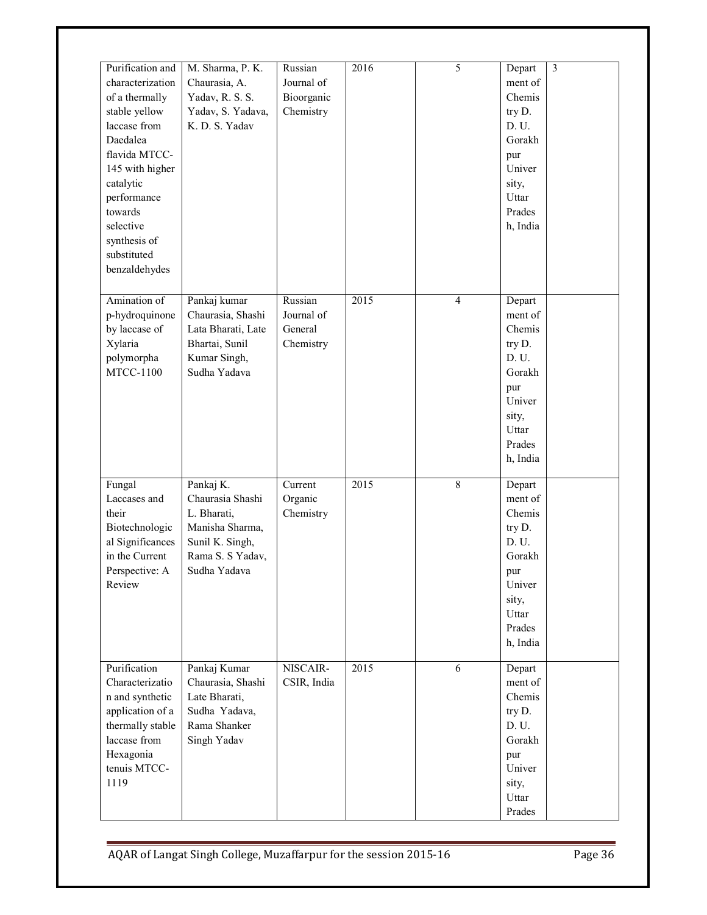| | | | | | | |
|---|---|---|---|---|---|---|
| Purification and characterization of a thermally stable yellow laccase from Daedalea flavida MTCC-145 with higher catalytic performance towards selective synthesis of substituted benzaldehydes | M. Sharma, P. K. Chaurasia, A. Yadav, R. S. S. Yadav, S. Yadava, K. D. S. Yadav | Russian Journal of Bioorganic Chemistry | 2016 | 5 | Department of Chemistry D. D. U. Gorakhpur University, Uttar Pradesh, India | 3 |
| Amination of p-hydroquinone by laccase of Xylaria polymorpha MTCC-1100 | Pankaj kumar Chaurasia, Shashi Lata Bharati, Late Bhartai, Sunil Kumar Singh, Sudha Yadava | Russian Journal of General Chemistry | 2015 | 4 | Department of Chemistry D. D. U. Gorakhpur University, Uttar Pradesh, India | |
| Fungal Laccases and their Biotechnological Significances in the Current Perspective: A Review | Pankaj K. Chaurasia Shashi L. Bharati, Manisha Sharma, Sunil K. Singh, Rama S. S Yadav, Sudha Yadava | Current Organic Chemistry | 2015 | 8 | Department of Chemistry D. D. U. Gorakhpur University, Uttar Pradesh, India | |
| Purification Characterization and synthetic application of a thermally stable laccase from Hexagonia tenuis MTCC-1119 | Pankaj Kumar Chaurasia, Shashi Late Bharati, Sudha Yadava, Rama Shanker Singh Yadav | NISCAIR-CSIR, India | 2015 | 6 | Department of Chemistry D. D. U. Gorakhpur University, Uttar Prades | |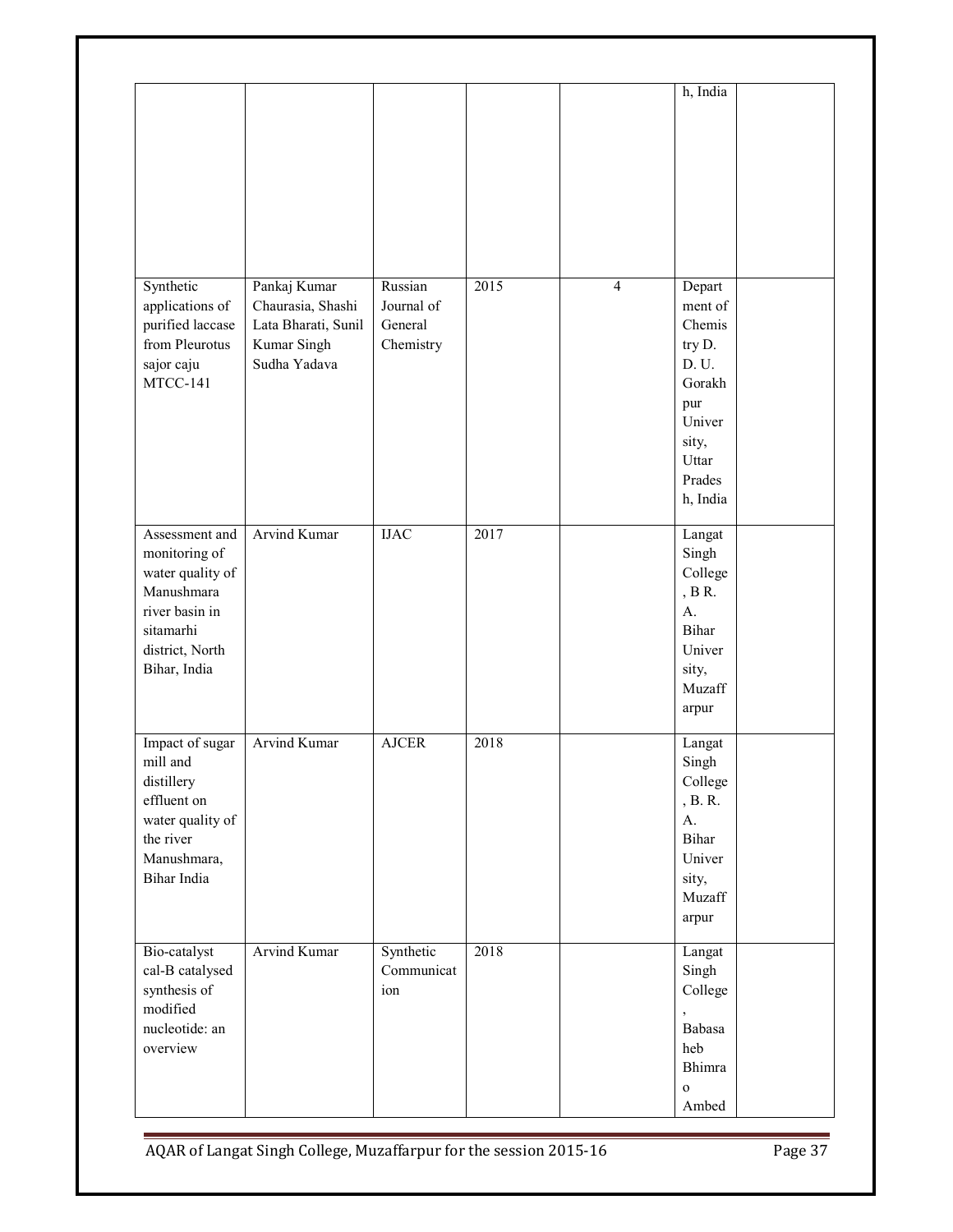| | | | | | | |
|---|---|---|---|---|---|---|
| | | | | | h, India | |
| Synthetic applications of purified laccase from Pleurotus sajor caju MTCC-141 | Pankaj Kumar Chaurasia, Shashi Lata Bharati, Sunil Kumar Singh Sudha Yadava | Russian Journal of General Chemistry | 2015 | 4 | Department of Chemistry D. D. U. Gorakhpur University, Uttar Pradesh, India | |
| Assessment and monitoring of water quality of Manushmara river basin in sitamarhi district, North Bihar, India | Arvind Kumar | IJAC | 2017 | | Langat Singh College, B R. A. Bihar University, Muzaffarpur | |
| Impact of sugar mill and distillery effluent on water quality of the river Manushmara, Bihar India | Arvind Kumar | AJCER | 2018 | | Langat Singh College, B. R. A. Bihar University, Muzaffarpur | |
| Bio-catalyst cal-B catalysed synthesis of modified nucleotide: an overview | Arvind Kumar | Synthetic Communication | 2018 | | Langat Singh College, Babasaheb Bhimrao Ambed | |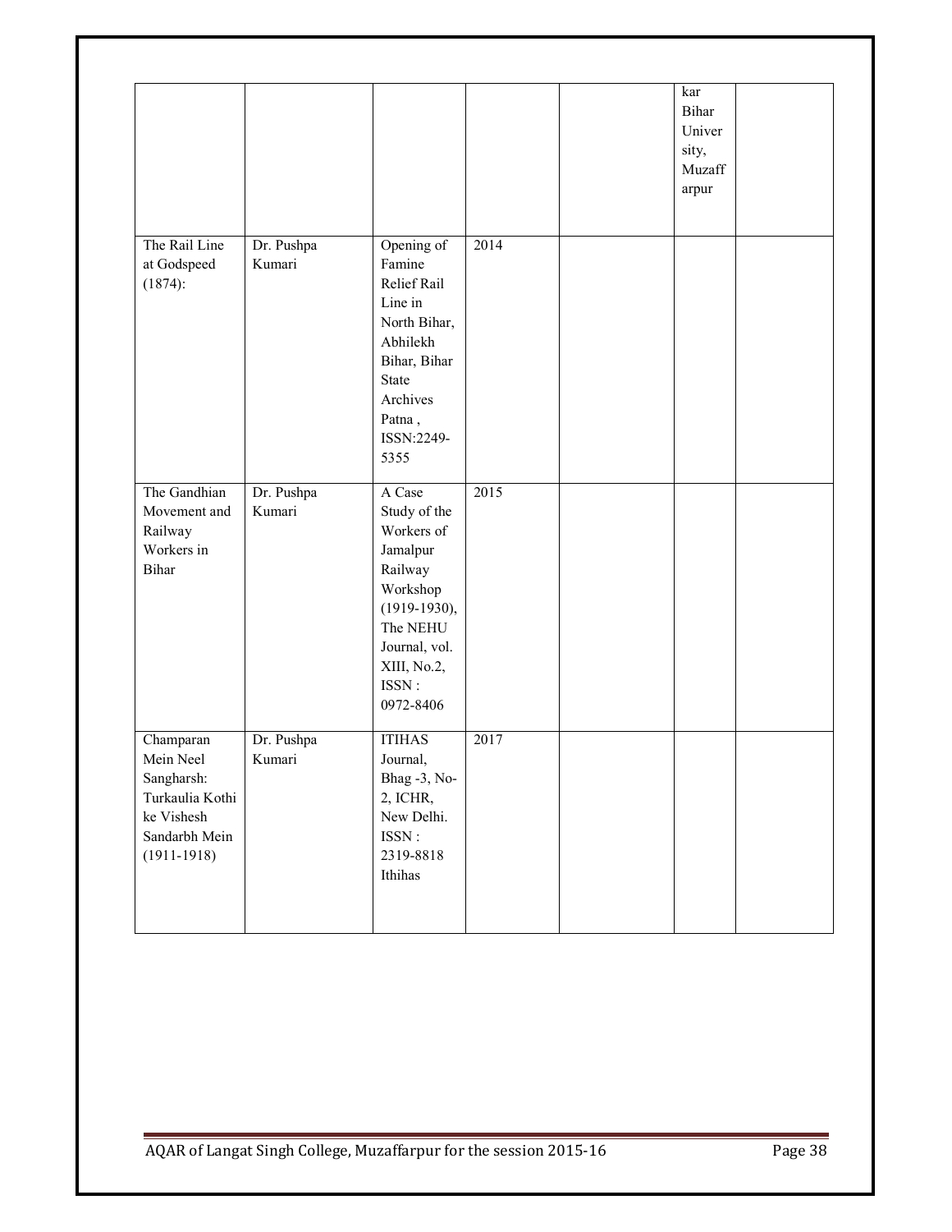| | | | | | | | |
|---|---|---|---|---|---|---|---|
| | | | | | | kar Bihar University, Muzaffarpur | |
| The Rail Line at Godspeed (1874): | Dr. Pushpa Kumari | Opening of Famine Relief Rail Line in North Bihar, Abhilekh Bihar, Bihar State Archives Patna , ISSN:2249-5355 | 2014 | | | | |
| The Gandhian Movement and Railway Workers in Bihar | Dr. Pushpa Kumari | A Case Study of the Workers of Jamalpur Railway Workshop (1919-1930), The NEHU Journal, vol. XIII, No.2, ISSN : 0972-8406 | 2015 | | | | |
| Champaran Mein Neel Sangharsh: Turkaulia Kothi ke Vishesh Sandarbh Mein (1911-1918) | Dr. Pushpa Kumari | ITIHAS Journal, Bhag -3, No-2, ICHR, New Delhi. ISSN : 2319-8818 Ithihas | 2017 | | | | |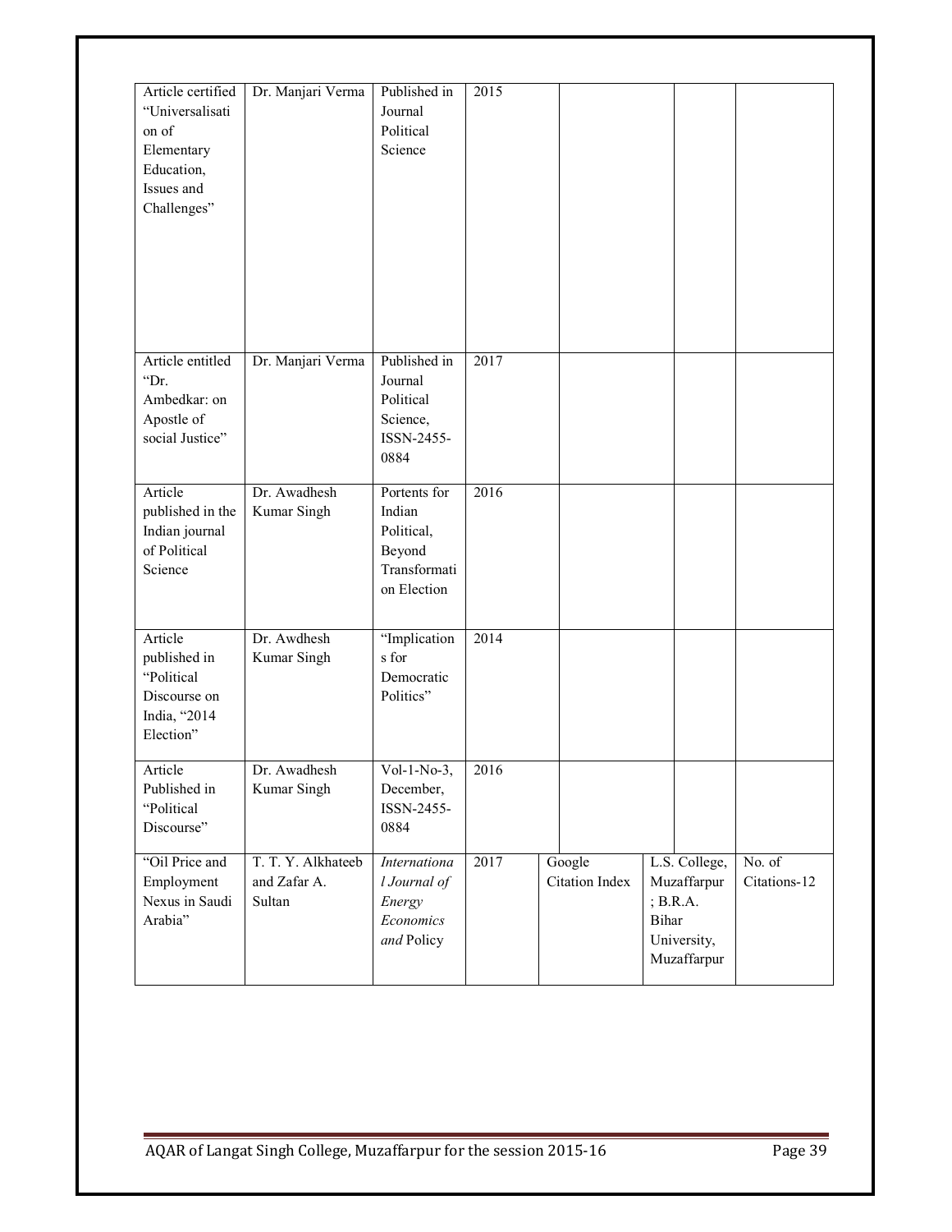| | | | | | | |
|---|---|---|---|---|---|---|
| Article certified "Universalisation of Elementary Education, Issues and Challenges" | Dr. Manjari Verma | Published in Journal Political Science | 2015 | | | |
| Article entitled "Dr. Ambedkar: on Apostle of social Justice" | Dr. Manjari Verma | Published in Journal Political Science, ISSN-2455-0884 | 2017 | | | |
| Article published in the Indian journal of Political Science | Dr. Awadhesh Kumar Singh | Portents for Indian Political, Beyond Transformation Election | 2016 | | | |
| Article published in "Political Discourse on India, "2014 Election" | Dr. Awdhesh Kumar Singh | "Implications for Democratic Politics" | 2014 | | | |
| Article Published in "Political Discourse" | Dr. Awadhesh Kumar Singh | Vol-1-No-3, December, ISSN-2455-0884 | 2016 | | | |
| "Oil Price and Employment Nexus in Saudi Arabia" | T. T. Y. Alkhateeb and Zafar A. Sultan | *International Journal of Energy Economics and* Policy | 2017 | Google Citation Index | L.S. College, Muzaffarpur ; B.R.A. Bihar University, Muzaffarpur | No. of Citations-12 |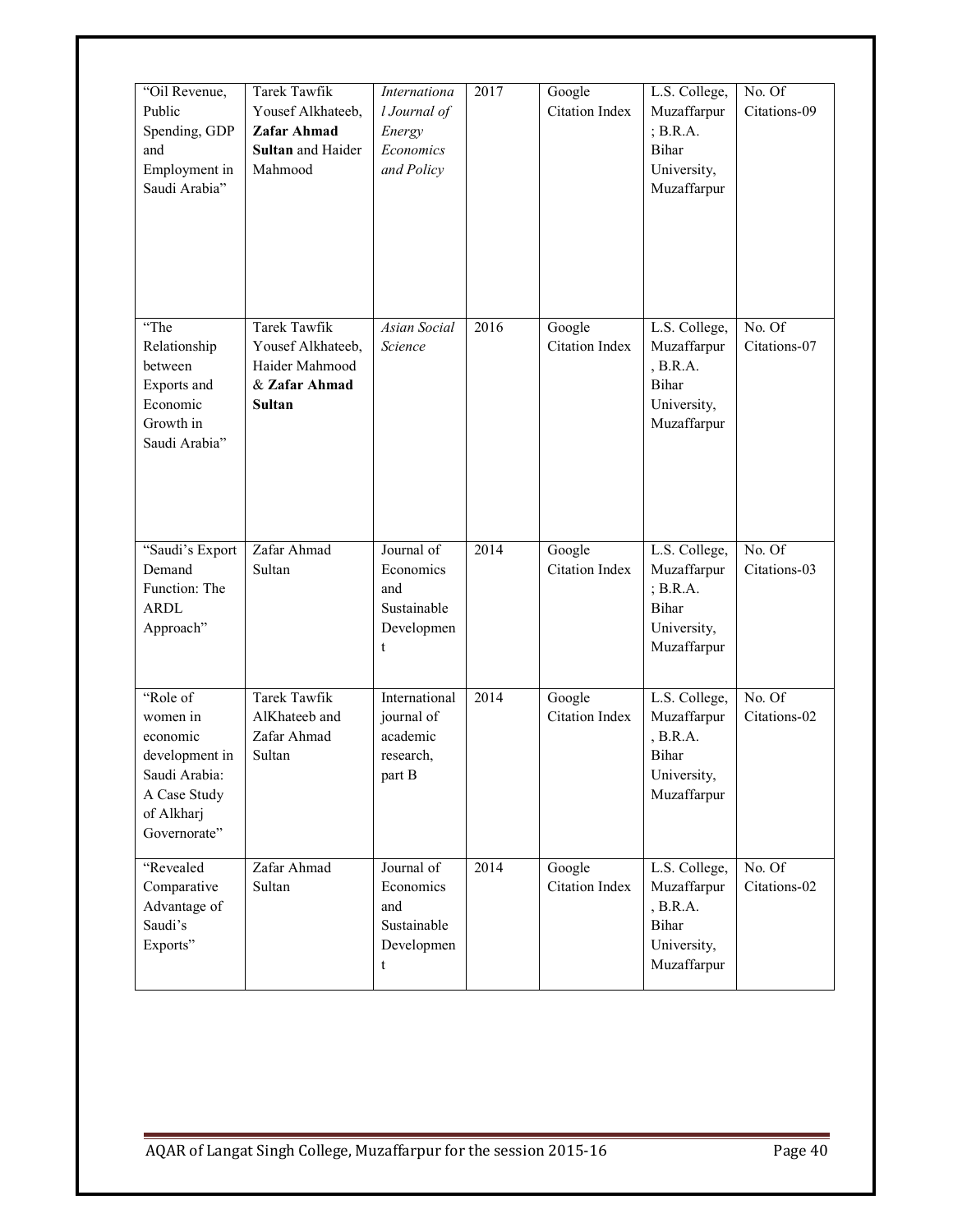| “Oil Revenue, Public Spending, GDP and Employment in Saudi Arabia” | Tarek Tawfik Yousef Alkhateeb, **Zafar Ahmad Sultan** and Haider Mahmood | *International Journal of Energy Economics and Policy* | 2017 | Google Citation Index | L.S. College, Muzaffarpur ; B.R.A. Bihar University, Muzaffarpur | No. Of Citations-09 |
|---|---|---|---|---|---|---|
| “The Relationship between Exports and Economic Growth in Saudi Arabia” | Tarek Tawfik Yousef Alkhateeb, Haider Mahmood & **Zafar Ahmad Sultan** | *Asian Social Science* | 2016 | Google Citation Index | L.S. College, Muzaffarpur , B.R.A. Bihar University, Muzaffarpur | No. Of Citations-07 |
| “Saudi’s Export Demand Function: The ARDL Approach” | Zafar Ahmad Sultan | Journal of Economics and Sustainable Development | 2014 | Google Citation Index | L.S. College, Muzaffarpur ; B.R.A. Bihar University, Muzaffarpur | No. Of Citations-03 |
| “Role of women in economic development in Saudi Arabia: A Case Study of Alkharj Governorate” | Tarek Tawfik AlKhateeb and Zafar Ahmad Sultan | International journal of academic research, part B | 2014 | Google Citation Index | L.S. College, Muzaffarpur , B.R.A. Bihar University, Muzaffarpur | No. Of Citations-02 |
| “Revealed Comparative Advantage of Saudi’s Exports” | Zafar Ahmad Sultan | Journal of Economics and Sustainable Development | 2014 | Google Citation Index | L.S. College, Muzaffarpur , B.R.A. Bihar University, Muzaffarpur | No. Of Citations-02 |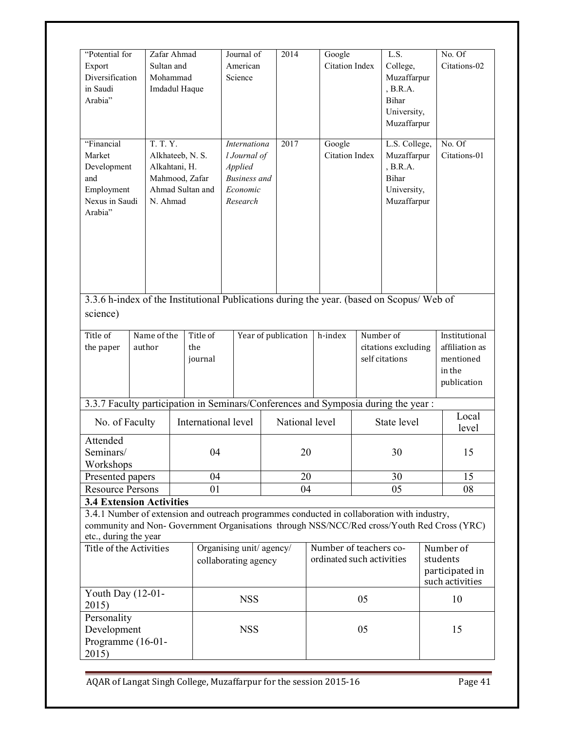| "Potential for Export Diversification in Saudi Arabia" | Zafar Ahmad Sultan and Mohammad Imdadul Haque | Journal of American Science | 2014 | Google Citation Index | L.S. College, Muzaffarpur, B.R.A. Bihar University, Muzaffarpur | No. Of Citations-02 |
|---|---|---|---|---|---|---|
| "Financial Market Development and Employment Nexus in Saudi Arabia" | T. T. Y. Alkhateeb, N. S. Alkahtani, H. Mahmood, Zafar Ahmad Sultan and N. Ahmad | *International Journal of Applied Business and Economic Research* | 2017 | Google Citation Index | L.S. College, Muzaffarpur, B.R.A. Bihar University, Muzaffarpur | No. Of Citations-01 |

3.3.6 h-index of the Institutional Publications during the year. (based on Scopus/ Web of science)

| Title of the paper | Name of the author | Title of the journal | Year of publication | h-index | Number of citations excluding self citations | Institutional affiliation as mentioned in the publication |
|---|---|---|---|---|---|---|

3.3.7 Faculty participation in Seminars/Conferences and Symposia during the year :

| No. of Faculty | International level | National level | State level | Local level |
|---|---|---|---|---|
| Attended Seminars/ Workshops | 04 | 20 | 30 | 15 |
| Presented papers | 04 | 20 | 30 | 15 |
| Resource Persons | 01 | 04 | 05 | 08 |

**3.4 Extension Activities**

3.4.1 Number of extension and outreach programmes conducted in collaboration with industry, community and Non- Government Organisations through NSS/NCC/Red cross/Youth Red Cross (YRC) etc., during the year

| Title of the Activities | Organising unit/ agency/ collaborating agency | Number of teachers co-ordinated such activities | Number of students participated in such activities |
|---|---|---|---|
| Youth Day (12-01-2015) | NSS | 05 | 10 |
| Personality Development Programme (16-01-2015) | NSS | 05 | 15 |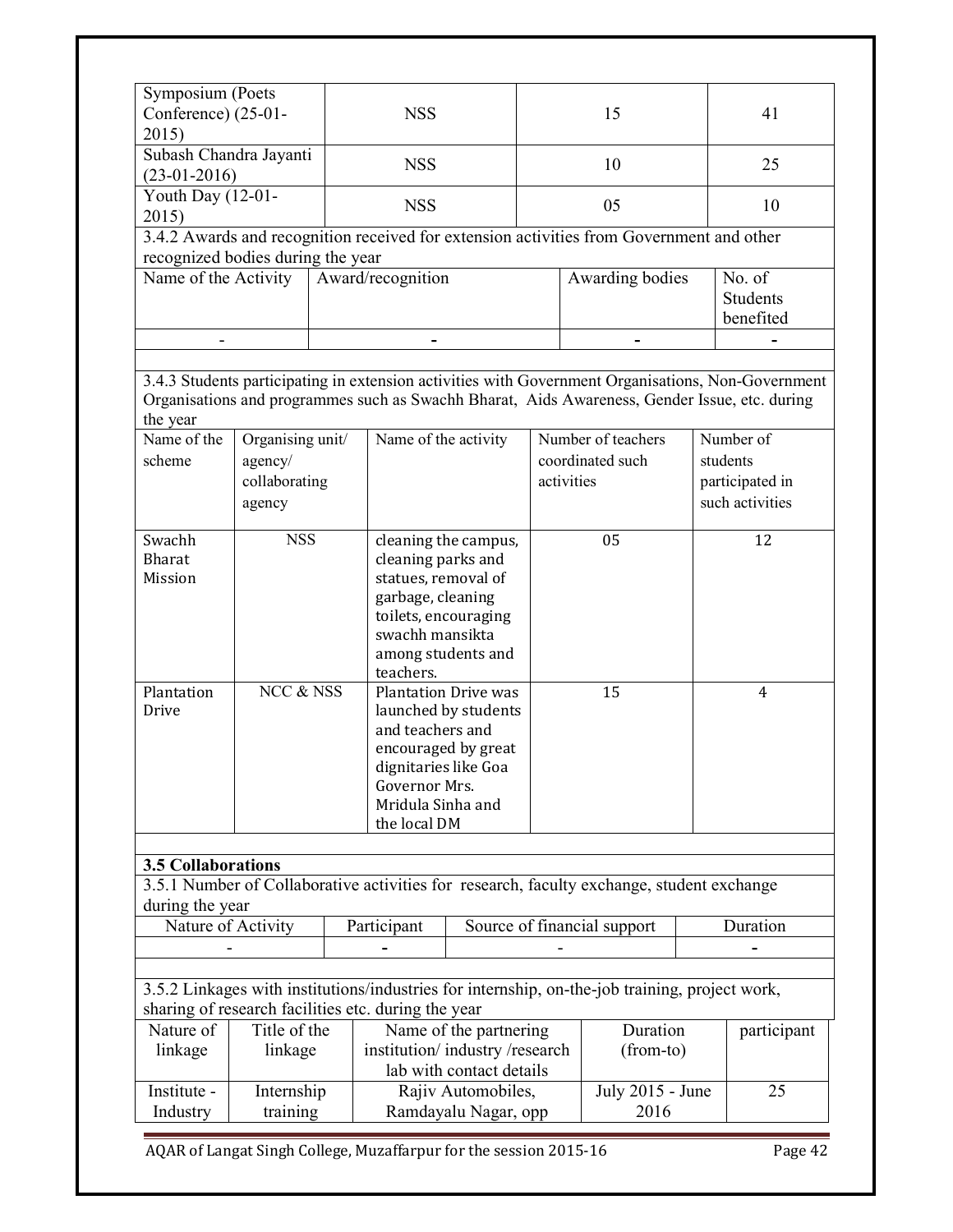| Symposium (Poets Conference) (25-01-2015) | NSS | 15 | 41 |
|---|---|---|---|
| Subash Chandra Jayanti (23-01-2016) | NSS | 10 | 25 |
| Youth Day (12-01-2015) | NSS | 05 | 10 |

3.4.2 Awards and recognition received for extension activities from Government and other recognized bodies during the year

| Name of the Activity | Award/recognition | Awarding bodies | No. of Students benefited |
|---|---|---|---|
| - | - | - | - |

3.4.3 Students participating in extension activities with Government Organisations, Non-Government Organisations and programmes such as Swachh Bharat, Aids Awareness, Gender Issue, etc. during the year

| Name of the scheme | Organising unit/ agency/ collaborating agency | Name of the activity | Number of teachers coordinated such activities | Number of students participated in such activities |
|---|---|---|---|---|
| Swachh Bharat Mission | NSS | cleaning the campus, cleaning parks and statues, removal of garbage, cleaning toilets, encouraging swachh mansikta among students and teachers. | 05 | 12 |
| Plantation Drive | NCC & NSS | Plantation Drive was launched by students and teachers and encouraged by great dignitaries like Goa Governor Mrs. Mridula Sinha and the local DM | 15 | 4 |

**3.5 Collaborations**

3.5.1 Number of Collaborative activities for research, faculty exchange, student exchange during the year

| Nature of Activity | Participant | Source of financial support | Duration |
|---|---|---|---|
| - | - | - | - |

3.5.2 Linkages with institutions/industries for internship, on-the-job training, project work, sharing of research facilities etc. during the year

| Nature of linkage | Title of the linkage | Name of the partnering institution/ industry /research lab with contact details | Duration (from-to) | participant |
|---|---|---|---|---|
| Institute - Industry | Internship training | Rajiv Automobiles, Ramdayalu Nagar, opp | July 2015 - June 2016 | 25 |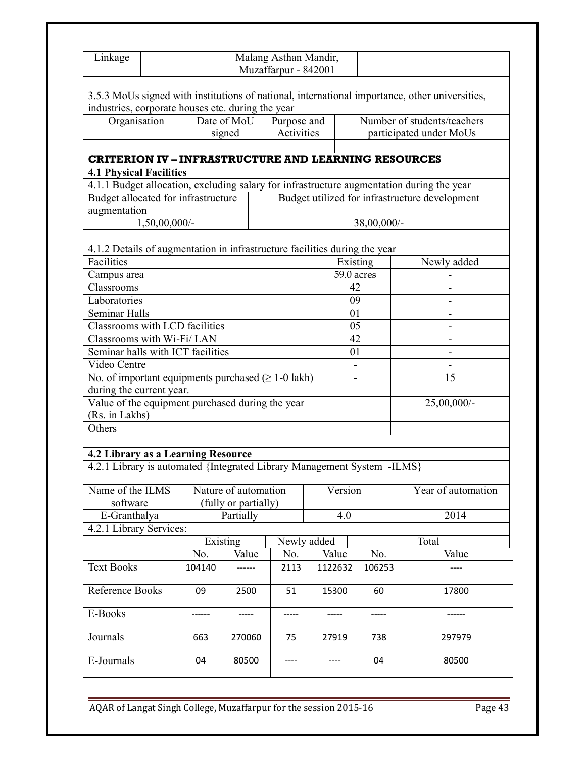| Linkage | | Malang Asthan Mandir, Muzaffarpur - 842001 | | |
|---|---|---|---|---|

3.5.3 MoUs signed with institutions of national, international importance, other universities, industries, corporate houses etc. during the year

| Organisation | Date of MoU signed | Purpose and Activities | Number of students/teachers participated under MoUs |
|---|---|---|---|
| | | | |

## CRITERION IV – INFRASTRUCTURE AND LEARNING RESOURCES

### 4.1 Physical Facilities

4.1.1 Budget allocation, excluding salary for infrastructure augmentation during the year

| Budget allocated for infrastructure augmentation | Budget utilized for infrastructure development |
|---|---|
| 1,50,00,000/- | 38,00,000/- |

4.1.2 Details of augmentation in infrastructure facilities during the year

| Facilities | Existing | Newly added |
|---|---|---|
| Campus area | 59.0 acres | - |
| Classrooms | 42 | - |
| Laboratories | 09 | - |
| Seminar Halls | 01 | - |
| Classrooms with LCD facilities | 05 | - |
| Classrooms with Wi-Fi/ LAN | 42 | - |
| Seminar halls with ICT facilities | 01 | - |
| Video Centre | - | - |
| No. of important equipments purchased (≥ 1-0 lakh) during the current year. | - | 15 |
| Value of the equipment purchased during the year (Rs. in Lakhs) | | 25,00,000/- |
| Others | | |

### 4.2 Library as a Learning Resource

4.2.1 Library is automated {Integrated Library Management System -ILMS}

| Name of the ILMS software | Nature of automation (fully or partially) | Version | Year of automation |
|---|---|---|---|
| E-Granthalya | Partially | 4.0 | 2014 |

4.2.1 Library Services:

| | Existing | | Newly added | | Total | |
|---|---|---|---|---|---|---|
| | No. | Value | No. | Value | No. | Value |
| Text Books | 104140 | ------ | 2113 | 1122632 | 106253 | ---- |
| Reference Books | 09 | 2500 | 51 | 15300 | 60 | 17800 |
| E-Books | ------ | ----- | ----- | ----- | ----- | ------ |
| Journals | 663 | 270060 | 75 | 27919 | 738 | 297979 |
| E-Journals | 04 | 80500 | ---- | ---- | 04 | 80500 |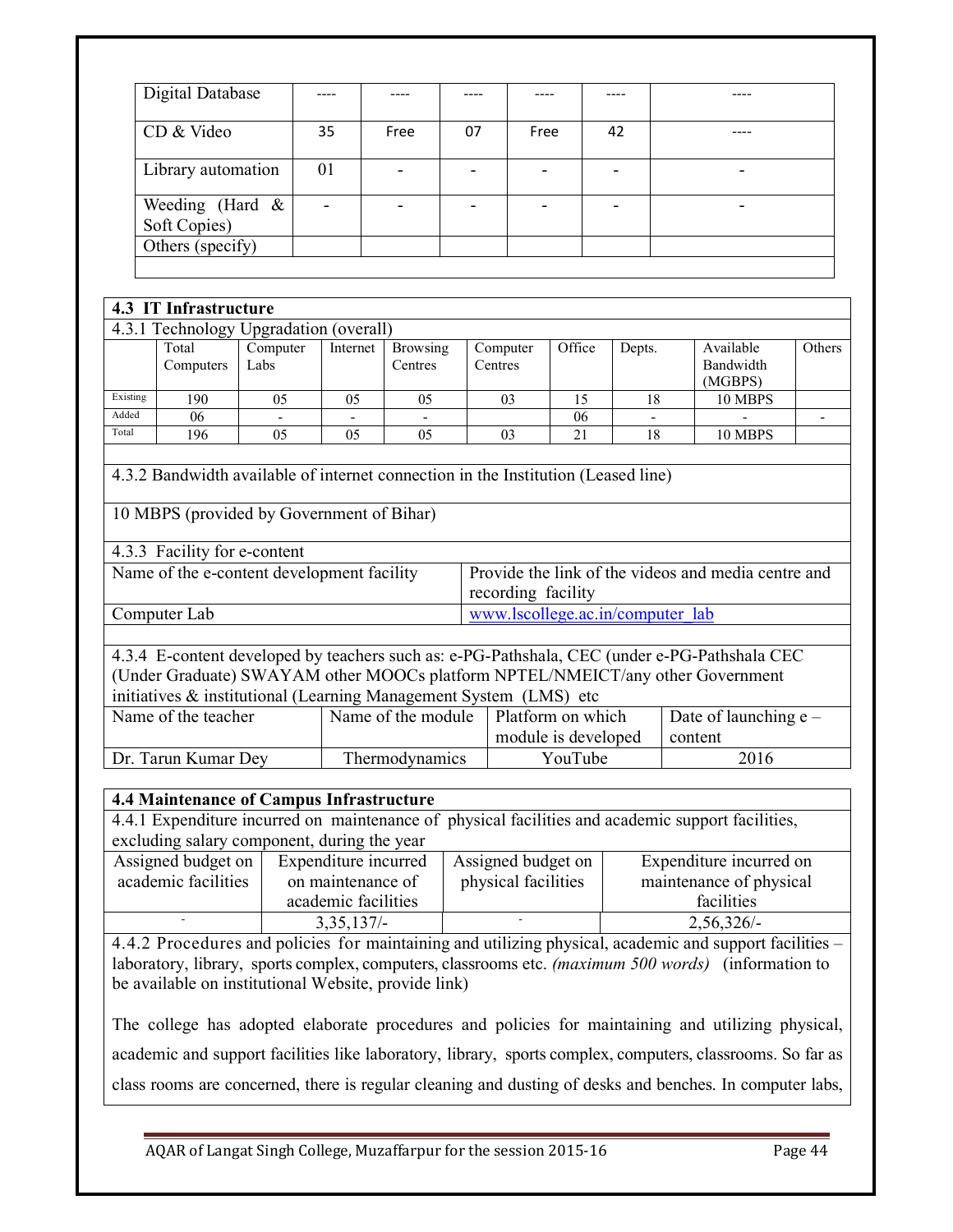| Digital Database | ---- | ---- | ---- | ---- | ---- | ---- |
|---|---|---|---|---|---|---|
| CD & Video | 35 | Free | 07 | Free | 42 | ---- |
| Library automation | 01 | - | - | - | - | - |
| Weeding (Hard & Soft Copies) | - | - | - | - | - | - |
| Others (specify) | | | | | | |

## 4.3 IT Infrastructure

4.3.1 Technology Upgradation (overall)

| | Total Computers | Computer Labs | Internet | Browsing Centres | Computer Centres | Office | Depts. | Available Bandwidth (MGBPS) | Others |
|---|---|---|---|---|---|---|---|---|---|
| Existing | 190 | 05 | 05 | 05 | 03 | 15 | 18 | 10 MBPS | |
| Added | 06 | - | - | - | | 06 | - | - | - |
| Total | 196 | 05 | 05 | 05 | 03 | 21 | 18 | 10 MBPS | |

4.3.2 Bandwidth available of internet connection in the Institution (Leased line)

10 MBPS (provided by Government of Bihar)

4.3.3 Facility for e-content

| Name of the e-content development facility | Provide the link of the videos and media centre and recording facility |
|---|---|
| Computer Lab | www.lscollege.ac.in/computer_lab |

4.3.4 E-content developed by teachers such as: e-PG-Pathshala, CEC (under e-PG-Pathshala CEC (Under Graduate) SWAYAM other MOOCs platform NPTEL/NMEICT/any other Government initiatives & institutional (Learning Management System (LMS) etc

| Name of the teacher | Name of the module | Platform on which module is developed | Date of launching e – content |
|---|---|---|---|
| Dr. Tarun Kumar Dey | Thermodynamics | YouTube | 2016 |

## 4.4 Maintenance of Campus Infrastructure

4.4.1 Expenditure incurred on maintenance of physical facilities and academic support facilities, excluding salary component, during the year

| Assigned budget on academic facilities | Expenditure incurred on maintenance of academic facilities | Assigned budget on physical facilities | Expenditure incurred on maintenance of physical facilities |
|---|---|---|---|
| - | 3,35,137/- | - | 2,56,326/- |

4.4.2 Procedures and policies for maintaining and utilizing physical, academic and support facilities – laboratory, library, sports complex, computers, classrooms etc. *(maximum 500 words)* (information to be available on institutional Website, provide link)

The college has adopted elaborate procedures and policies for maintaining and utilizing physical, academic and support facilities like laboratory, library, sports complex, computers, classrooms. So far as class rooms are concerned, there is regular cleaning and dusting of desks and benches. In computer labs,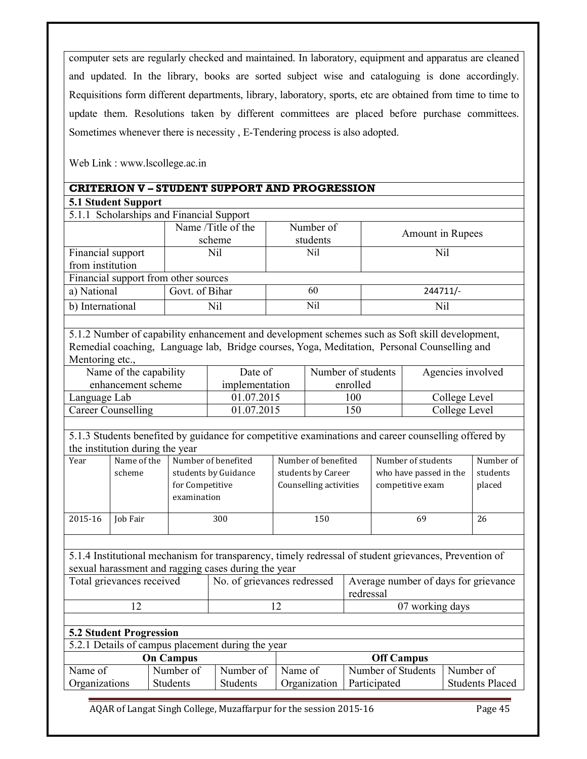computer sets are regularly checked and maintained. In laboratory, equipment and apparatus are cleaned and updated. In the library, books are sorted subject wise and cataloguing is done accordingly. Requisitions form different departments, library, laboratory, sports, etc are obtained from time to time to update them. Resolutions taken by different committees are placed before purchase committees. Sometimes whenever there is necessity , E-Tendering process is also adopted.

Web Link : www.lscollege.ac.in

## CRITERION V – STUDENT SUPPORT AND PROGRESSION

### 5.1 Student Support

5.1.1 Scholarships and Financial Support

| | Name /Title of the scheme | Number of students | Amount in Rupees |
|---|---|---|---|
| Financial support from institution | Nil | Nil | Nil |
| Financial support from other sources | | | |
| a) National | Govt. of Bihar | 60 | 244711/- |
| b) International | Nil | Nil | Nil |

5.1.2 Number of capability enhancement and development schemes such as Soft skill development, Remedial coaching, Language lab, Bridge courses, Yoga, Meditation, Personal Counselling and Mentoring etc.,

| Name of the capability enhancement scheme | Date of implementation | Number of students enrolled | Agencies involved |
|---|---|---|---|
| Language Lab | 01.07.2015 | 100 | College Level |
| Career Counselling | 01.07.2015 | 150 | College Level |

5.1.3 Students benefited by guidance for competitive examinations and career counselling offered by the institution during the year

| Year | Name of the scheme | Number of benefited students by Guidance for Competitive examination | Number of benefited students by Career Counselling activities | Number of students who have passed in the competitive exam | Number of students placed |
|---|---|---|---|---|---|
| 2015-16 | Job Fair | 300 | 150 | 69 | 26 |

5.1.4 Institutional mechanism for transparency, timely redressal of student grievances, Prevention of sexual harassment and ragging cases during the year

| Total grievances received | No. of grievances redressed | Average number of days for grievance redressal |
|---|---|---|
| 12 | 12 | 07 working days |

### 5.2 Student Progression

5.2.1 Details of campus placement during the year

| On Campus | | | Off Campus | | |
|---|---|---|---|---|---|
| Name of Organizations | Number of Students | Number of Students | Name of Organization | Number of Students Participated | Number of Students Placed |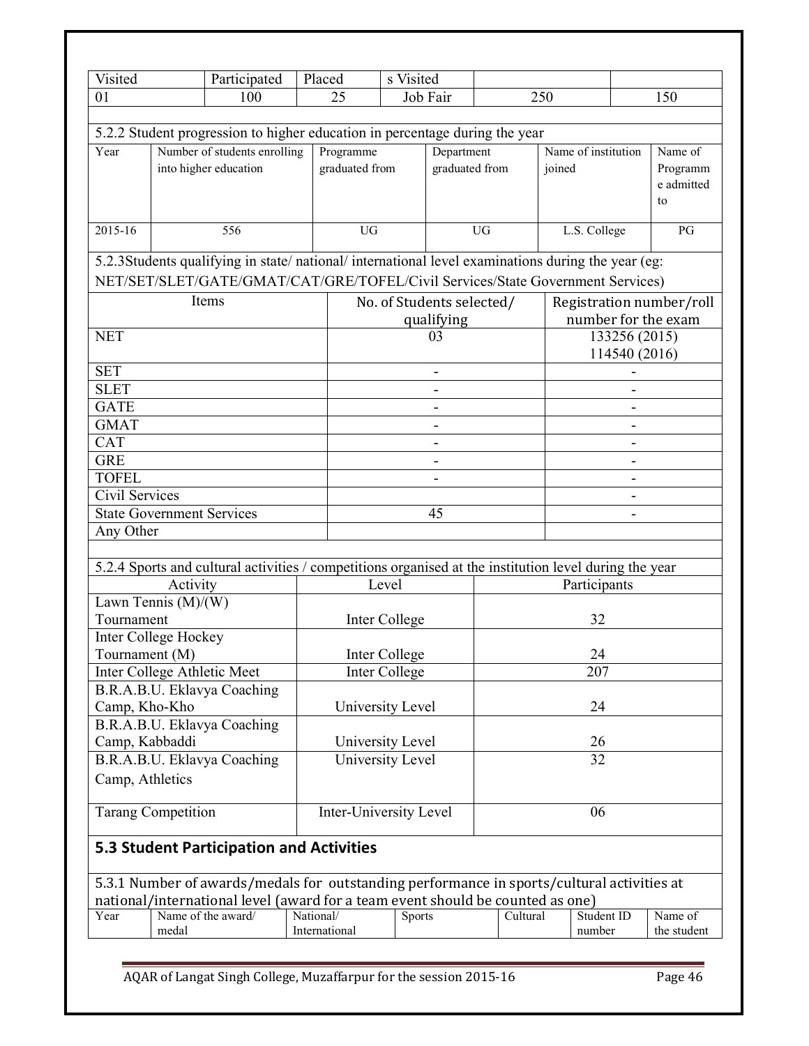| Visited | Participated | Placed | s Visited | | |
|---|---|---|---|---|---|
| 01 | 100 | 25 | Job Fair | 250 | 150 |

5.2.2 Student progression to higher education in percentage during the year

| Year | Number of students enrolling into higher education | Programme graduated from | Department graduated from | Name of institution joined | Name of Programme admitted to |
|---|---|---|---|---|---|
| 2015-16 | 556 | UG | UG | L.S. College | PG |

5.2.3Students qualifying in state/ national/ international level examinations during the year (eg: NET/SET/SLET/GATE/GMAT/CAT/GRE/TOFEL/Civil Services/State Government Services)

| Items | No. of Students selected/ qualifying | Registration number/roll number for the exam |
|---|---|---|
| NET | 03 | 133256 (2015) 114540 (2016) |
| SET | - | - |
| SLET | - | - |
| GATE | - | - |
| GMAT | - | - |
| CAT | - | - |
| GRE | - | - |
| TOFEL | - | - |
| Civil Services | | - |
| State Government Services | 45 | - |
| Any Other | | |

5.2.4 Sports and cultural activities / competitions organised at the institution level during the year

| Activity | Level | Participants |
|---|---|---|
| Lawn Tennis (M)/(W) Tournament | Inter College | 32 |
| Inter College Hockey Tournament (M) | Inter College | 24 |
| Inter College Athletic Meet | Inter College | 207 |
| B.R.A.B.U. Eklavya Coaching Camp, Kho-Kho | University Level | 24 |
| B.R.A.B.U. Eklavya Coaching Camp, Kabbaddi | University Level | 26 |
| B.R.A.B.U. Eklavya Coaching Camp, Athletics | University Level | 32 |
| Tarang Competition | Inter-University Level | 06 |

## 5.3 Student Participation and Activities

5.3.1 Number of awards/medals for outstanding performance in sports/cultural activities at national/international level (award for a team event should be counted as one)

| Year | Name of the award/ medal | National/ International | Sports | Cultural | Student ID number | Name of the student |
|---|---|---|---|---|---|---|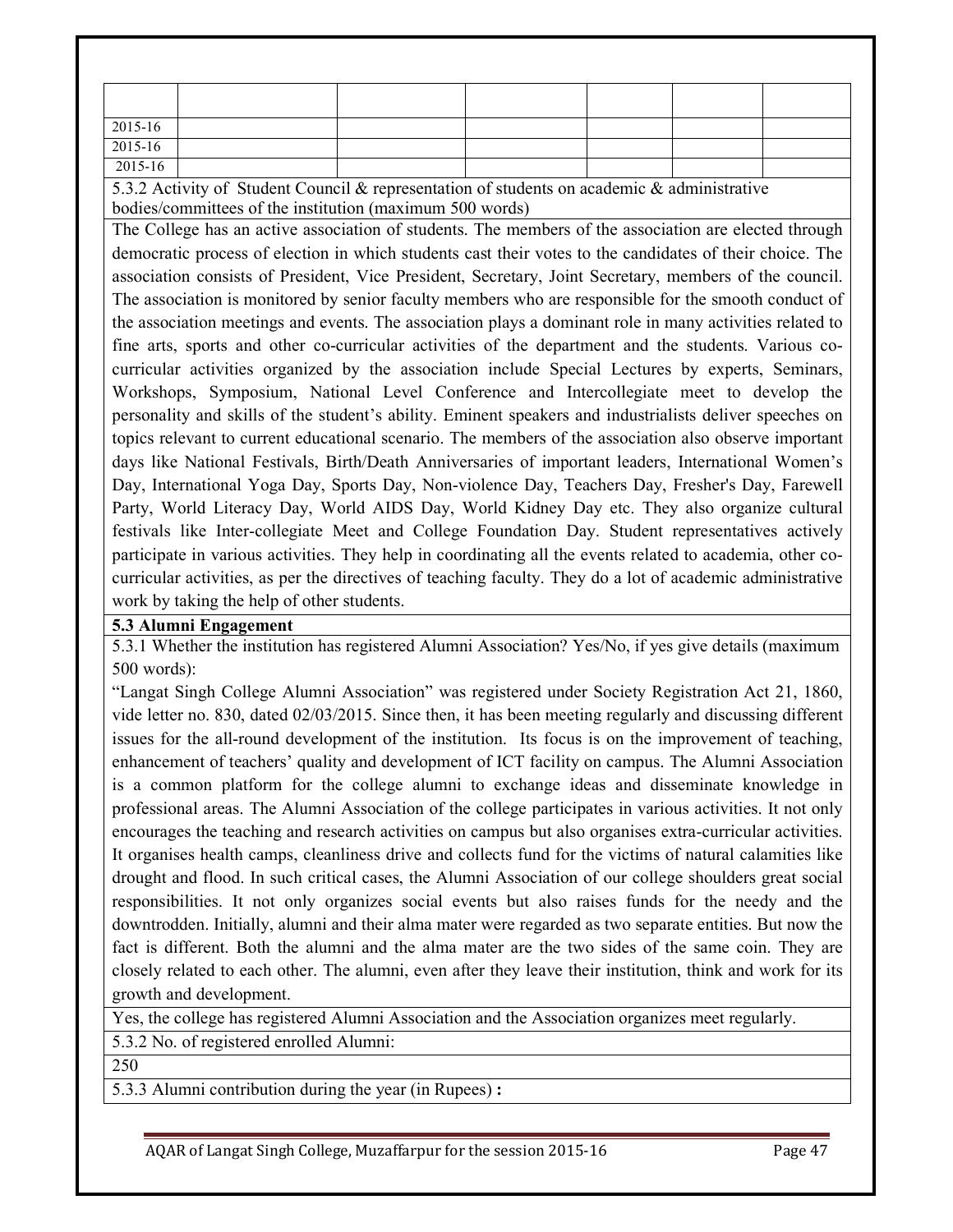| | | | | | | |
|---|---|---|---|---|---|---|
| 2015-16 | | | | | | |
| 2015-16 | | | | | | |
| 2015-16 | | | | | | |

5.3.2 Activity of Student Council & representation of students on academic & administrative bodies/committees of the institution (maximum 500 words)

The College has an active association of students. The members of the association are elected through democratic process of election in which students cast their votes to the candidates of their choice. The association consists of President, Vice President, Secretary, Joint Secretary, members of the council. The association is monitored by senior faculty members who are responsible for the smooth conduct of the association meetings and events. The association plays a dominant role in many activities related to fine arts, sports and other co-curricular activities of the department and the students. Various co-curricular activities organized by the association include Special Lectures by experts, Seminars, Workshops, Symposium, National Level Conference and Intercollegiate meet to develop the personality and skills of the student's ability. Eminent speakers and industrialists deliver speeches on topics relevant to current educational scenario. The members of the association also observe important days like National Festivals, Birth/Death Anniversaries of important leaders, International Women's Day, International Yoga Day, Sports Day, Non-violence Day, Teachers Day, Fresher's Day, Farewell Party, World Literacy Day, World AIDS Day, World Kidney Day etc. They also organize cultural festivals like Inter-collegiate Meet and College Foundation Day. Student representatives actively participate in various activities. They help in coordinating all the events related to academia, other co-curricular activities, as per the directives of teaching faculty. They do a lot of academic administrative work by taking the help of other students.

**5.3 Alumni Engagement**

5.3.1 Whether the institution has registered Alumni Association? Yes/No, if yes give details (maximum 500 words):

"Langat Singh College Alumni Association" was registered under Society Registration Act 21, 1860, vide letter no. 830, dated 02/03/2015. Since then, it has been meeting regularly and discussing different issues for the all-round development of the institution. Its focus is on the improvement of teaching, enhancement of teachers' quality and development of ICT facility on campus. The Alumni Association is a common platform for the college alumni to exchange ideas and disseminate knowledge in professional areas. The Alumni Association of the college participates in various activities. It not only encourages the teaching and research activities on campus but also organises extra-curricular activities. It organises health camps, cleanliness drive and collects fund for the victims of natural calamities like drought and flood. In such critical cases, the Alumni Association of our college shoulders great social responsibilities. It not only organizes social events but also raises funds for the needy and the downtrodden. Initially, alumni and their alma mater were regarded as two separate entities. But now the fact is different. Both the alumni and the alma mater are the two sides of the same coin. They are closely related to each other. The alumni, even after they leave their institution, think and work for its growth and development.

Yes, the college has registered Alumni Association and the Association organizes meet regularly.

5.3.2 No. of registered enrolled Alumni:

250

5.3.3 Alumni contribution during the year (in Rupees) **:**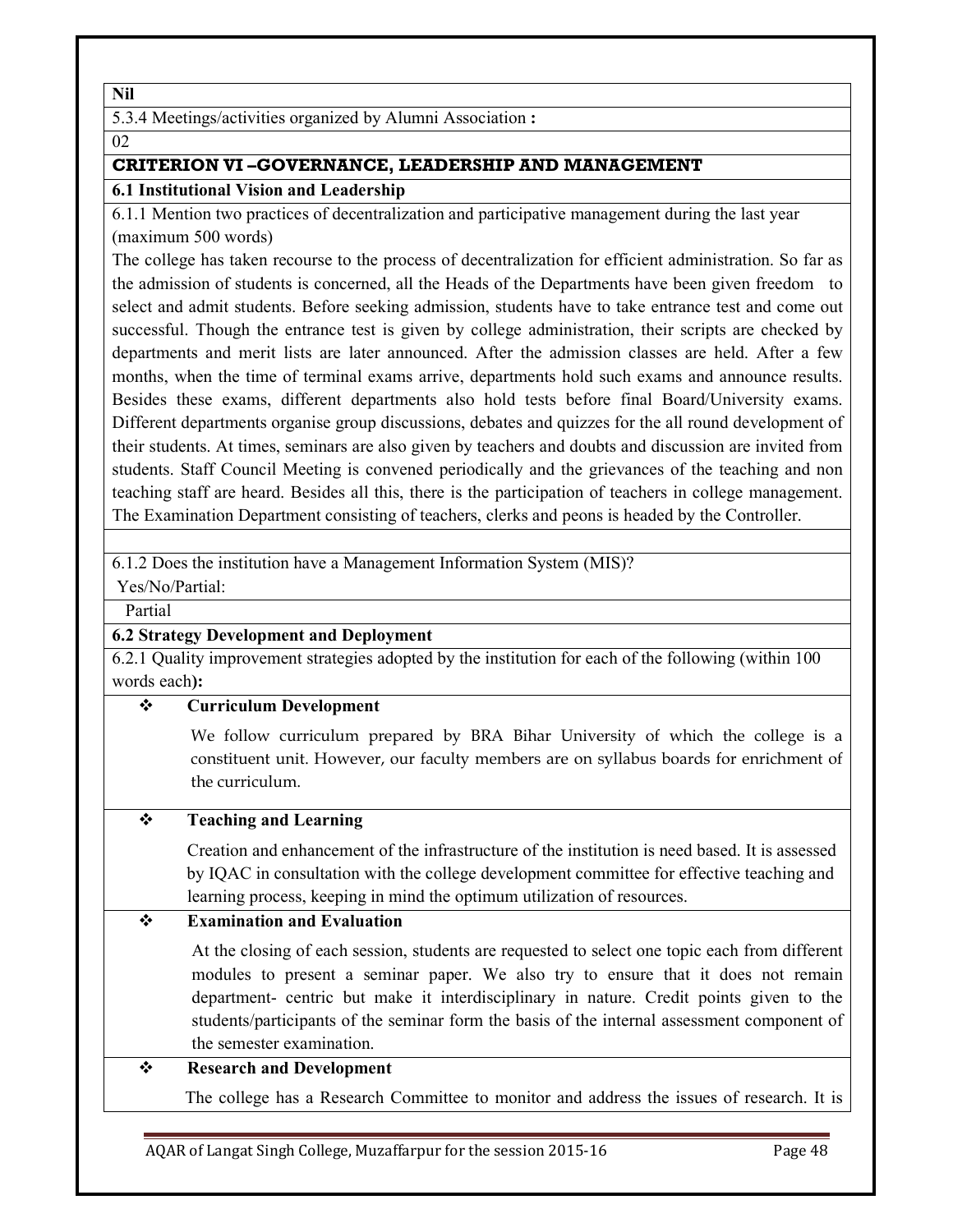Nil

5.3.4 Meetings/activities organized by Alumni Association **:**

02

## CRITERION VI –GOVERNANCE, LEADERSHIP AND MANAGEMENT

### 6.1 Institutional Vision and Leadership

6.1.1 Mention two practices of decentralization and participative management during the last year (maximum 500 words)

The college has taken recourse to the process of decentralization for efficient administration. So far as the admission of students is concerned, all the Heads of the Departments have been given freedom to select and admit students. Before seeking admission, students have to take entrance test and come out successful. Though the entrance test is given by college administration, their scripts are checked by departments and merit lists are later announced. After the admission classes are held. After a few months, when the time of terminal exams arrive, departments hold such exams and announce results. Besides these exams, different departments also hold tests before final Board/University exams. Different departments organise group discussions, debates and quizzes for the all round development of their students. At times, seminars are also given by teachers and doubts and discussion are invited from students. Staff Council Meeting is convened periodically and the grievances of the teaching and non teaching staff are heard. Besides all this, there is the participation of teachers in college management. The Examination Department consisting of teachers, clerks and peons is headed by the Controller.

6.1.2 Does the institution have a Management Information System (MIS)?
Yes/No/Partial:

Partial

### 6.2 Strategy Development and Deployment

6.2.1 Quality improvement strategies adopted by the institution for each of the following (within 100 words each**):**

- **Curriculum Development**

  We follow curriculum prepared by BRA Bihar University of which the college is a constituent unit. However, our faculty members are on syllabus boards for enrichment of the curriculum.

- **Teaching and Learning**

  Creation and enhancement of the infrastructure of the institution is need based. It is assessed by IQAC in consultation with the college development committee for effective teaching and learning process, keeping in mind the optimum utilization of resources.

- **Examination and Evaluation**

  At the closing of each session, students are requested to select one topic each from different modules to present a seminar paper. We also try to ensure that it does not remain department- centric but make it interdisciplinary in nature. Credit points given to the students/participants of the seminar form the basis of the internal assessment component of the semester examination.

- **Research and Development**

  The college has a Research Committee to monitor and address the issues of research. It is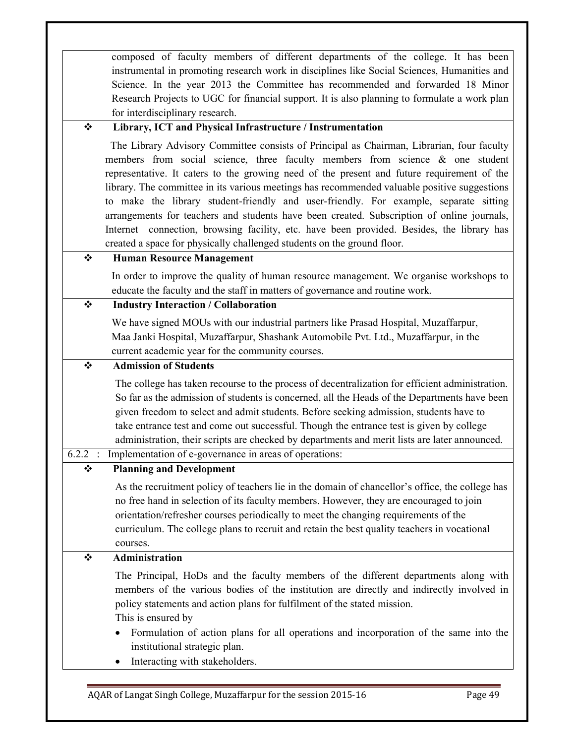composed of faculty members of different departments of the college. It has been instrumental in promoting research work in disciplines like Social Sciences, Humanities and Science. In the year 2013 the Committee has recommended and forwarded 18 Minor Research Projects to UGC for financial support. It is also planning to formulate a work plan for interdisciplinary research.

❖ **Library, ICT and Physical Infrastructure / Instrumentation**

The Library Advisory Committee consists of Principal as Chairman, Librarian, four faculty members from social science, three faculty members from science & one student representative. It caters to the growing need of the present and future requirement of the library. The committee in its various meetings has recommended valuable positive suggestions to make the library student-friendly and user-friendly. For example, separate sitting arrangements for teachers and students have been created. Subscription of online journals, Internet connection, browsing facility, etc. have been provided. Besides, the library has created a space for physically challenged students on the ground floor.

❖ **Human Resource Management**

In order to improve the quality of human resource management. We organise workshops to educate the faculty and the staff in matters of governance and routine work.

❖ **Industry Interaction / Collaboration**

We have signed MOUs with our industrial partners like Prasad Hospital, Muzaffarpur, Maa Janki Hospital, Muzaffarpur, Shashank Automobile Pvt. Ltd., Muzaffarpur, in the current academic year for the community courses.

❖ **Admission of Students**

The college has taken recourse to the process of decentralization for efficient administration. So far as the admission of students is concerned, all the Heads of the Departments have been given freedom to select and admit students. Before seeking admission, students have to take entrance test and come out successful. Though the entrance test is given by college administration, their scripts are checked by departments and merit lists are later announced.

6.2.2 : Implementation of e-governance in areas of operations:

❖ **Planning and Development**

As the recruitment policy of teachers lie in the domain of chancellor's office, the college has no free hand in selection of its faculty members. However, they are encouraged to join orientation/refresher courses periodically to meet the changing requirements of the curriculum. The college plans to recruit and retain the best quality teachers in vocational courses.

❖ **Administration**

The Principal, HoDs and the faculty members of the different departments along with members of the various bodies of the institution are directly and indirectly involved in policy statements and action plans for fulfilment of the stated mission.

This is ensured by

- Formulation of action plans for all operations and incorporation of the same into the institutional strategic plan.
- Interacting with stakeholders.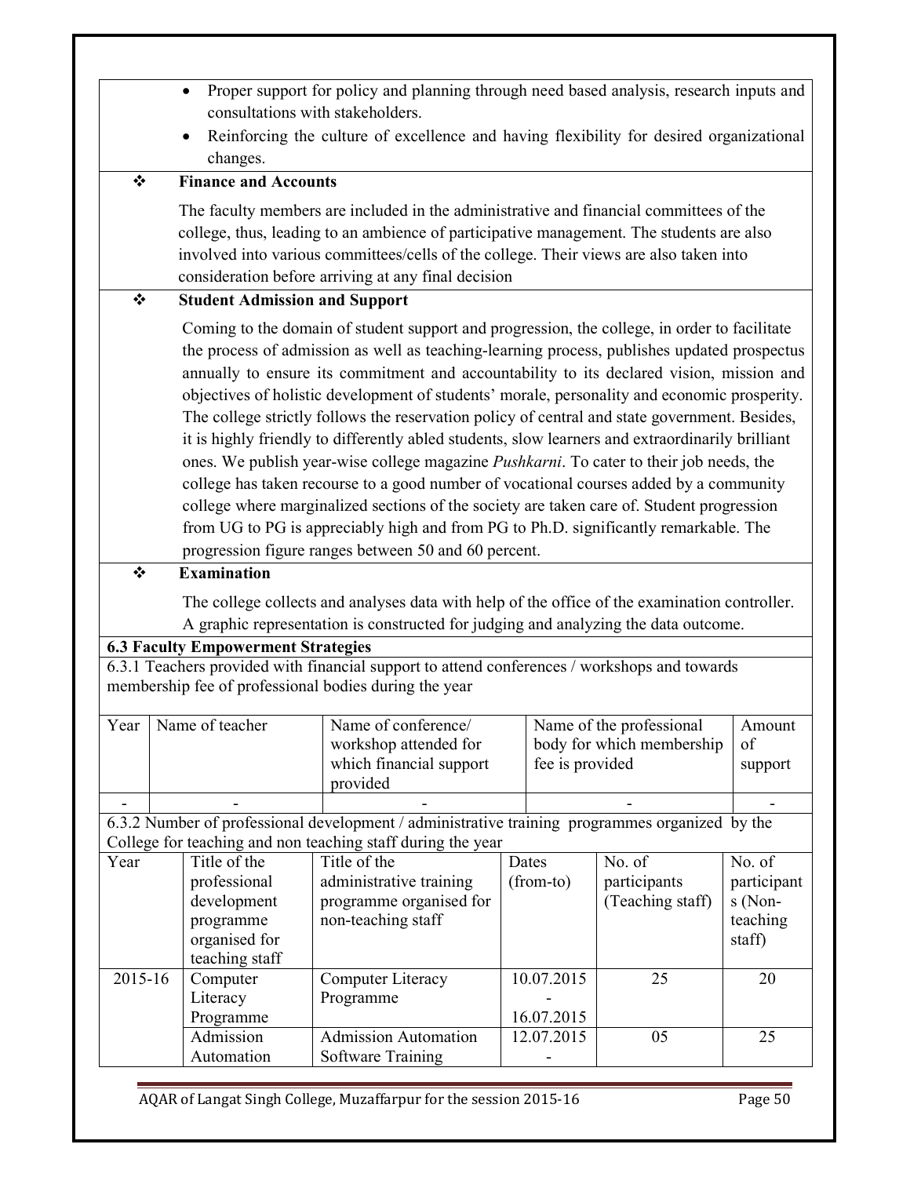- Proper support for policy and planning through need based analysis, research inputs and consultations with stakeholders.
- Reinforcing the culture of excellence and having flexibility for desired organizational changes.

❖ **Finance and Accounts**

The faculty members are included in the administrative and financial committees of the college, thus, leading to an ambience of participative management. The students are also involved into various committees/cells of the college. Their views are also taken into consideration before arriving at any final decision

❖ **Student Admission and Support**

Coming to the domain of student support and progression, the college, in order to facilitate the process of admission as well as teaching-learning process, publishes updated prospectus annually to ensure its commitment and accountability to its declared vision, mission and objectives of holistic development of students' morale, personality and economic prosperity. The college strictly follows the reservation policy of central and state government. Besides, it is highly friendly to differently abled students, slow learners and extraordinarily brilliant ones. We publish year-wise college magazine *Pushkarni*. To cater to their job needs, the college has taken recourse to a good number of vocational courses added by a community college where marginalized sections of the society are taken care of. Student progression from UG to PG is appreciably high and from PG to Ph.D. significantly remarkable. The progression figure ranges between 50 and 60 percent.

❖ **Examination**

The college collects and analyses data with help of the office of the examination controller. A graphic representation is constructed for judging and analyzing the data outcome.

**6.3 Faculty Empowerment Strategies**

6.3.1 Teachers provided with financial support to attend conferences / workshops and towards membership fee of professional bodies during the year

| Year | Name of teacher | Name of conference/ workshop attended for which financial support provided | Name of the professional body for which membership fee is provided | Amount of support |
|---|---|---|---|---|
| - | - | - | - | - |

6.3.2 Number of professional development / administrative training programmes organized by the College for teaching and non teaching staff during the year

| Year | Title of the professional development programme organised for teaching staff | Title of the administrative training programme organised for non-teaching staff | Dates (from-to) | No. of participants (Teaching staff) | No. of participants (Non-teaching staff) |
|---|---|---|---|---|---|
| 2015-16 | Computer Literacy Programme | Computer Literacy Programme | 10.07.2015 - 16.07.2015 | 25 | 20 |
| | Admission Automation | Admission Automation Software Training | 12.07.2015 - | 05 | 25 |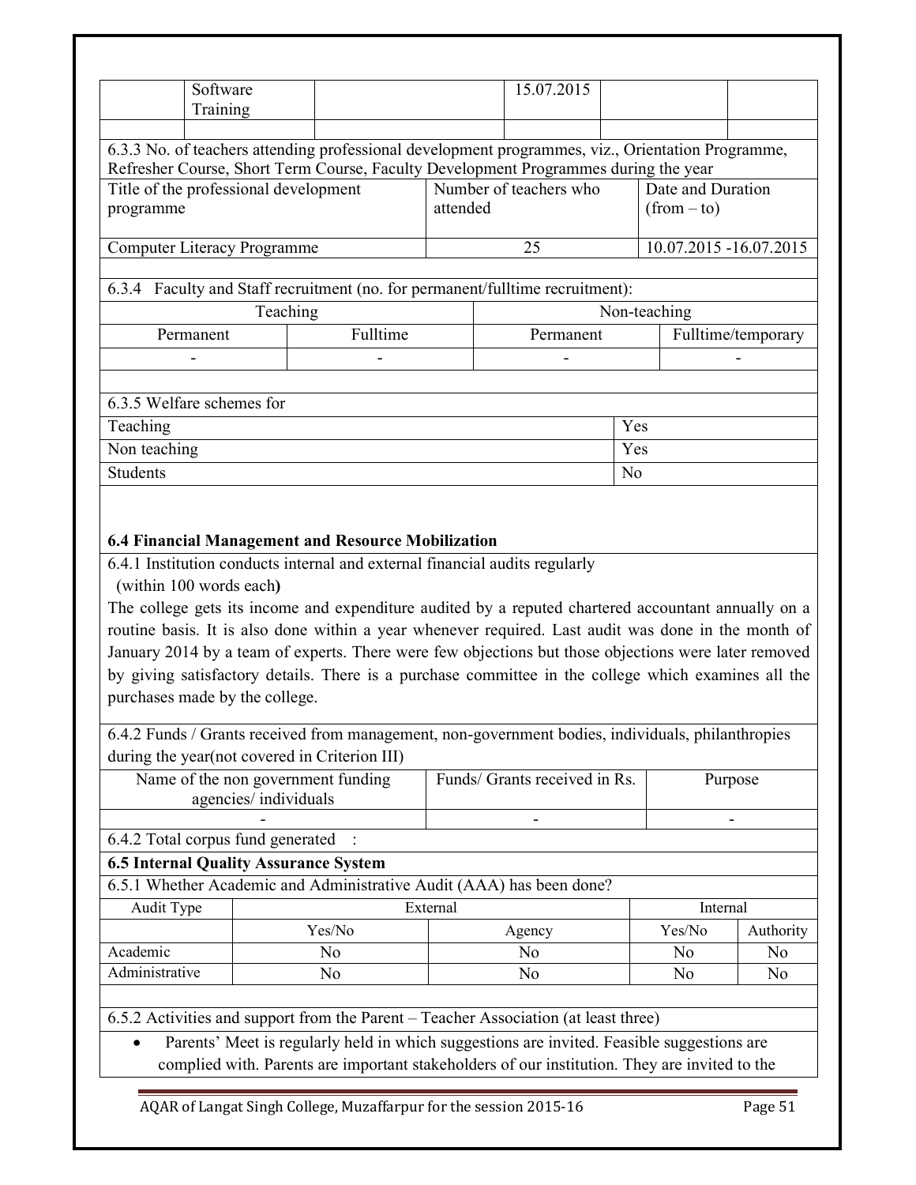| | Software Training | | 15.07.2015 | | |
|---|---|---|---|---|---|
| | | | | | |

6.3.3 No. of teachers attending professional development programmes, viz., Orientation Programme, Refresher Course, Short Term Course, Faculty Development Programmes during the year

| Title of the professional development programme | Number of teachers who attended | Date and Duration (from – to) |
|---|---|---|
| Computer Literacy Programme | 25 | 10.07.2015 -16.07.2015 |

6.3.4 Faculty and Staff recruitment (no. for permanent/fulltime recruitment):

| Teaching | | Non-teaching | |
|---|---|---|---|
| Permanent | Fulltime | Permanent | Fulltime/temporary |
| - | - | - | - |

6.3.5 Welfare schemes for

| | |
|---|---|
| Teaching | Yes |
| Non teaching | Yes |
| Students | No |

**6.4 Financial Management and Resource Mobilization**

6.4.1 Institution conducts internal and external financial audits regularly (within 100 words each**)**

The college gets its income and expenditure audited by a reputed chartered accountant annually on a routine basis. It is also done within a year whenever required. Last audit was done in the month of January 2014 by a team of experts. There were few objections but those objections were later removed by giving satisfactory details. There is a purchase committee in the college which examines all the purchases made by the college.

6.4.2 Funds / Grants received from management, non-government bodies, individuals, philanthropies during the year(not covered in Criterion III)

| Name of the non government funding agencies/ individuals | Funds/ Grants received in Rs. | Purpose |
|---|---|---|
| - | - | - |

6.4.2 Total corpus fund generated :

**6.5 Internal Quality Assurance System**

6.5.1 Whether Academic and Administrative Audit (AAA) has been done?

| Audit Type | External | | Internal | |
|---|---|---|---|---|
| | Yes/No | Agency | Yes/No | Authority |
| Academic | No | No | No | No |
| Administrative | No | No | No | No |

6.5.2 Activities and support from the Parent – Teacher Association (at least three)

- Parents' Meet is regularly held in which suggestions are invited. Feasible suggestions are complied with. Parents are important stakeholders of our institution. They are invited to the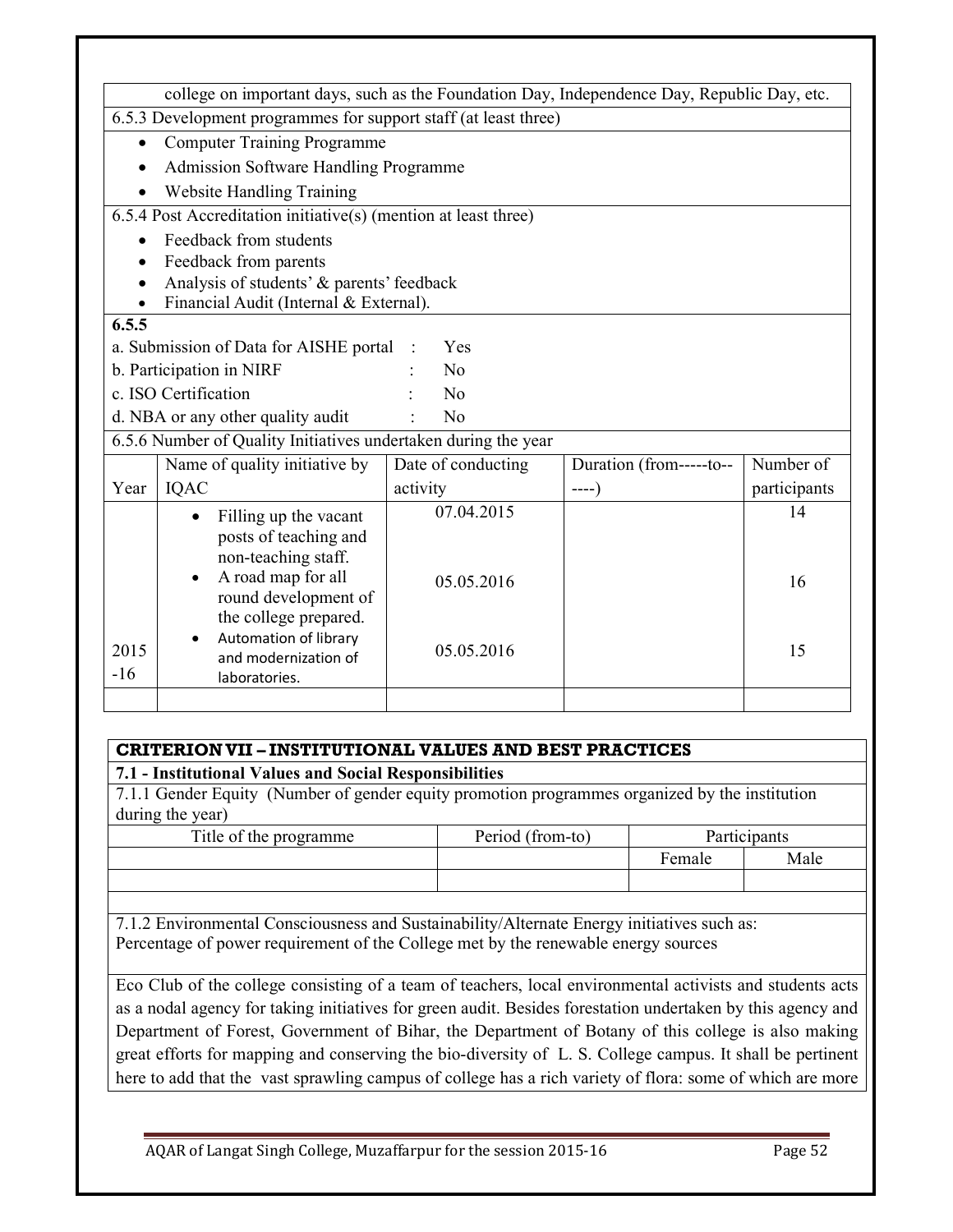college on important days, such as the Foundation Day, Independence Day, Republic Day, etc.

6.5.3 Development programmes for support staff (at least three)

- Computer Training Programme
- Admission Software Handling Programme
- Website Handling Training

6.5.4 Post Accreditation initiative(s) (mention at least three)

- Feedback from students
- Feedback from parents
- Analysis of students' & parents' feedback
- Financial Audit (Internal & External).

**6.5.5**

a. Submission of Data for AISHE portal : Yes

b. Participation in NIRF : No

c. ISO Certification : No

d. NBA or any other quality audit : No

6.5.6 Number of Quality Initiatives undertaken during the year

| Year | Name of quality initiative by IQAC | Date of conducting activity | Duration (from-----to------) | Number of participants |
|---|---|---|---|---|
| 2015 -16 | • Filling up the vacant posts of teaching and non-teaching staff. | 07.04.2015 | | 14 |
| | • A road map for all round development of the college prepared. | 05.05.2016 | | 16 |
| | • Automation of library and modernization of laboratories. | 05.05.2016 | | 15 |
| | | | | |

## CRITERION VII – INSTITUTIONAL VALUES AND BEST PRACTICES

**7.1 - Institutional Values and Social Responsibilities**

7.1.1 Gender Equity (Number of gender equity promotion programmes organized by the institution during the year)

| Title of the programme | Period (from-to) | Participants | |
|---|---|---|---|
| | | Female | Male |
| | | | |

7.1.2 Environmental Consciousness and Sustainability/Alternate Energy initiatives such as: Percentage of power requirement of the College met by the renewable energy sources

Eco Club of the college consisting of a team of teachers, local environmental activists and students acts as a nodal agency for taking initiatives for green audit. Besides forestation undertaken by this agency and Department of Forest, Government of Bihar, the Department of Botany of this college is also making great efforts for mapping and conserving the bio-diversity of L. S. College campus. It shall be pertinent here to add that the vast sprawling campus of college has a rich variety of flora: some of which are more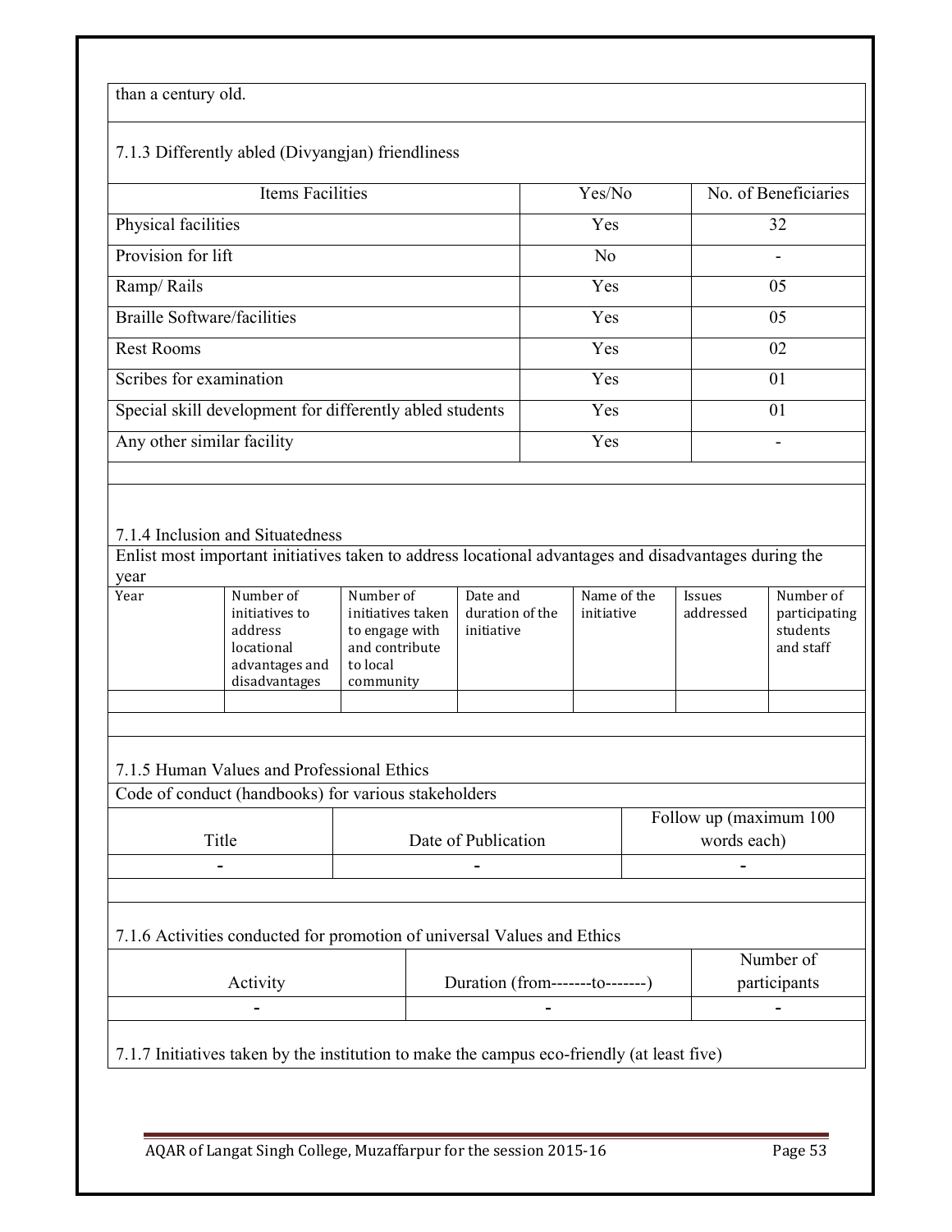than a century old.

7.1.3 Differently abled (Divyangjan) friendliness

| Items Facilities | Yes/No | No. of Beneficiaries |
|---|---|---|
| Physical facilities | Yes | 32 |
| Provision for lift | No | - |
| Ramp/ Rails | Yes | 05 |
| Braille Software/facilities | Yes | 05 |
| Rest Rooms | Yes | 02 |
| Scribes for examination | Yes | 01 |
| Special skill development for differently abled students | Yes | 01 |
| Any other similar facility | Yes | - |

7.1.4 Inclusion and Situatedness

Enlist most important initiatives taken to address locational advantages and disadvantages during the year

| Year | Number of initiatives to address locational advantages and disadvantages | Number of initiatives taken to engage with and contribute to local community | Date and duration of the initiative | Name of the initiative | Issues addressed | Number of participating students and staff |
|---|---|---|---|---|---|---|
| | | | | | | |

7.1.5 Human Values and Professional Ethics

Code of conduct (handbooks) for various stakeholders

| Title | Date of Publication | Follow up (maximum 100 words each) |
|---|---|---|
| - | - | - |

7.1.6 Activities conducted for promotion of universal Values and Ethics

| Activity | Duration (from-------to-------) | Number of participants |
|---|---|---|
| - | - | - |

7.1.7 Initiatives taken by the institution to make the campus eco-friendly (at least five)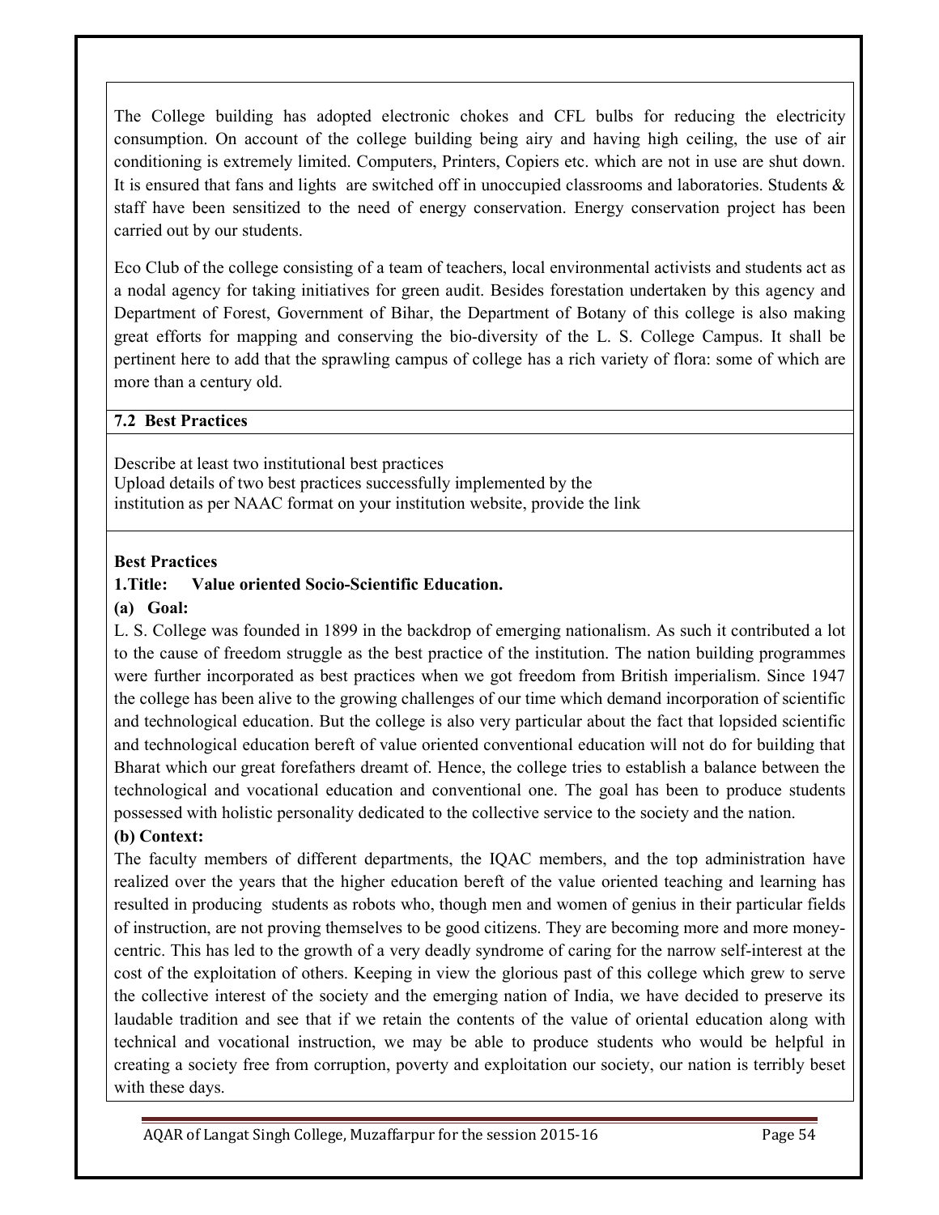The College building has adopted electronic chokes and CFL bulbs for reducing the electricity consumption. On account of the college building being airy and having high ceiling, the use of air conditioning is extremely limited. Computers, Printers, Copiers etc. which are not in use are shut down. It is ensured that fans and lights are switched off in unoccupied classrooms and laboratories. Students & staff have been sensitized to the need of energy conservation. Energy conservation project has been carried out by our students.

Eco Club of the college consisting of a team of teachers, local environmental activists and students act as a nodal agency for taking initiatives for green audit. Besides forestation undertaken by this agency and Department of Forest, Government of Bihar, the Department of Botany of this college is also making great efforts for mapping and conserving the bio-diversity of the L. S. College Campus. It shall be pertinent here to add that the sprawling campus of college has a rich variety of flora: some of which are more than a century old.

**7.2 Best Practices**

Describe at least two institutional best practices
Upload details of two best practices successfully implemented by the institution as per NAAC format on your institution website, provide the link

**Best Practices**

**1.Title: Value oriented Socio-Scientific Education.**

**(a) Goal:**

L. S. College was founded in 1899 in the backdrop of emerging nationalism. As such it contributed a lot to the cause of freedom struggle as the best practice of the institution. The nation building programmes were further incorporated as best practices when we got freedom from British imperialism. Since 1947 the college has been alive to the growing challenges of our time which demand incorporation of scientific and technological education. But the college is also very particular about the fact that lopsided scientific and technological education bereft of value oriented conventional education will not do for building that Bharat which our great forefathers dreamt of. Hence, the college tries to establish a balance between the technological and vocational education and conventional one. The goal has been to produce students possessed with holistic personality dedicated to the collective service to the society and the nation.

**(b) Context:**

The faculty members of different departments, the IQAC members, and the top administration have realized over the years that the higher education bereft of the value oriented teaching and learning has resulted in producing students as robots who, though men and women of genius in their particular fields of instruction, are not proving themselves to be good citizens. They are becoming more and more money-centric. This has led to the growth of a very deadly syndrome of caring for the narrow self-interest at the cost of the exploitation of others. Keeping in view the glorious past of this college which grew to serve the collective interest of the society and the emerging nation of India, we have decided to preserve its laudable tradition and see that if we retain the contents of the value of oriental education along with technical and vocational instruction, we may be able to produce students who would be helpful in creating a society free from corruption, poverty and exploitation our society, our nation is terribly beset with these days.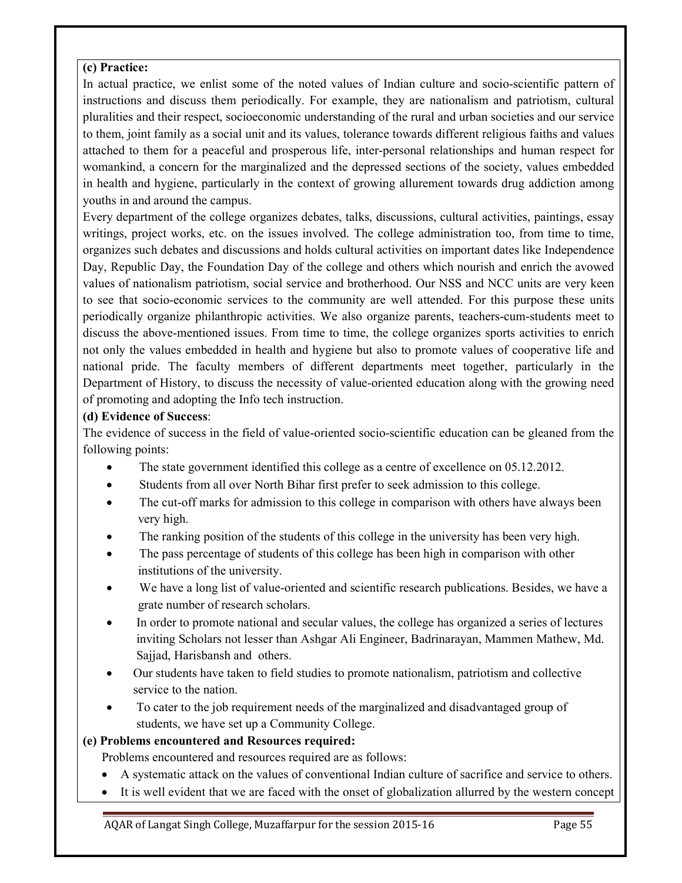**(c) Practice:**

In actual practice, we enlist some of the noted values of Indian culture and socio-scientific pattern of instructions and discuss them periodically. For example, they are nationalism and patriotism, cultural pluralities and their respect, socioeconomic understanding of the rural and urban societies and our service to them, joint family as a social unit and its values, tolerance towards different religious faiths and values attached to them for a peaceful and prosperous life, inter-personal relationships and human respect for womankind, a concern for the marginalized and the depressed sections of the society, values embedded in health and hygiene, particularly in the context of growing allurement towards drug addiction among youths in and around the campus.

Every department of the college organizes debates, talks, discussions, cultural activities, paintings, essay writings, project works, etc. on the issues involved. The college administration too, from time to time, organizes such debates and discussions and holds cultural activities on important dates like Independence Day, Republic Day, the Foundation Day of the college and others which nourish and enrich the avowed values of nationalism patriotism, social service and brotherhood. Our NSS and NCC units are very keen to see that socio-economic services to the community are well attended. For this purpose these units periodically organize philanthropic activities. We also organize parents, teachers-cum-students meet to discuss the above-mentioned issues. From time to time, the college organizes sports activities to enrich not only the values embedded in health and hygiene but also to promote values of cooperative life and national pride. The faculty members of different departments meet together, particularly in the Department of History, to discuss the necessity of value-oriented education along with the growing need of promoting and adopting the Info tech instruction.

**(d) Evidence of Success**:

The evidence of success in the field of value-oriented socio-scientific education can be gleaned from the following points:

- The state government identified this college as a centre of excellence on 05.12.2012.
- Students from all over North Bihar first prefer to seek admission to this college.
- The cut-off marks for admission to this college in comparison with others have always been very high.
- The ranking position of the students of this college in the university has been very high.
- The pass percentage of students of this college has been high in comparison with other institutions of the university.
- We have a long list of value-oriented and scientific research publications. Besides, we have a grate number of research scholars.
- In order to promote national and secular values, the college has organized a series of lectures inviting Scholars not lesser than Ashgar Ali Engineer, Badrinarayan, Mammen Mathew, Md. Sajjad, Harisbansh and others.
- Our students have taken to field studies to promote nationalism, patriotism and collective service to the nation.
- To cater to the job requirement needs of the marginalized and disadvantaged group of students, we have set up a Community College.

**(e) Problems encountered and Resources required:**

Problems encountered and resources required are as follows:

- A systematic attack on the values of conventional Indian culture of sacrifice and service to others.
- It is well evident that we are faced with the onset of globalization allurred by the western concept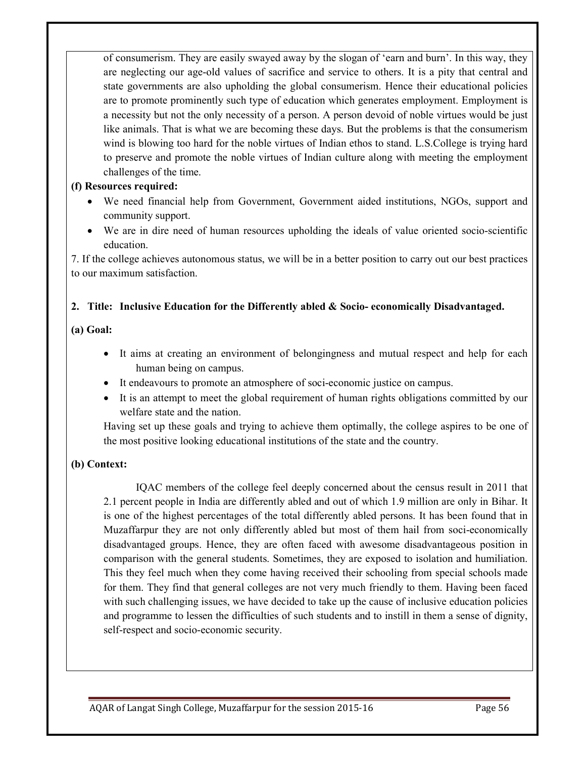of consumerism. They are easily swayed away by the slogan of 'earn and burn'. In this way, they are neglecting our age-old values of sacrifice and service to others. It is a pity that central and state governments are also upholding the global consumerism. Hence their educational policies are to promote prominently such type of education which generates employment. Employment is a necessity but not the only necessity of a person. A person devoid of noble virtues would be just like animals. That is what we are becoming these days. But the problems is that the consumerism wind is blowing too hard for the noble virtues of Indian ethos to stand. L.S.College is trying hard to preserve and promote the noble virtues of Indian culture along with meeting the employment challenges of the time.

**(f) Resources required:**

- We need financial help from Government, Government aided institutions, NGOs, support and community support.
- We are in dire need of human resources upholding the ideals of value oriented socio-scientific education.

7. If the college achieves autonomous status, we will be in a better position to carry out our best practices to our maximum satisfaction.

**2. Title: Inclusive Education for the Differently abled & Socio- economically Disadvantaged.**

**(a) Goal:**

- It aims at creating an environment of belongingness and mutual respect and help for each human being on campus.
- It endeavours to promote an atmosphere of soci-economic justice on campus.
- It is an attempt to meet the global requirement of human rights obligations committed by our welfare state and the nation.

Having set up these goals and trying to achieve them optimally, the college aspires to be one of the most positive looking educational institutions of the state and the country.

**(b) Context:**

IQAC members of the college feel deeply concerned about the census result in 2011 that 2.1 percent people in India are differently abled and out of which 1.9 million are only in Bihar. It is one of the highest percentages of the total differently abled persons. It has been found that in Muzaffarpur they are not only differently abled but most of them hail from soci-economically disadvantaged groups. Hence, they are often faced with awesome disadvantageous position in comparison with the general students. Sometimes, they are exposed to isolation and humiliation. This they feel much when they come having received their schooling from special schools made for them. They find that general colleges are not very much friendly to them. Having been faced with such challenging issues, we have decided to take up the cause of inclusive education policies and programme to lessen the difficulties of such students and to instill in them a sense of dignity, self-respect and socio-economic security.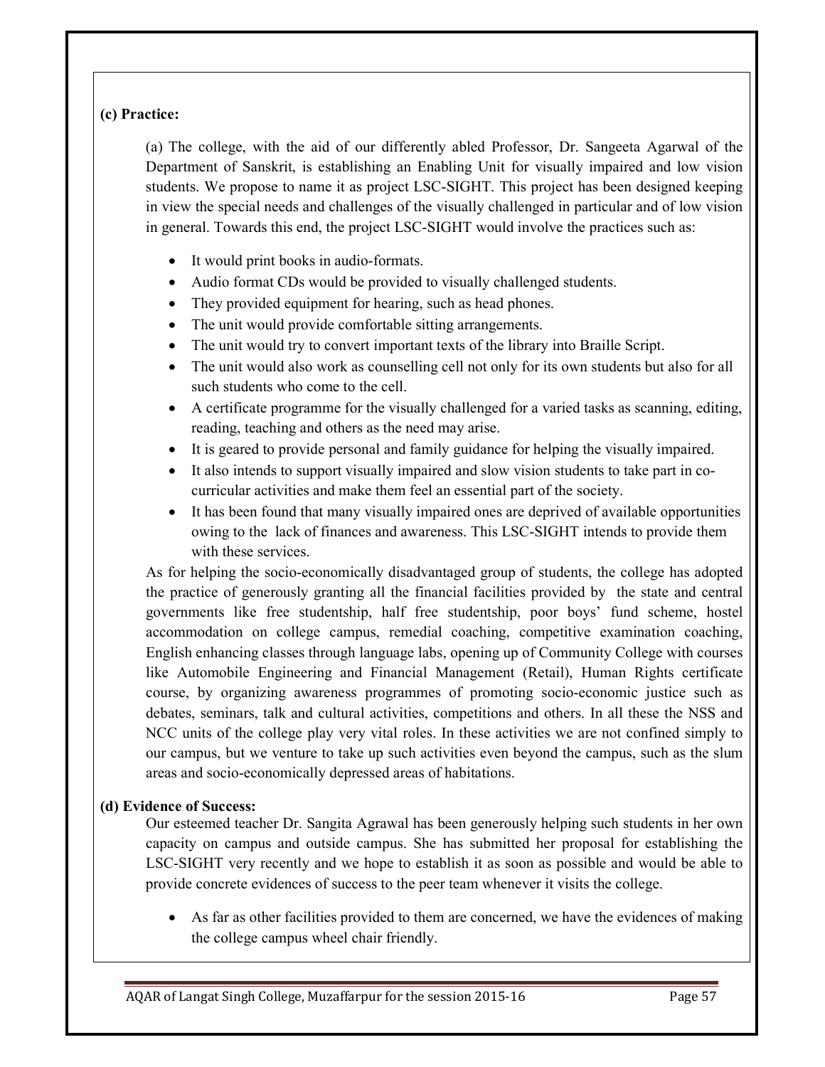**(c) Practice:**

(a) The college, with the aid of our differently abled Professor, Dr. Sangeeta Agarwal of the Department of Sanskrit, is establishing an Enabling Unit for visually impaired and low vision students. We propose to name it as project LSC-SIGHT. This project has been designed keeping in view the special needs and challenges of the visually challenged in particular and of low vision in general. Towards this end, the project LSC-SIGHT would involve the practices such as:

- It would print books in audio-formats.
- Audio format CDs would be provided to visually challenged students.
- They provided equipment for hearing, such as head phones.
- The unit would provide comfortable sitting arrangements.
- The unit would try to convert important texts of the library into Braille Script.
- The unit would also work as counselling cell not only for its own students but also for all such students who come to the cell.
- A certificate programme for the visually challenged for a varied tasks as scanning, editing, reading, teaching and others as the need may arise.
- It is geared to provide personal and family guidance for helping the visually impaired.
- It also intends to support visually impaired and slow vision students to take part in co-curricular activities and make them feel an essential part of the society.
- It has been found that many visually impaired ones are deprived of available opportunities owing to the lack of finances and awareness. This LSC-SIGHT intends to provide them with these services.

As for helping the socio-economically disadvantaged group of students, the college has adopted the practice of generously granting all the financial facilities provided by the state and central governments like free studentship, half free studentship, poor boys' fund scheme, hostel accommodation on college campus, remedial coaching, competitive examination coaching, English enhancing classes through language labs, opening up of Community College with courses like Automobile Engineering and Financial Management (Retail), Human Rights certificate course, by organizing awareness programmes of promoting socio-economic justice such as debates, seminars, talk and cultural activities, competitions and others. In all these the NSS and NCC units of the college play very vital roles. In these activities we are not confined simply to our campus, but we venture to take up such activities even beyond the campus, such as the slum areas and socio-economically depressed areas of habitations.

**(d) Evidence of Success:**

Our esteemed teacher Dr. Sangita Agrawal has been generously helping such students in her own capacity on campus and outside campus. She has submitted her proposal for establishing the LSC-SIGHT very recently and we hope to establish it as soon as possible and would be able to provide concrete evidences of success to the peer team whenever it visits the college.

- As far as other facilities provided to them are concerned, we have the evidences of making the college campus wheel chair friendly.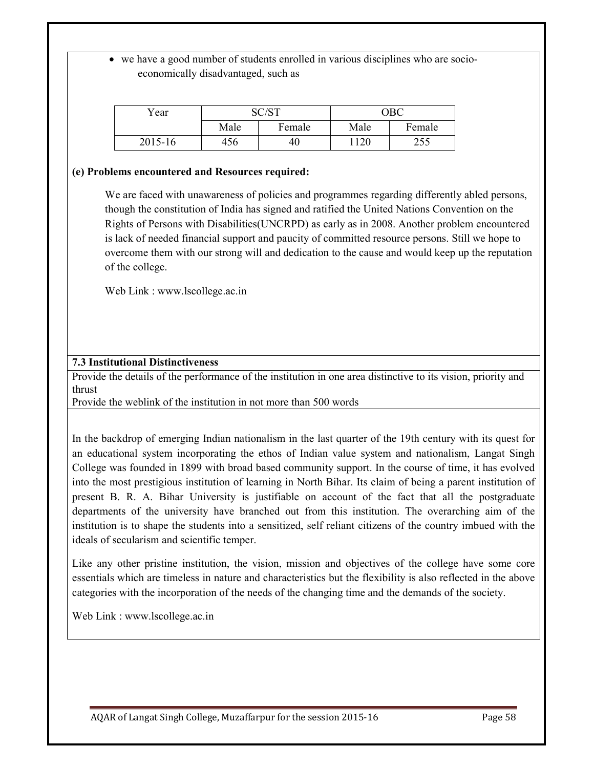- we have a good number of students enrolled in various disciplines who are socio-economically disadvantaged, such as

| Year | SC/ST | | OBC | |
|---|---|---|---|---|
| | Male | Female | Male | Female |
| 2015-16 | 456 | 40 | 1120 | 255 |

**(e) Problems encountered and Resources required:**

We are faced with unawareness of policies and programmes regarding differently abled persons, though the constitution of India has signed and ratified the United Nations Convention on the Rights of Persons with Disabilities(UNCRPD) as early as in 2008. Another problem encountered is lack of needed financial support and paucity of committed resource persons. Still we hope to overcome them with our strong will and dedication to the cause and would keep up the reputation of the college.

Web Link : www.lscollege.ac.in

**7.3 Institutional Distinctiveness**

Provide the details of the performance of the institution in one area distinctive to its vision, priority and thrust

Provide the weblink of the institution in not more than 500 words

In the backdrop of emerging Indian nationalism in the last quarter of the 19th century with its quest for an educational system incorporating the ethos of Indian value system and nationalism, Langat Singh College was founded in 1899 with broad based community support. In the course of time, it has evolved into the most prestigious institution of learning in North Bihar. Its claim of being a parent institution of present B. R. A. Bihar University is justifiable on account of the fact that all the postgraduate departments of the university have branched out from this institution. The overarching aim of the institution is to shape the students into a sensitized, self reliant citizens of the country imbued with the ideals of secularism and scientific temper.

Like any other pristine institution, the vision, mission and objectives of the college have some core essentials which are timeless in nature and characteristics but the flexibility is also reflected in the above categories with the incorporation of the needs of the changing time and the demands of the society.

Web Link : www.lscollege.ac.in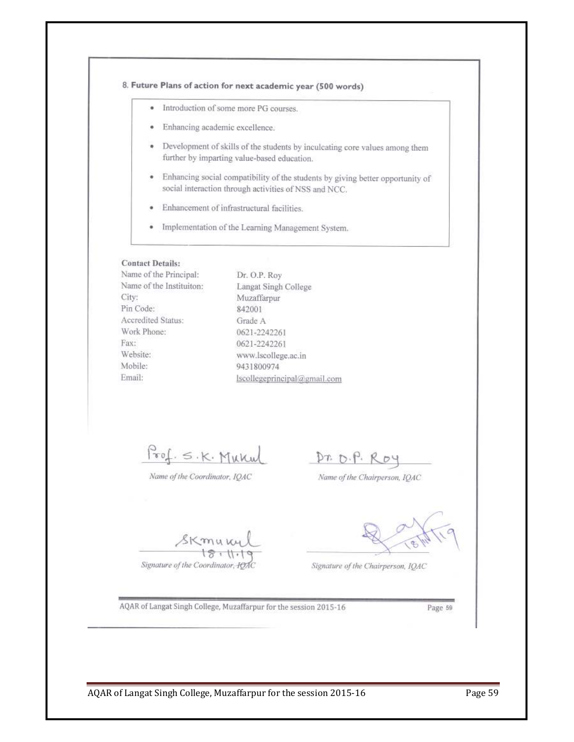### 8. Future Plans of action for next academic year (500 words)

- Introduction of some more PG courses.
- Enhancing academic excellence.
- Development of skills of the students by inculcating core values among them further by imparting value-based education.
- Enhancing social compatibility of the students by giving better opportunity of social interaction through activities of NSS and NCC.
- Enhancement of infrastructural facilities.
- Implementation of the Learning Management System.

**Contact Details:**

| | |
|---|---|
| Name of the Principal: | Dr. O.P. Roy |
| Name of the Instituiton: | Langat Singh College |
| City: | Muzaffarpur |
| Pin Code: | 842001 |
| Accredited Status: | Grade A |
| Work Phone: | 0621-2242261 |
| Fax: | 0621-2242261 |
| Website: | www.lscollege.ac.in |
| Mobile: | 9431800974 |
| Email: | lscollegeprincipal@gmail.com |

Prof. S.K. Mukul
*Name of the Coordinator, IQAC*

Dr. O.P. Roy
*Name of the Chairperson, IQAC*

SKmukul
18.11.19
*Signature of the Coordinator, IQAC*

18/11/19
*Signature of the Chairperson, IQAC*